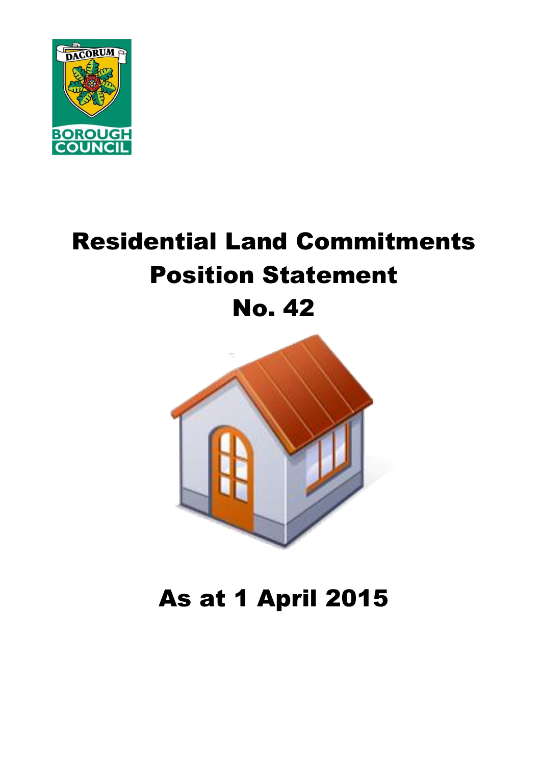# Residential Land Commitments Position Statement No. 42

## As at 1 April 2015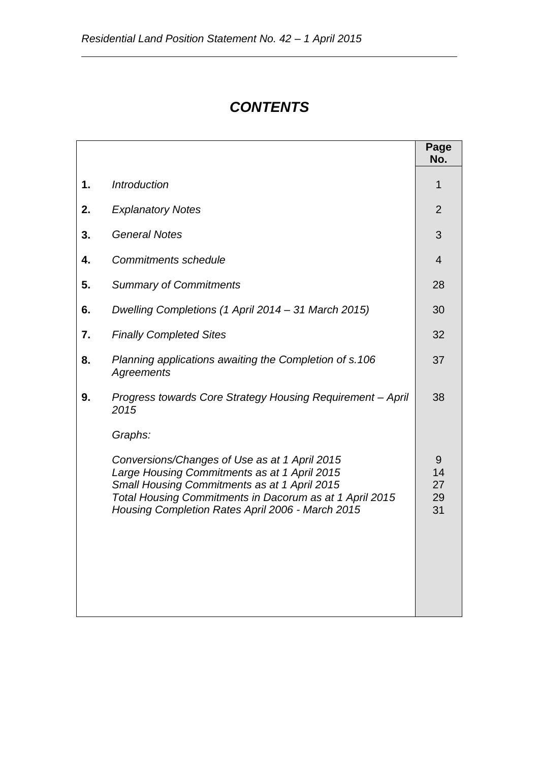# *CONTENTS*

| | | Page No. |
|---|---|---|
| **1.** | *Introduction* | 1 |
| **2.** | *Explanatory Notes* | 2 |
| **3.** | *General Notes* | 3 |
| **4.** | *Commitments schedule* | 4 |
| **5.** | *Summary of Commitments* | 28 |
| **6.** | *Dwelling Completions (1 April 2014 – 31 March 2015)* | 30 |
| **7.** | *Finally Completed Sites* | 32 |
| **8.** | *Planning applications awaiting the Completion of s.106 Agreements* | 37 |
| **9.** | *Progress towards Core Strategy Housing Requirement – April 2015* | 38 |
| | *Graphs:* | |
| | *Conversions/Changes of Use as at 1 April 2015* | 9 |
| | *Large Housing Commitments as at 1 April 2015* | 14 |
| | *Small Housing Commitments as at 1 April 2015* | 27 |
| | *Total Housing Commitments in Dacorum as at 1 April 2015* | 29 |
| | *Housing Completion Rates April 2006 - March 2015* | 31 |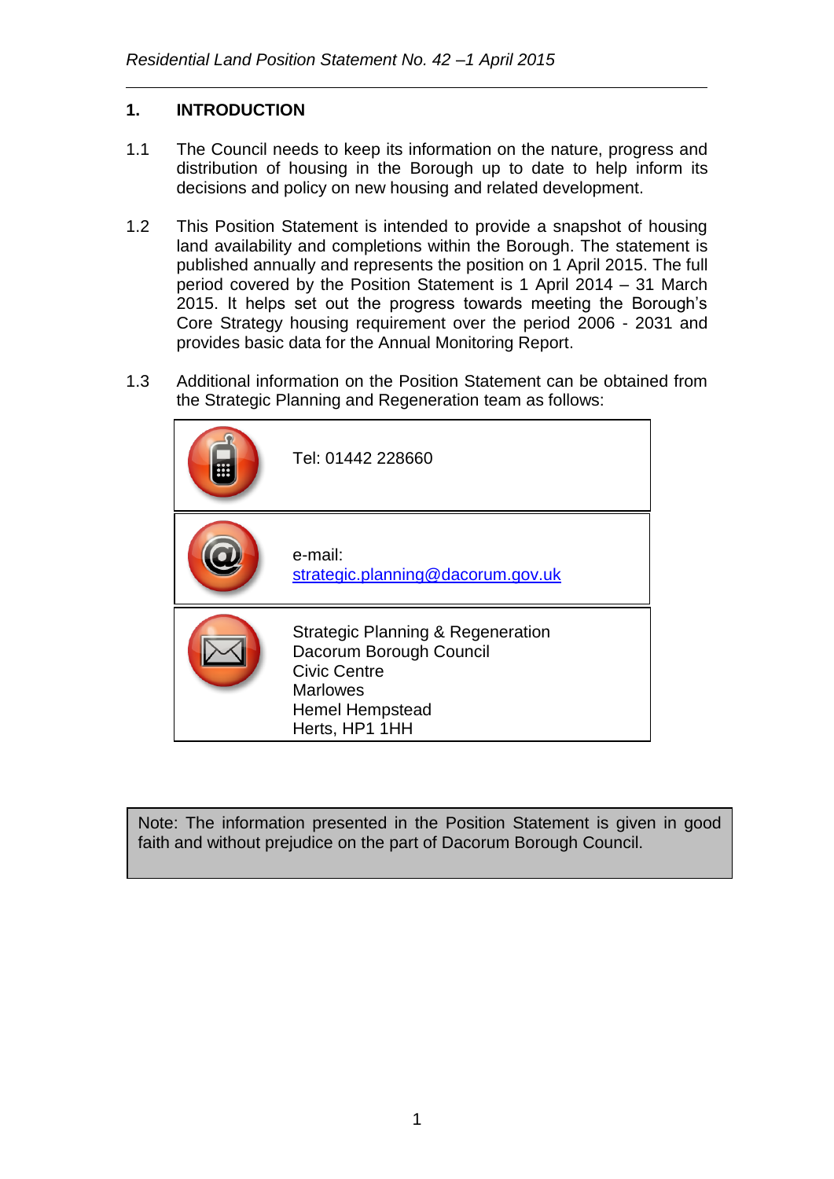## 1. INTRODUCTION

1.1 The Council needs to keep its information on the nature, progress and distribution of housing in the Borough up to date to help inform its decisions and policy on new housing and related development.

1.2 This Position Statement is intended to provide a snapshot of housing land availability and completions within the Borough. The statement is published annually and represents the position on 1 April 2015. The full period covered by the Position Statement is 1 April 2014 – 31 March 2015. It helps set out the progress towards meeting the Borough's Core Strategy housing requirement over the period 2006 - 2031 and provides basic data for the Annual Monitoring Report.

1.3 Additional information on the Position Statement can be obtained from the Strategic Planning and Regeneration team as follows:

| | |
|---|---|
| | Tel: 01442 228660 |
| | e-mail: strategic.planning@dacorum.gov.uk |
| | Strategic Planning & Regeneration<br>Dacorum Borough Council<br>Civic Centre<br>Marlowes<br>Hemel Hempstead<br>Herts, HP1 1HH |

> Note: The information presented in the Position Statement is given in good faith and without prejudice on the part of Dacorum Borough Council.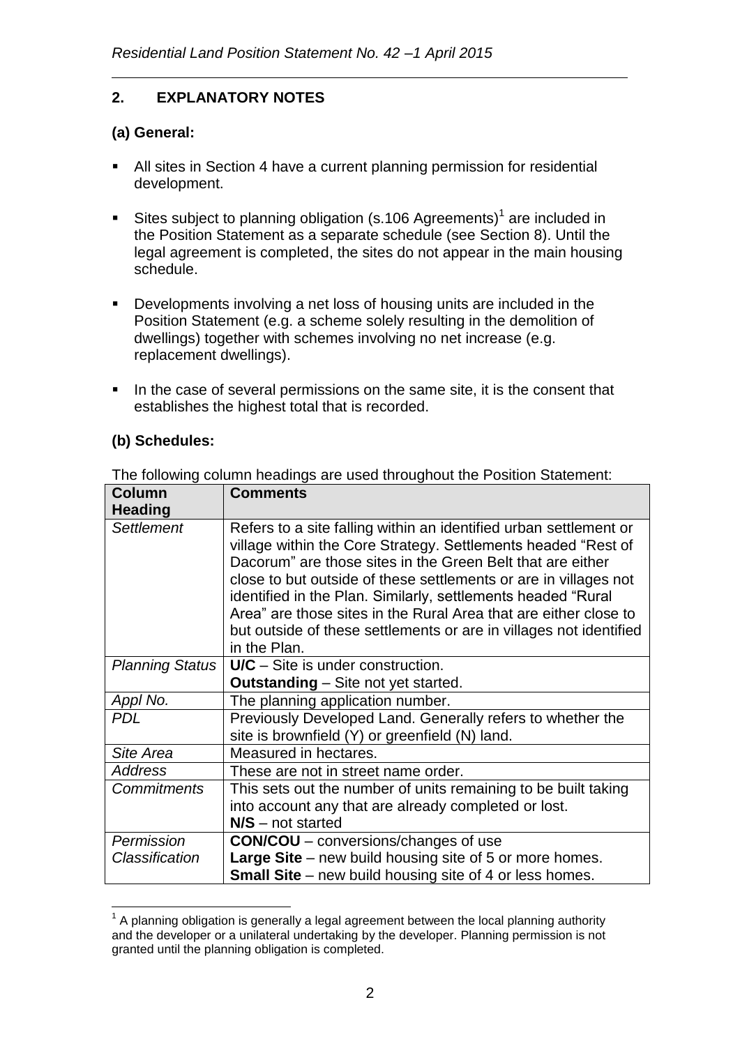## 2. EXPLANATORY NOTES

### (a) General:

- All sites in Section 4 have a current planning permission for residential development.
- Sites subject to planning obligation (s.106 Agreements)[1] are included in the Position Statement as a separate schedule (see Section 8). Until the legal agreement is completed, the sites do not appear in the main housing schedule.
- Developments involving a net loss of housing units are included in the Position Statement (e.g. a scheme solely resulting in the demolition of dwellings) together with schemes involving no net increase (e.g. replacement dwellings).
- In the case of several permissions on the same site, it is the consent that establishes the highest total that is recorded.

### (b) Schedules:

The following column headings are used throughout the Position Statement:

| Column Heading | Comments |
|---|---|
| *Settlement* | Refers to a site falling within an identified urban settlement or village within the Core Strategy. Settlements headed "Rest of Dacorum" are those sites in the Green Belt that are either close to but outside of these settlements or are in villages not identified in the Plan. Similarly, settlements headed "Rural Area" are those sites in the Rural Area that are either close to but outside of these settlements or are in villages not identified in the Plan. |
| *Planning Status* | **U/C** – Site is under construction.<br>**Outstanding** – Site not yet started. |
| *Appl No.* | The planning application number. |
| *PDL* | Previously Developed Land. Generally refers to whether the site is brownfield (Y) or greenfield (N) land. |
| *Site Area* | Measured in hectares. |
| *Address* | These are not in street name order. |
| *Commitments* | This sets out the number of units remaining to be built taking into account any that are already completed or lost.<br>**N/S** – not started |
| *Permission Classification* | **CON/COU** – conversions/changes of use<br>**Large Site** – new build housing site of 5 or more homes.<br>**Small Site** – new build housing site of 4 or less homes. |

[1] A planning obligation is generally a legal agreement between the local planning authority and the developer or a unilateral undertaking by the developer. Planning permission is not granted until the planning obligation is completed.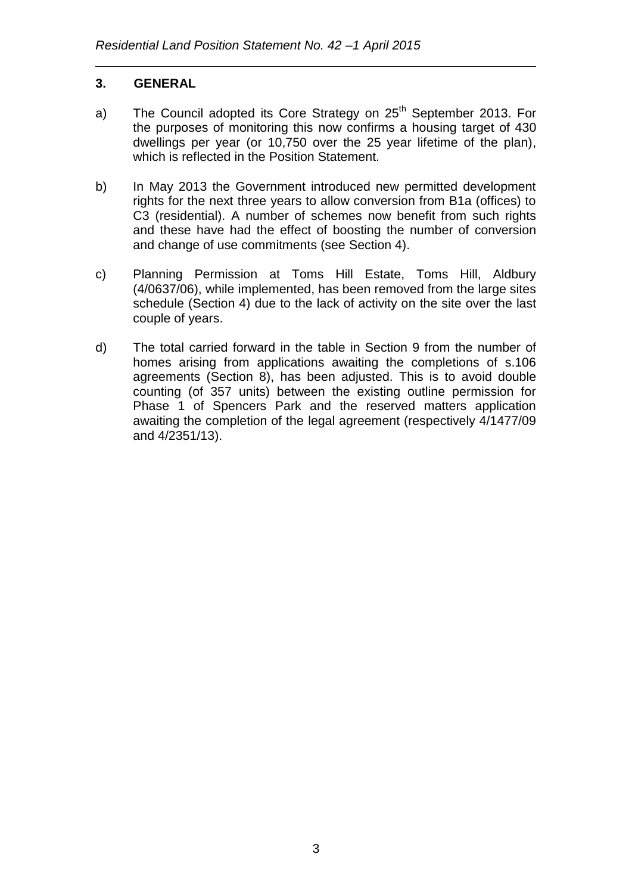## 3. GENERAL

a) The Council adopted its Core Strategy on 25th September 2013. For the purposes of monitoring this now confirms a housing target of 430 dwellings per year (or 10,750 over the 25 year lifetime of the plan), which is reflected in the Position Statement.

b) In May 2013 the Government introduced new permitted development rights for the next three years to allow conversion from B1a (offices) to C3 (residential). A number of schemes now benefit from such rights and these have had the effect of boosting the number of conversion and change of use commitments (see Section 4).

c) Planning Permission at Toms Hill Estate, Toms Hill, Aldbury (4/0637/06), while implemented, has been removed from the large sites schedule (Section 4) due to the lack of activity on the site over the last couple of years.

d) The total carried forward in the table in Section 9 from the number of homes arising from applications awaiting the completions of s.106 agreements (Section 8), has been adjusted. This is to avoid double counting (of 357 units) between the existing outline permission for Phase 1 of Spencers Park and the reserved matters application awaiting the completion of the legal agreement (respectively 4/1477/09 and 4/2351/13).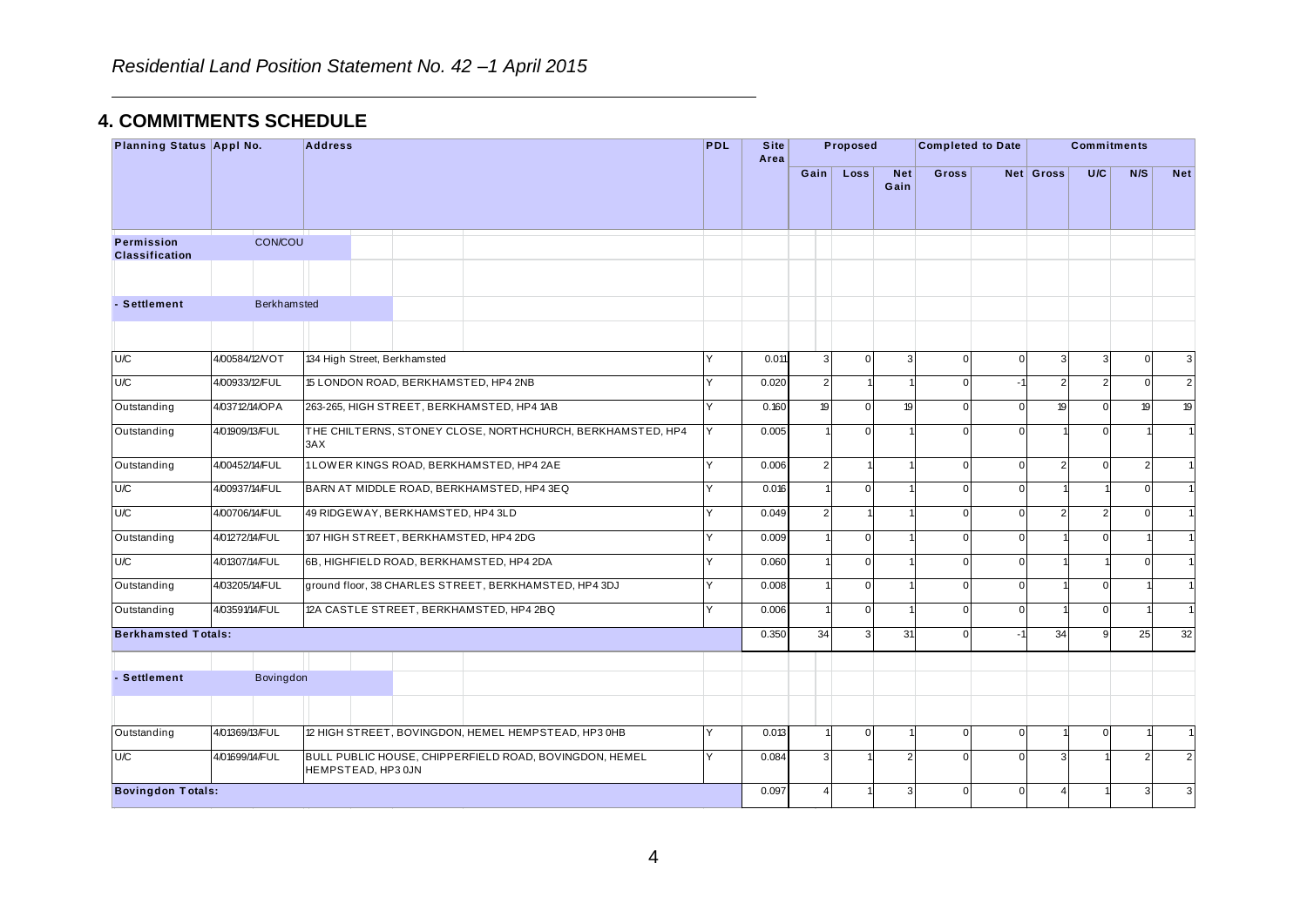*Residential Land Position Statement No. 42 –1 April 2015*

## 4. COMMITMENTS SCHEDULE

| Planning Status | Appl No. | Address | PDL | Site Area | Proposed | | | Completed to Date | | Commitments | | | |
|---|---|---|---|---|---|---|---|---|---|---|---|---|---|
| | | | | | Gain | Loss | Net Gain | Gross | Net | Gross | U/C | N/S | Net |
| **Permission Classification** | CON/COU | | | | | | | | | | | | |
| **- Settlement** | Berkhamsted | | | | | | | | | | | | |
| U/C | 4/00584/12/VOT | 134 High Street, Berkhamsted | Y | 0.011 | 3 | 0 | 3 | 0 | 0 | 3 | 3 | 0 | 3 |
| U/C | 4/00933/12/FUL | 15 LONDON ROAD, BERKHAMSTED, HP4 2NB | Y | 0.020 | 2 | 1 | 1 | 0 | -1 | 2 | 2 | 0 | 2 |
| Outstanding | 4/03712/14/OPA | 263-265, HIGH STREET, BERKHAMSTED, HP4 1AB | Y | 0.160 | 19 | 0 | 19 | 0 | 0 | 19 | 0 | 19 | 19 |
| Outstanding | 4/01909/13/FUL | THE CHILTERNS, STONEY CLOSE, NORTHCHURCH, BERKHAMSTED, HP4 3AX | Y | 0.005 | 1 | 0 | 1 | 0 | 0 | 1 | 0 | 1 | 1 |
| Outstanding | 4/00452/14/FUL | 1 LOWER KINGS ROAD, BERKHAMSTED, HP4 2AE | Y | 0.006 | 2 | 1 | 1 | 0 | 0 | 2 | 0 | 2 | 1 |
| U/C | 4/00937/14/FUL | BARN AT MIDDLE ROAD, BERKHAMSTED, HP4 3EQ | Y | 0.016 | 1 | 0 | 1 | 0 | 0 | 1 | 1 | 0 | 1 |
| U/C | 4/00706/14/FUL | 49 RIDGEWAY, BERKHAMSTED, HP4 3LD | Y | 0.049 | 2 | 1 | 1 | 0 | 0 | 2 | 2 | 0 | 1 |
| Outstanding | 4/01272/14/FUL | 107 HIGH STREET, BERKHAMSTED, HP4 2DG | Y | 0.009 | 1 | 0 | 1 | 0 | 0 | 1 | 0 | 1 | 1 |
| U/C | 4/01307/14/FUL | 6B, HIGHFIELD ROAD, BERKHAMSTED, HP4 2DA | Y | 0.060 | 1 | 0 | 1 | 0 | 0 | 1 | 1 | 0 | 1 |
| Outstanding | 4/03205/14/FUL | ground floor, 38 CHARLES STREET, BERKHAMSTED, HP4 3DJ | Y | 0.008 | 1 | 0 | 1 | 0 | 0 | 1 | 0 | 1 | 1 |
| Outstanding | 4/03591/14/FUL | 12A CASTLE STREET, BERKHAMSTED, HP4 2BQ | Y | 0.006 | 1 | 0 | 1 | 0 | 0 | 1 | 0 | 1 | 1 |
| **Berkhamsted Totals:** | | | | 0.350 | 34 | 3 | 31 | 0 | -1 | 34 | 9 | 25 | 32 |
| **- Settlement** | Bovingdon | | | | | | | | | | | | |
| Outstanding | 4/01369/13/FUL | 12 HIGH STREET, BOVINGDON, HEMEL HEMPSTEAD, HP3 0HB | Y | 0.013 | 1 | 0 | 1 | 0 | 0 | 1 | 0 | 1 | 1 |
| U/C | 4/01699/14/FUL | BULL PUBLIC HOUSE, CHIPPERFIELD ROAD, BOVINGDON, HEMEL HEMPSTEAD, HP3 0JN | Y | 0.084 | 3 | 1 | 2 | 0 | 0 | 3 | 1 | 2 | 2 |
| **Bovingdon Totals:** | | | | 0.097 | 4 | 1 | 3 | 0 | 0 | 4 | 1 | 3 | 3 |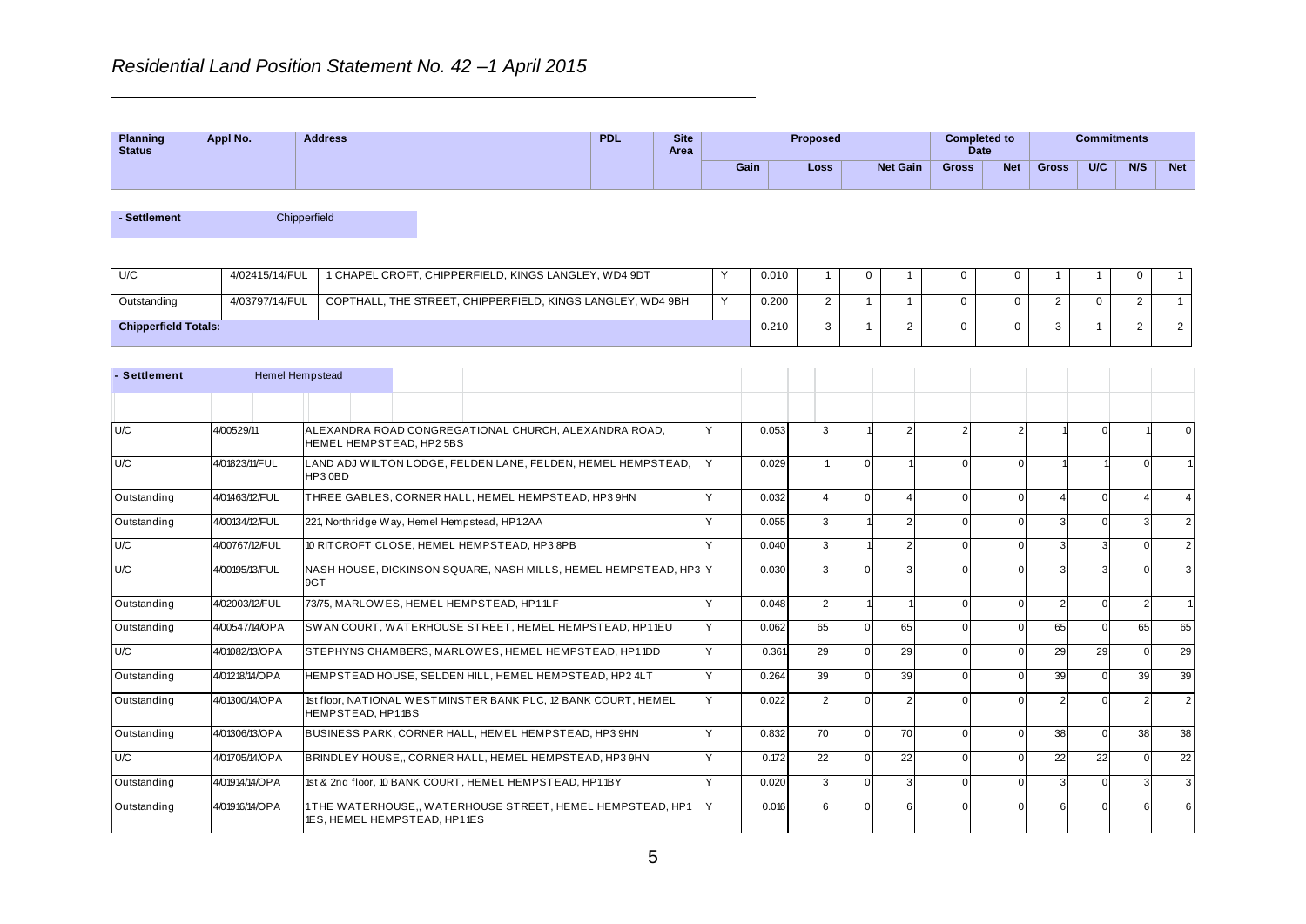# Residential Land Position Statement No. 42 –1 April 2015

| Planning Status | Appl No. | Address | PDL | Site Area | Proposed | | | Completed to Date | | Commitments | | | |
|---|---|---|---|---|---|---|---|---|---|---|---|---|---|
| | | | | | Gain | Loss | Net Gain | Gross | Net | Gross | U/C | N/S | Net |

**- Settlement** Chipperfield

| Planning Status | Appl No. | Address | PDL | Site Area | Gain | Loss | Net Gain | Completed Gross | Completed Net | Commitments Gross | U/C | N/S | Net |
|---|---|---|---|---|---|---|---|---|---|---|---|---|---|
| U/C | 4/02415/14/FUL | 1 CHAPEL CROFT, CHIPPERFIELD, KINGS LANGLEY, WD4 9DT | Y | 0.010 | 1 | 0 | 1 | 0 | 0 | 1 | 1 | 0 | 1 |
| Outstanding | 4/03797/14/FUL | COPTHALL, THE STREET, CHIPPERFIELD, KINGS LANGLEY, WD4 9BH | Y | 0.200 | 2 | 1 | 1 | 0 | 0 | 2 | 0 | 2 | 1 |
| **Chipperfield Totals:** | | | | 0.210 | 3 | 1 | 2 | 0 | 0 | 3 | 1 | 2 | 2 |

**- Settlement** Hemel Hempstead

| Planning Status | Appl No. | Address | PDL | Site Area | Gain | Loss | Net Gain | Completed Gross | Completed Net | Commitments Gross | U/C | N/S | Net |
|---|---|---|---|---|---|---|---|---|---|---|---|---|---|
| U/C | 4/00529/11 | ALEXANDRA ROAD CONGREGATIONAL CHURCH, ALEXANDRA ROAD, HEMEL HEMPSTEAD, HP2 5BS | Y | 0.053 | 3 | 1 | 2 | 2 | 2 | 1 | 0 | 1 | 0 |
| U/C | 4/01823/11/FUL | LAND ADJ WILTON LODGE, FELDEN LANE, FELDEN, HEMEL HEMPSTEAD, HP3 0BD | Y | 0.029 | 1 | 0 | 1 | 0 | 0 | 1 | 1 | 0 | 1 |
| Outstanding | 4/01463/12/FUL | THREE GABLES, CORNER HALL, HEMEL HEMPSTEAD, HP3 9HN | Y | 0.032 | 4 | 0 | 4 | 0 | 0 | 4 | 0 | 4 | 4 |
| Outstanding | 4/00134/12/FUL | 221, Northridge Way, Hemel Hempstead, HP1 2AA | Y | 0.055 | 3 | 1 | 2 | 0 | 0 | 3 | 0 | 3 | 2 |
| U/C | 4/00767/12/FUL | 10 RITCROFT CLOSE, HEMEL HEMPSTEAD, HP3 8PB | Y | 0.040 | 3 | 1 | 2 | 0 | 0 | 3 | 3 | 0 | 2 |
| U/C | 4/00195/13/FUL | NASH HOUSE, DICKINSON SQUARE, NASH MILLS, HEMEL HEMPSTEAD, HP3 9GT | Y | 0.030 | 3 | 0 | 3 | 0 | 0 | 3 | 3 | 0 | 3 |
| Outstanding | 4/02003/12/FUL | 73/75, MARLOWES, HEMEL HEMPSTEAD, HP1 1LF | Y | 0.048 | 2 | 1 | 1 | 0 | 0 | 2 | 0 | 2 | 1 |
| Outstanding | 4/00547/14/OPA | SWAN COURT, WATERHOUSE STREET, HEMEL HEMPSTEAD, HP1 1EU | Y | 0.062 | 65 | 0 | 65 | 0 | 0 | 65 | 0 | 65 | 65 |
| U/C | 4/01082/13/OPA | STEPHYNS CHAMBERS, MARLOWES, HEMEL HEMPSTEAD, HP1 1DD | Y | 0.361 | 29 | 0 | 29 | 0 | 0 | 29 | 29 | 0 | 29 |
| Outstanding | 4/01218/14/OPA | HEMPSTEAD HOUSE, SELDEN HILL, HEMEL HEMPSTEAD, HP2 4LT | Y | 0.264 | 39 | 0 | 39 | 0 | 0 | 39 | 0 | 39 | 39 |
| Outstanding | 4/01300/14/OPA | 1st floor, NATIONAL WESTMINSTER BANK PLC, 12 BANK COURT, HEMEL HEMPSTEAD, HP1 1BS | Y | 0.022 | 2 | 0 | 2 | 0 | 0 | 2 | 0 | 2 | 2 |
| Outstanding | 4/01306/13/OPA | BUSINESS PARK, CORNER HALL, HEMEL HEMPSTEAD, HP3 9HN | Y | 0.832 | 70 | 0 | 70 | 0 | 0 | 38 | 0 | 38 | 38 |
| U/C | 4/01705/14/OPA | BRINDLEY HOUSE,, CORNER HALL, HEMEL HEMPSTEAD, HP3 9HN | Y | 0.172 | 22 | 0 | 22 | 0 | 0 | 22 | 22 | 0 | 22 |
| Outstanding | 4/01914/14/OPA | 1st & 2nd floor, 10 BANK COURT, HEMEL HEMPSTEAD, HP1 1BY | Y | 0.020 | 3 | 0 | 3 | 0 | 0 | 3 | 0 | 3 | 3 |
| Outstanding | 4/01916/14/OPA | 1 THE WATERHOUSE,, WATERHOUSE STREET, HEMEL HEMPSTEAD, HP1 1ES, HEMEL HEMPSTEAD, HP1 1ES | Y | 0.016 | 6 | 0 | 6 | 0 | 0 | 6 | 0 | 6 | 6 |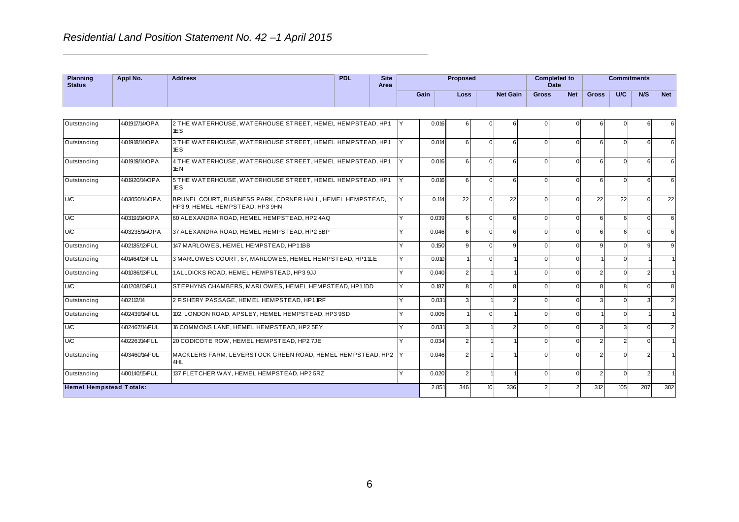## *Residential Land Position Statement No. 42 –1 April 2015*

| Planning Status | Appl No. | Address | PDL | Site Area | Proposed | | | Completed to Date | | Commitments | | | |
|---|---|---|---|---|---|---|---|---|---|---|---|---|---|
| | | | | | Gain | Loss | Net Gain | Gross | Net | Gross | U/C | N/S | Net |
| Outstanding | 4/01917/14/OPA | 2 THE WATERHOUSE, WATERHOUSE STREET, HEMEL HEMPSTEAD, HP1 1ES | Y | 0.016 | 6 | 0 | 6 | 0 | 0 | 6 | 0 | 6 | 6 |
| Outstanding | 4/01918/14/OPA | 3 THE WATERHOUSE, WATERHOUSE STREET, HEMEL HEMPSTEAD, HP1 1ES | Y | 0.014 | 6 | 0 | 6 | 0 | 0 | 6 | 0 | 6 | 6 |
| Outstanding | 4/01919/14/OPA | 4 THE WATERHOUSE, WATERHOUSE STREET, HEMEL HEMPSTEAD, HP1 1EN | Y | 0.016 | 6 | 0 | 6 | 0 | 0 | 6 | 0 | 6 | 6 |
| Outstanding | 4/01920/14/OPA | 5 THE WATERHOUSE, WATERHOUSE STREET, HEMEL HEMPSTEAD, HP1 1ES | Y | 0.016 | 6 | 0 | 6 | 0 | 0 | 6 | 0 | 6 | 6 |
| U/C | 4/03050/14/OPA | BRUNEL COURT, BUSINESS PARK, CORNER HALL, HEMEL HEMPSTEAD, HP3 9, HEMEL HEMPSTEAD, HP3 9HN | Y | 0.114 | 22 | 0 | 22 | 0 | 0 | 22 | 22 | 0 | 22 |
| U/C | 4/03191/14/OPA | 60 ALEXANDRA ROAD, HEMEL HEMPSTEAD, HP2 4AQ | Y | 0.039 | 6 | 0 | 6 | 0 | 0 | 6 | 6 | 0 | 6 |
| U/C | 4/03235/14/OPA | 37 ALEXANDRA ROAD, HEMEL HEMPSTEAD, HP2 5BP | Y | 0.046 | 6 | 0 | 6 | 0 | 0 | 6 | 6 | 0 | 6 |
| Outstanding | 4/02185/12/FUL | 147 MARLOWES, HEMEL HEMPSTEAD, HP1 1BB | Y | 0.150 | 9 | 0 | 9 | 0 | 0 | 9 | 0 | 9 | 9 |
| Outstanding | 4/01464/13/FUL | 3 MARLOWES COURT, 67, MARLOWES, HEMEL HEMPSTEAD, HP1 1LE | Y | 0.010 | 1 | 0 | 1 | 0 | 0 | 1 | 0 | 1 | 1 |
| Outstanding | 4/01086/13/FUL | 1 ALLDICKS ROAD, HEMEL HEMPSTEAD, HP3 9JJ | Y | 0.040 | 2 | 1 | 1 | 0 | 0 | 2 | 0 | 2 | 1 |
| U/C | 4/01208/13/FUL | STEPHYNS CHAMBERS, MARLOWES, HEMEL HEMPSTEAD, HP1 1DD | Y | 0.187 | 8 | 0 | 8 | 0 | 0 | 8 | 8 | 0 | 8 |
| Outstanding | 4/02112/14 | 2 FISHERY PASSAGE, HEMEL HEMPSTEAD, HP1 1RF | Y | 0.031 | 3 | 1 | 2 | 0 | 0 | 3 | 0 | 3 | 2 |
| Outstanding | 4/02439/14/FUL | 102, LONDON ROAD, APSLEY, HEMEL HEMPSTEAD, HP3 9SD | Y | 0.005 | 1 | 0 | 1 | 0 | 0 | 1 | 0 | 1 | 1 |
| U/C | 4/02467/14/FUL | 16 COMMONS LANE, HEMEL HEMPSTEAD, HP2 5EY | Y | 0.031 | 3 | 1 | 2 | 0 | 0 | 3 | 3 | 0 | 2 |
| U/C | 4/02261/14/FUL | 20 CODICOTE ROW, HEMEL HEMPSTEAD, HP2 7JE | Y | 0.034 | 2 | 1 | 1 | 0 | 0 | 2 | 2 | 0 | 1 |
| Outstanding | 4/03460/14/FUL | MACKLERS FARM, LEVERSTOCK GREEN ROAD, HEMEL HEMPSTEAD, HP2 4HL | Y | 0.046 | 2 | 1 | 1 | 0 | 0 | 2 | 0 | 2 | 1 |
| Outstanding | 4/00140/15/FUL | 137 FLETCHER WAY, HEMEL HEMPSTEAD, HP2 5RZ | Y | 0.020 | 2 | 1 | 1 | 0 | 0 | 2 | 0 | 2 | 1 |
| **Hemel Hempstead Totals:** | | | | 2.851 | 346 | 10 | 336 | 2 | 2 | 312 | 105 | 207 | 302 |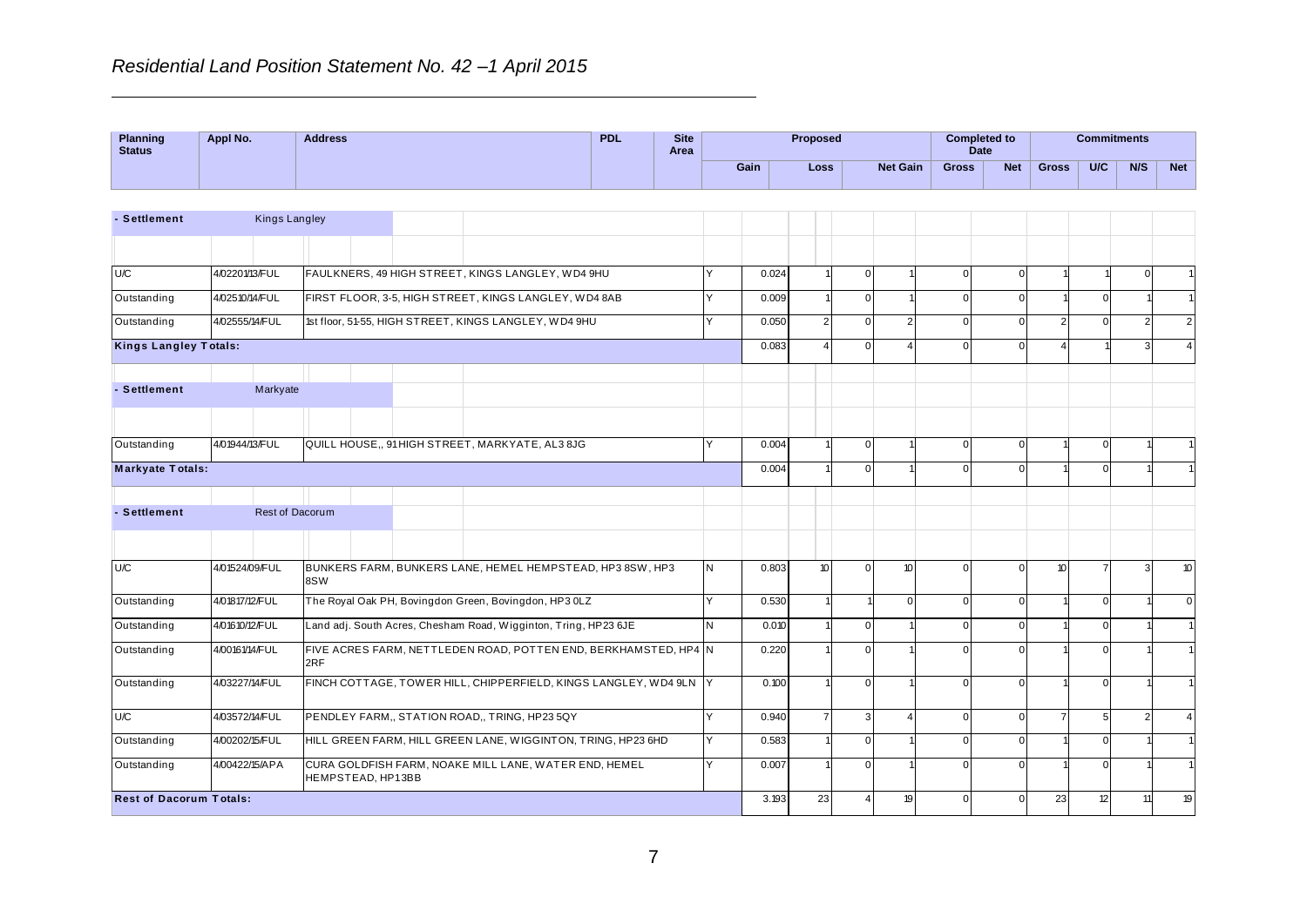*Residential Land Position Statement No. 42 –1 April 2015*

| Planning Status | Appl No. | Address | PDL | Site Area | Proposed | | | Completed to Date | | Commitments | | | |
|---|---|---|---|---|---|---|---|---|---|---|---|---|---|
| | | | | | Gain | Loss | Net Gain | Gross | Net | Gross | U/C | N/S | Net |
| **- Settlement** | Kings Langley | | | | | | | | | | | | |
| U/C | 4/02201/13/FUL | FAULKNERS, 49 HIGH STREET, KINGS LANGLEY, WD4 9HU | Y | 0.024 | 1 | 0 | 1 | 0 | 0 | 1 | 1 | 0 | 1 |
| Outstanding | 4/02510/14/FUL | FIRST FLOOR, 3-5, HIGH STREET, KINGS LANGLEY, WD4 8AB | Y | 0.009 | 1 | 0 | 1 | 0 | 0 | 1 | 0 | 1 | 1 |
| Outstanding | 4/02555/14/FUL | 1st floor, 51-55, HIGH STREET, KINGS LANGLEY, WD4 9HU | Y | 0.050 | 2 | 0 | 2 | 0 | 0 | 2 | 0 | 2 | 2 |
| **Kings Langley Totals:** | | | | 0.083 | 4 | 0 | 4 | 0 | 0 | 4 | 1 | 3 | 4 |
| **- Settlement** | Markyate | | | | | | | | | | | | |
| Outstanding | 4/01944/13/FUL | QUILL HOUSE,, 91 HIGH STREET, MARKYATE, AL3 8JG | Y | 0.004 | 1 | 0 | 1 | 0 | 0 | 1 | 0 | 1 | 1 |
| **Markyate Totals:** | | | | 0.004 | 1 | 0 | 1 | 0 | 0 | 1 | 0 | 1 | 1 |
| **- Settlement** | Rest of Dacorum | | | | | | | | | | | | |
| U/C | 4/01524/09/FUL | BUNKERS FARM, BUNKERS LANE, HEMEL HEMPSTEAD, HP3 8SW, HP3 8SW | N | 0.803 | 10 | 0 | 10 | 0 | 0 | 10 | 7 | 3 | 10 |
| Outstanding | 4/01817/12/FUL | The Royal Oak PH, Bovingdon Green, Bovingdon, HP3 0LZ | Y | 0.530 | 1 | 1 | 0 | 0 | 0 | 1 | 0 | 1 | 0 |
| Outstanding | 4/01610/12/FUL | Land adj. South Acres, Chesham Road, Wigginton, Tring, HP23 6JE | N | 0.010 | 1 | 0 | 1 | 0 | 0 | 1 | 0 | 1 | 1 |
| Outstanding | 4/00161/14/FUL | FIVE ACRES FARM, NETTLEDEN ROAD, POTTEN END, BERKHAMSTED, HP4 2RF | N | 0.220 | 1 | 0 | 1 | 0 | 0 | 1 | 0 | 1 | 1 |
| Outstanding | 4/03227/14/FUL | FINCH COTTAGE, TOWER HILL, CHIPPERFIELD, KINGS LANGLEY, WD4 9LN | Y | 0.100 | 1 | 0 | 1 | 0 | 0 | 1 | 0 | 1 | 1 |
| U/C | 4/03572/14/FUL | PENDLEY FARM,, STATION ROAD,, TRING, HP23 5QY | Y | 0.940 | 7 | 3 | 4 | 0 | 0 | 7 | 5 | 2 | 4 |
| Outstanding | 4/00202/15/FUL | HILL GREEN FARM, HILL GREEN LANE, WIGGINTON, TRING, HP23 6HD | Y | 0.583 | 1 | 0 | 1 | 0 | 0 | 1 | 0 | 1 | 1 |
| Outstanding | 4/00422/15/APA | CURA GOLDFISH FARM, NOAKE MILL LANE, WATER END, HEMEL HEMPSTEAD, HP1 3BB | Y | 0.007 | 1 | 0 | 1 | 0 | 0 | 1 | 0 | 1 | 1 |
| **Rest of Dacorum Totals:** | | | | 3.193 | 23 | 4 | 19 | 0 | 0 | 23 | 12 | 11 | 19 |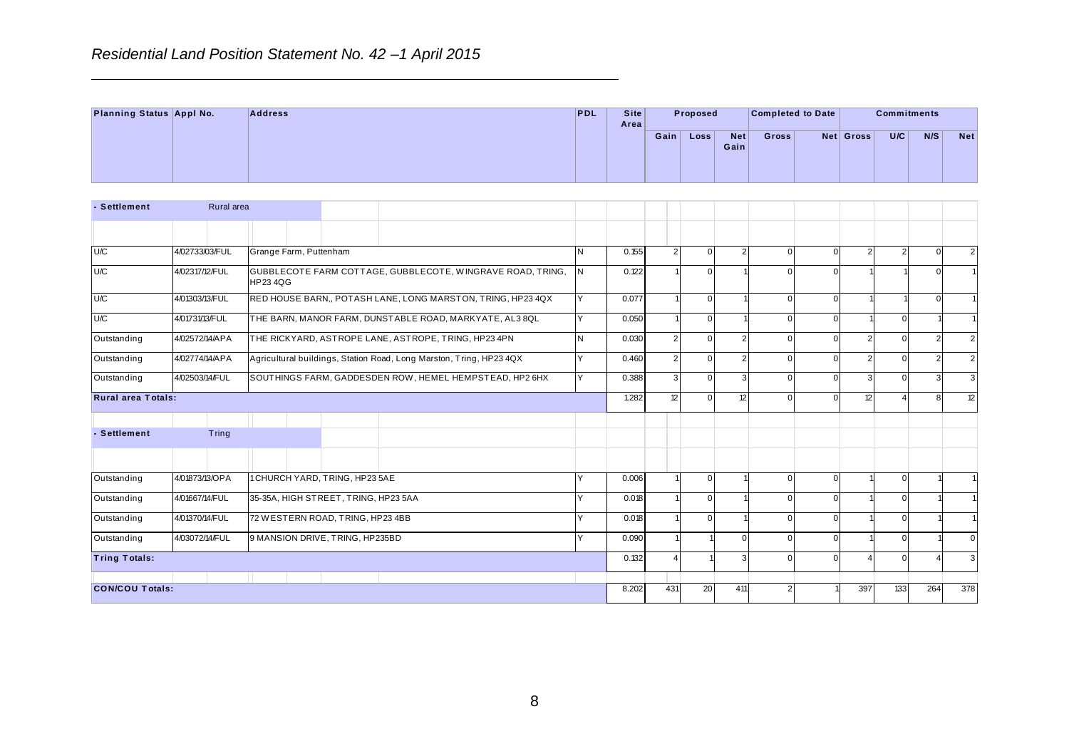*Residential Land Position Statement No. 42 –1 April 2015*

| Planning Status | Appl No. | Address | PDL | Site Area | Proposed | | | Completed to Date | | Commitments | | | |
|---|---|---|---|---|---|---|---|---|---|---|---|---|---|
| | | | | | Gain | Loss | Net Gain | Gross | Net | Gross | U/C | N/S | Net |
| **- Settlement** | Rural area | | | | | | | | | | | | |
| U/C | 4/02733/03/FUL | Grange Farm, Puttenham | N | 0.155 | 2 | 0 | 2 | 0 | 0 | 2 | 2 | 0 | 2 |
| U/C | 4/02317/12/FUL | GUBBLECOTE FARM COTTAGE, GUBBLECOTE, WINGRAVE ROAD, TRING, HP23 4QG | N | 0.122 | 1 | 0 | 1 | 0 | 0 | 1 | 1 | 0 | 1 |
| U/C | 4/01303/13/FUL | RED HOUSE BARN,, POTASH LANE, LONG MARSTON, TRING, HP23 4QX | Y | 0.077 | 1 | 0 | 1 | 0 | 0 | 1 | 1 | 0 | 1 |
| U/C | 4/01731/13/FUL | THE BARN, MANOR FARM, DUNSTABLE ROAD, MARKYATE, AL3 8QL | Y | 0.050 | 1 | 0 | 1 | 0 | 0 | 1 | 0 | 1 | 1 |
| Outstanding | 4/02572/14/APA | THE RICKYARD, ASTROPE LANE, ASTROPE, TRING, HP23 4PN | N | 0.030 | 2 | 0 | 2 | 0 | 0 | 2 | 0 | 2 | 2 |
| Outstanding | 4/02774/14/APA | Agricultural buildings, Station Road, Long Marston, Tring, HP23 4QX | Y | 0.460 | 2 | 0 | 2 | 0 | 0 | 2 | 0 | 2 | 2 |
| Outstanding | 4/02503/14/FUL | SOUTHINGS FARM, GADDESDEN ROW, HEMEL HEMPSTEAD, HP2 6HX | Y | 0.388 | 3 | 0 | 3 | 0 | 0 | 3 | 0 | 3 | 3 |
| **Rural area Totals:** | | | | 1.282 | 12 | 0 | 12 | 0 | 0 | 12 | 4 | 8 | 12 |
| **- Settlement** | Tring | | | | | | | | | | | | |
| Outstanding | 4/01873/13/OPA | 1 CHURCH YARD, TRING, HP23 5AE | Y | 0.006 | 1 | 0 | 1 | 0 | 0 | 1 | 0 | 1 | 1 |
| Outstanding | 4/01667/14/FUL | 35-35A, HIGH STREET, TRING, HP23 5AA | Y | 0.018 | 1 | 0 | 1 | 0 | 0 | 1 | 0 | 1 | 1 |
| Outstanding | 4/01370/14/FUL | 72 WESTERN ROAD, TRING, HP23 4BB | Y | 0.018 | 1 | 0 | 1 | 0 | 0 | 1 | 0 | 1 | 1 |
| Outstanding | 4/03072/14/FUL | 9 MANSION DRIVE, TRING, HP235BD | Y | 0.090 | 1 | 1 | 0 | 0 | 0 | 1 | 0 | 1 | 0 |
| **Tring Totals:** | | | | 0.132 | 4 | 1 | 3 | 0 | 0 | 4 | 0 | 4 | 3 |
| **CON/COU Totals:** | | | | 8.202 | 431 | 20 | 411 | 2 | 1 | 397 | 133 | 264 | 378 |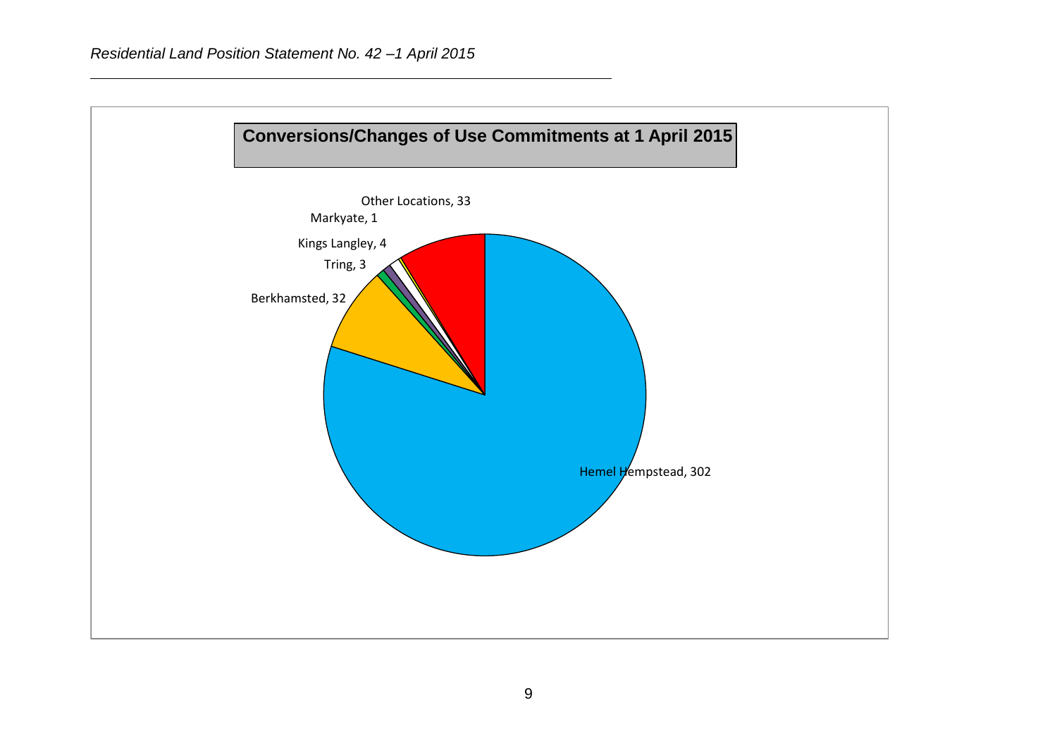**Conversions/Changes of Use Commitments at 1 April 2015**

Other Locations, 33

Markyate, 1

Kings Langley, 4

Tring, 3

Berkhamsted, 32

Hemel Hempstead, 302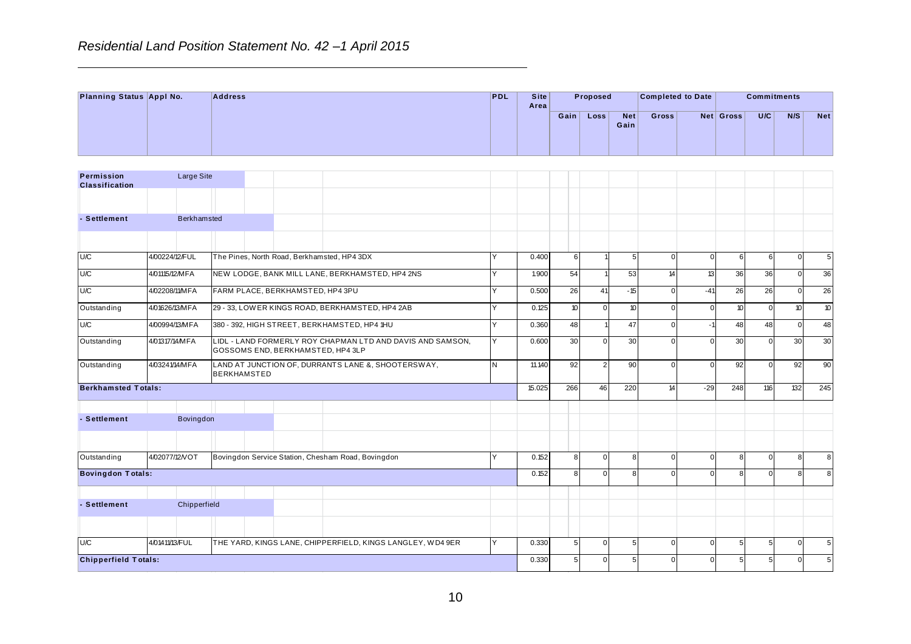*Residential Land Position Statement No. 42 –1 April 2015*

| Planning Status | Appl No. | Address | PDL | Site Area | Proposed | | | Completed to Date | | Commitments | | | |
|---|---|---|---|---|---|---|---|---|---|---|---|---|---|
| | | | | | Gain | Loss | Net Gain | Gross | Net | Gross | U/C | N/S | Net |
| **Permission Classification** | Large Site | | | | | | | | | | | | |
| **- Settlement** | Berkhamsted | | | | | | | | | | | | |
| U/C | 4/00224/12/FUL | The Pines, North Road, Berkhamsted, HP4 3DX | Y | 0.400 | 6 | 1 | 5 | 0 | 0 | 6 | 6 | 0 | 5 |
| U/C | 4/01115/12/MFA | NEW LODGE, BANK MILL LANE, BERKHAMSTED, HP4 2NS | Y | 1.900 | 54 | 1 | 53 | 14 | 13 | 36 | 36 | 0 | 36 |
| U/C | 4/02208/11/MFA | FARM PLACE, BERKHAMSTED, HP4 3PU | Y | 0.500 | 26 | 41 | -15 | 0 | -41 | 26 | 26 | 0 | 26 |
| Outstanding | 4/01626/13/MFA | 29 - 33, LOWER KINGS ROAD, BERKHAMSTED, HP4 2AB | Y | 0.125 | 10 | 0 | 10 | 0 | 0 | 10 | 0 | 10 | 10 |
| U/C | 4/00994/13/MFA | 380 - 392, HIGH STREET, BERKHAMSTED, HP4 1HU | Y | 0.360 | 48 | 1 | 47 | 0 | -1 | 48 | 48 | 0 | 48 |
| Outstanding | 4/01317/14/MFA | LIDL - LAND FORMERLY ROY CHAPMAN LTD AND DAVIS AND SAMSON, GOSSOMS END, BERKHAMSTED, HP4 3LP | Y | 0.600 | 30 | 0 | 30 | 0 | 0 | 30 | 0 | 30 | 30 |
| Outstanding | 4/03241/14/MFA | LAND AT JUNCTION OF, DURRANTS LANE &, SHOOTERSWAY, BERKHAMSTED | N | 11.140 | 92 | 2 | 90 | 0 | 0 | 92 | 0 | 92 | 90 |
| **Berkhamsted Totals:** | | | | 15.025 | 266 | 46 | 220 | 14 | -29 | 248 | 116 | 132 | 245 |
| **- Settlement** | Bovingdon | | | | | | | | | | | | |
| Outstanding | 4/02077/12/VOT | Bovingdon Service Station, Chesham Road, Bovingdon | Y | 0.152 | 8 | 0 | 8 | 0 | 0 | 8 | 0 | 8 | 8 |
| **Bovingdon Totals:** | | | | 0.152 | 8 | 0 | 8 | 0 | 0 | 8 | 0 | 8 | 8 |
| **- Settlement** | Chipperfield | | | | | | | | | | | | |
| U/C | 4/01411/13/FUL | THE YARD, KINGS LANE, CHIPPERFIELD, KINGS LANGLEY, WD4 9ER | Y | 0.330 | 5 | 0 | 5 | 0 | 0 | 5 | 5 | 0 | 5 |
| **Chipperfield Totals:** | | | | 0.330 | 5 | 0 | 5 | 0 | 0 | 5 | 5 | 0 | 5 |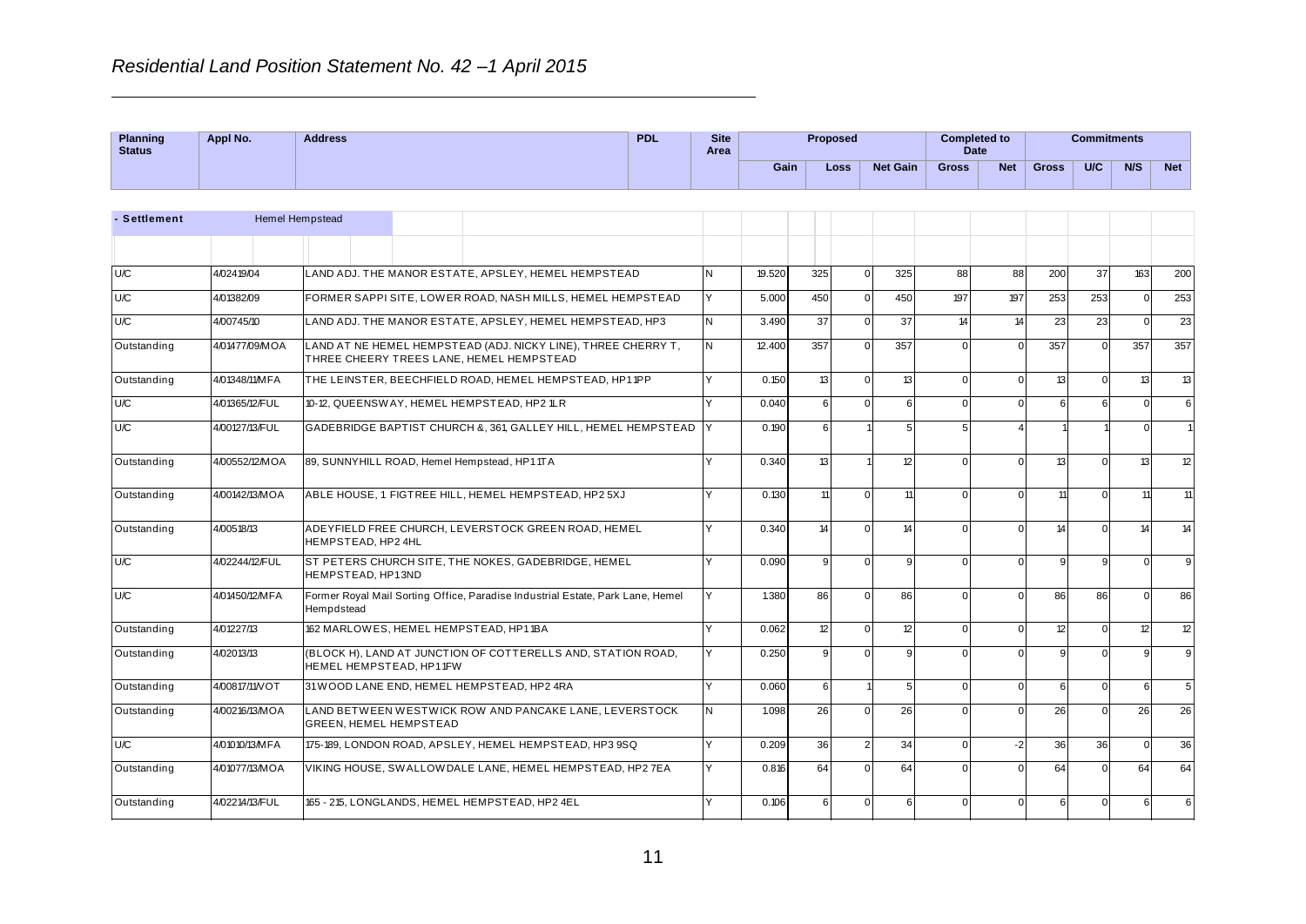## *Residential Land Position Statement No. 42 –1 April 2015*

| Planning Status | Appl No. | Address | PDL | Site Area | Proposed | | | Completed to Date | | Commitments | | | |
|---|---|---|---|---|---|---|---|---|---|---|---|---|---|
| | | | | | Gain | Loss | Net Gain | Gross | Net | Gross | U/C | N/S | Net |
| **- Settlement** | Hemel Hempstead | | | | | | | | | | | | |
| U/C | 4/02419/04 | LAND ADJ. THE MANOR ESTATE, APSLEY, HEMEL HEMPSTEAD | N | 19.520 | 325 | 0 | 325 | 88 | 88 | 200 | 37 | 163 | 200 |
| U/C | 4/01382/09 | FORMER SAPPI SITE, LOWER ROAD, NASH MILLS, HEMEL HEMPSTEAD | Y | 5.000 | 450 | 0 | 450 | 197 | 197 | 253 | 253 | 0 | 253 |
| U/C | 4/00745/10 | LAND ADJ. THE MANOR ESTATE, APSLEY, HEMEL HEMPSTEAD, HP3 | N | 3.490 | 37 | 0 | 37 | 14 | 14 | 23 | 23 | 0 | 23 |
| Outstanding | 4/01477/09/MOA | LAND AT NE HEMEL HEMPSTEAD (ADJ. NICKY LINE), THREE CHERRY T, THREE CHEERY TREES LANE, HEMEL HEMPSTEAD | N | 12.400 | 357 | 0 | 357 | 0 | 0 | 357 | 0 | 357 | 357 |
| Outstanding | 4/01348/11/MFA | THE LEINSTER, BEECHFIELD ROAD, HEMEL HEMPSTEAD, HP1 1PP | Y | 0.150 | 13 | 0 | 13 | 0 | 0 | 13 | 0 | 13 | 13 |
| U/C | 4/01365/12/FUL | 10-12, QUEENSWAY, HEMEL HEMPSTEAD, HP2 1LR | Y | 0.040 | 6 | 0 | 6 | 0 | 0 | 6 | 6 | 0 | 6 |
| U/C | 4/00127/13/FUL | GADEBRIDGE BAPTIST CHURCH &, 361, GALLEY HILL, HEMEL HEMPSTEAD | Y | 0.190 | 6 | 1 | 5 | 5 | 4 | 1 | 1 | 0 | 1 |
| Outstanding | 4/00552/12/MOA | 89, SUNNYHILL ROAD, Hemel Hempstead, HP1 1TA | Y | 0.340 | 13 | 1 | 12 | 0 | 0 | 13 | 0 | 13 | 12 |
| Outstanding | 4/00142/13/MOA | ABLE HOUSE, 1 FIGTREE HILL, HEMEL HEMPSTEAD, HP2 5XJ | Y | 0.130 | 11 | 0 | 11 | 0 | 0 | 11 | 0 | 11 | 11 |
| Outstanding | 4/00518/13 | ADEYFIELD FREE CHURCH, LEVERSTOCK GREEN ROAD, HEMEL HEMPSTEAD, HP2 4HL | Y | 0.340 | 14 | 0 | 14 | 0 | 0 | 14 | 0 | 14 | 14 |
| U/C | 4/02244/12/FUL | ST PETERS CHURCH SITE, THE NOKES, GADEBRIDGE, HEMEL HEMPSTEAD, HP1 3ND | Y | 0.090 | 9 | 0 | 9 | 0 | 0 | 9 | 9 | 0 | 9 |
| U/C | 4/01450/12/MFA | Former Royal Mail Sorting Office, Paradise Industrial Estate, Park Lane, Hemel Hempdstead | Y | 1.380 | 86 | 0 | 86 | 0 | 0 | 86 | 86 | 0 | 86 |
| Outstanding | 4/01227/13 | 162 MARLOWES, HEMEL HEMPSTEAD, HP1 1BA | Y | 0.062 | 12 | 0 | 12 | 0 | 0 | 12 | 0 | 12 | 12 |
| Outstanding | 4/02013/13 | (BLOCK H), LAND AT JUNCTION OF COTTERELLS AND, STATION ROAD, HEMEL HEMPSTEAD, HP1 1FW | Y | 0.250 | 9 | 0 | 9 | 0 | 0 | 9 | 0 | 9 | 9 |
| Outstanding | 4/00817/11/VOT | 31 WOOD LANE END, HEMEL HEMPSTEAD, HP2 4RA | Y | 0.060 | 6 | 1 | 5 | 0 | 0 | 6 | 0 | 6 | 5 |
| Outstanding | 4/00216/13/MOA | LAND BETWEEN WESTWICK ROW AND PANCAKE LANE, LEVERSTOCK GREEN, HEMEL HEMPSTEAD | N | 1.098 | 26 | 0 | 26 | 0 | 0 | 26 | 0 | 26 | 26 |
| U/C | 4/01010/13/MFA | 175-189, LONDON ROAD, APSLEY, HEMEL HEMPSTEAD, HP3 9SQ | Y | 0.209 | 36 | 2 | 34 | 0 | -2 | 36 | 36 | 0 | 36 |
| Outstanding | 4/01077/13/MOA | VIKING HOUSE, SWALLOWDALE LANE, HEMEL HEMPSTEAD, HP2 7EA | Y | 0.816 | 64 | 0 | 64 | 0 | 0 | 64 | 0 | 64 | 64 |
| Outstanding | 4/02214/13/FUL | 165 - 215, LONGLANDS, HEMEL HEMPSTEAD, HP2 4EL | Y | 0.106 | 6 | 0 | 6 | 0 | 0 | 6 | 0 | 6 | 6 |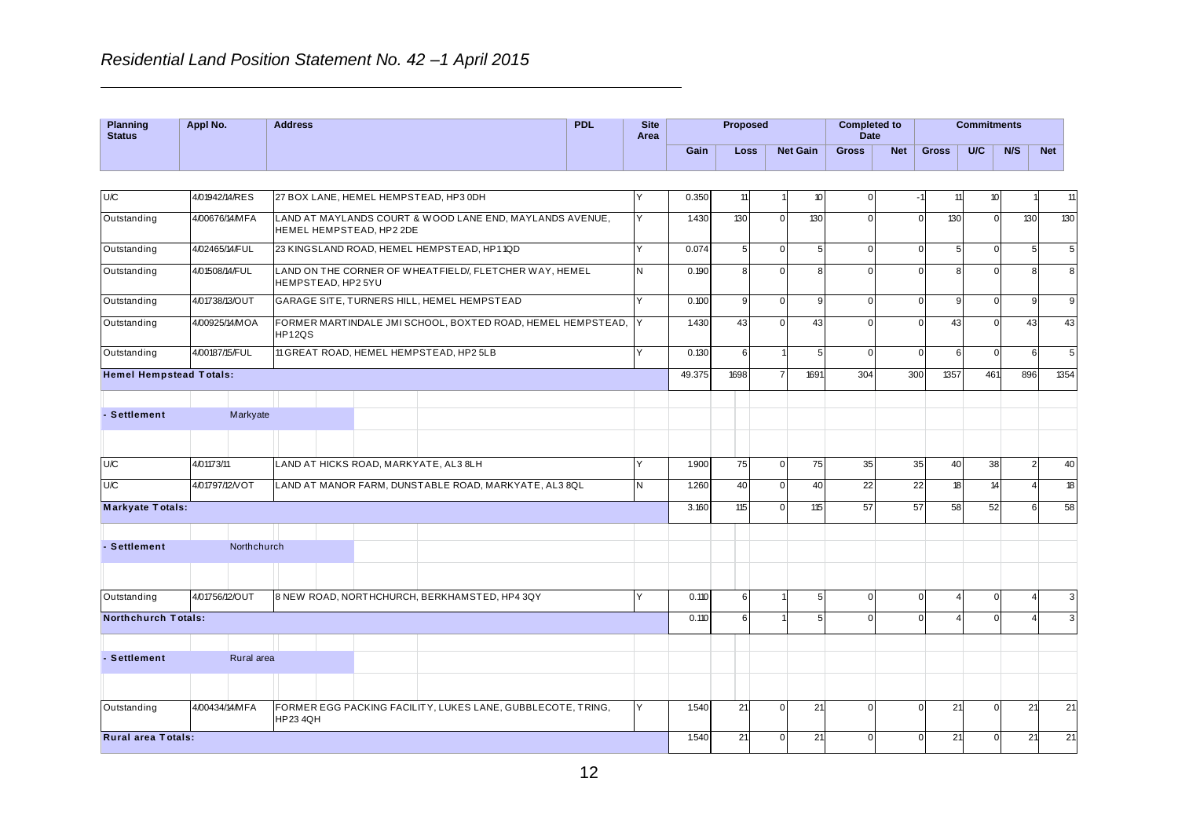*Residential Land Position Statement No. 42 –1 April 2015*

| Planning Status | Appl No. | Address | PDL | Site Area | Proposed | | | Completed to Date | | Commitments | | | |
|---|---|---|---|---|---|---|---|---|---|---|---|---|---|
| | | | | | Gain | Loss | Net Gain | Gross | Net | Gross | U/C | N/S | Net |
| U/C | 4/01942/14/RES | 27 BOX LANE, HEMEL HEMPSTEAD, HP3 0DH | Y | 0.350 | 11 | 1 | 10 | 0 | -1 | 11 | 10 | 1 | 11 |
| Outstanding | 4/00676/14/MFA | LAND AT MAYLANDS COURT & WOOD LANE END, MAYLANDS AVENUE, HEMEL HEMPSTEAD, HP2 2DE | Y | 1.430 | 130 | 0 | 130 | 0 | 0 | 130 | 0 | 130 | 130 |
| Outstanding | 4/02465/14/FUL | 23 KINGSLAND ROAD, HEMEL HEMPSTEAD, HP1 1QD | Y | 0.074 | 5 | 0 | 5 | 0 | 0 | 5 | 0 | 5 | 5 |
| Outstanding | 4/01508/14/FUL | LAND ON THE CORNER OF WHEATFIELD/, FLETCHER WAY, HEMEL HEMPSTEAD, HP2 5YU | N | 0.190 | 8 | 0 | 8 | 0 | 0 | 8 | 0 | 8 | 8 |
| Outstanding | 4/01738/13/OUT | GARAGE SITE, TURNERS HILL, HEMEL HEMPSTEAD | Y | 0.100 | 9 | 0 | 9 | 0 | 0 | 9 | 0 | 9 | 9 |
| Outstanding | 4/00925/14/MOA | FORMER MARTINDALE JMI SCHOOL, BOXTED ROAD, HEMEL HEMPSTEAD, HP1 2QS | Y | 1.430 | 43 | 0 | 43 | 0 | 0 | 43 | 0 | 43 | 43 |
| Outstanding | 4/00187/15/FUL | 11 GREAT ROAD, HEMEL HEMPSTEAD, HP2 5LB | Y | 0.130 | 6 | 1 | 5 | 0 | 0 | 6 | 0 | 6 | 5 |
| **Hemel Hempstead Totals:** | | | | 49.375 | 1698 | 7 | 1691 | 304 | 300 | 1357 | 461 | 896 | 1354 |
| **- Settlement** | Markyate | | | | | | | | | | | | |
| U/C | 4/01173/11 | LAND AT HICKS ROAD, MARKYATE, AL3 8LH | Y | 1.900 | 75 | 0 | 75 | 35 | 35 | 40 | 38 | 2 | 40 |
| U/C | 4/01797/12/VOT | LAND AT MANOR FARM, DUNSTABLE ROAD, MARKYATE, AL3 8QL | N | 1.260 | 40 | 0 | 40 | 22 | 22 | 18 | 14 | 4 | 18 |
| **Markyate Totals:** | | | | 3.160 | 115 | 0 | 115 | 57 | 57 | 58 | 52 | 6 | 58 |
| **- Settlement** | Northchurch | | | | | | | | | | | | |
| Outstanding | 4/01756/12/OUT | 8 NEW ROAD, NORTHCHURCH, BERKHAMSTED, HP4 3QY | Y | 0.110 | 6 | 1 | 5 | 0 | 0 | 4 | 0 | 4 | 3 |
| **Northchurch Totals:** | | | | 0.110 | 6 | 1 | 5 | 0 | 0 | 4 | 0 | 4 | 3 |
| **- Settlement** | Rural area | | | | | | | | | | | | |
| Outstanding | 4/00434/14/MFA | FORMER EGG PACKING FACILITY, LUKES LANE, GUBBLECOTE, TRING, HP23 4QH | Y | 1.540 | 21 | 0 | 21 | 0 | 0 | 21 | 0 | 21 | 21 |
| **Rural area Totals:** | | | | 1.540 | 21 | 0 | 21 | 0 | 0 | 21 | 0 | 21 | 21 |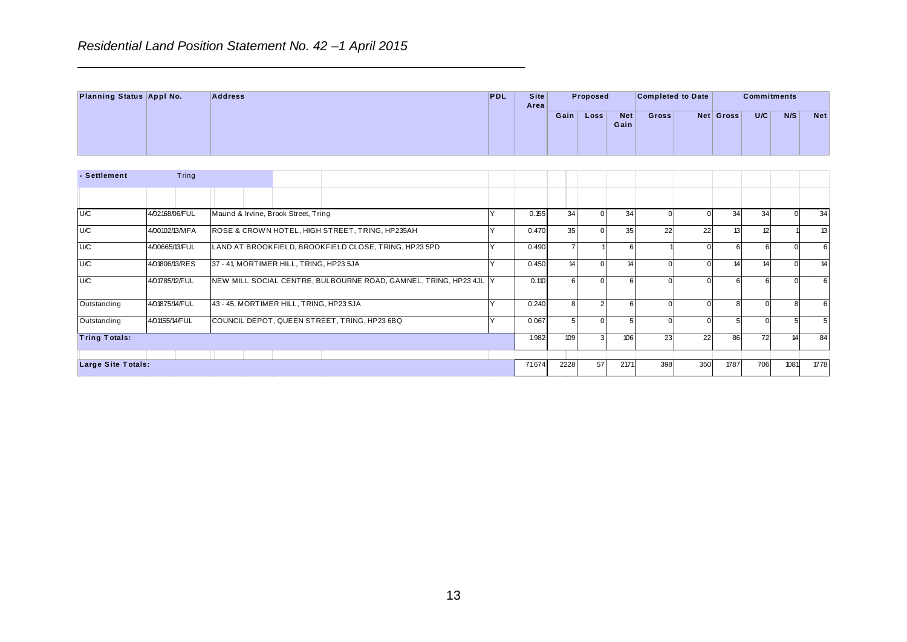*Residential Land Position Statement No. 42 –1 April 2015*

| Planning Status | Appl No. | Address | PDL | Site Area | Proposed | | | Completed to Date | | Commitments | | | |
|---|---|---|---|---|---|---|---|---|---|---|---|---|---|
| | | | | | Gain | Loss | Net Gain | Gross | Net | Gross | U/C | N/S | Net |
| **- Settlement** | Tring | | | | | | | | | | | | |
| U/C | 4/02168/06/FUL | Maund & Irvine, Brook Street, Tring | Y | 0.155 | 34 | 0 | 34 | 0 | 0 | 34 | 34 | 0 | 34 |
| U/C | 4/00102/13/MFA | ROSE & CROWN HOTEL, HIGH STREET, TRING, HP235AH | Y | 0.470 | 35 | 0 | 35 | 22 | 22 | 13 | 12 | 1 | 13 |
| U/C | 4/00665/13/FUL | LAND AT BROOKFIELD, BROOKFIELD CLOSE, TRING, HP23 5PD | Y | 0.490 | 7 | 1 | 6 | 1 | 0 | 6 | 6 | 0 | 6 |
| U/C | 4/01806/13/RES | 37 - 41, MORTIMER HILL, TRING, HP23 5JA | Y | 0.450 | 14 | 0 | 14 | 0 | 0 | 14 | 14 | 0 | 14 |
| U/C | 4/01785/12/FUL | NEW MILL SOCIAL CENTRE, BULBOURNE ROAD, GAMNEL, TRING, HP23 4JL | Y | 0.110 | 6 | 0 | 6 | 0 | 0 | 6 | 6 | 0 | 6 |
| Outstanding | 4/01875/14/FUL | 43 - 45, MORTIMER HILL, TRING, HP23 5JA | Y | 0.240 | 8 | 2 | 6 | 0 | 0 | 8 | 0 | 8 | 6 |
| Outstanding | 4/01155/14/FUL | COUNCIL DEPOT, QUEEN STREET, TRING, HP23 6BQ | Y | 0.067 | 5 | 0 | 5 | 0 | 0 | 5 | 0 | 5 | 5 |
| **Tring Totals:** | | | | 1.982 | 109 | 3 | 106 | 23 | 22 | 86 | 72 | 14 | 84 |
| **Large Site Totals:** | | | | 71.674 | 2228 | 57 | 2171 | 398 | 350 | 1787 | 706 | 1081 | 1778 |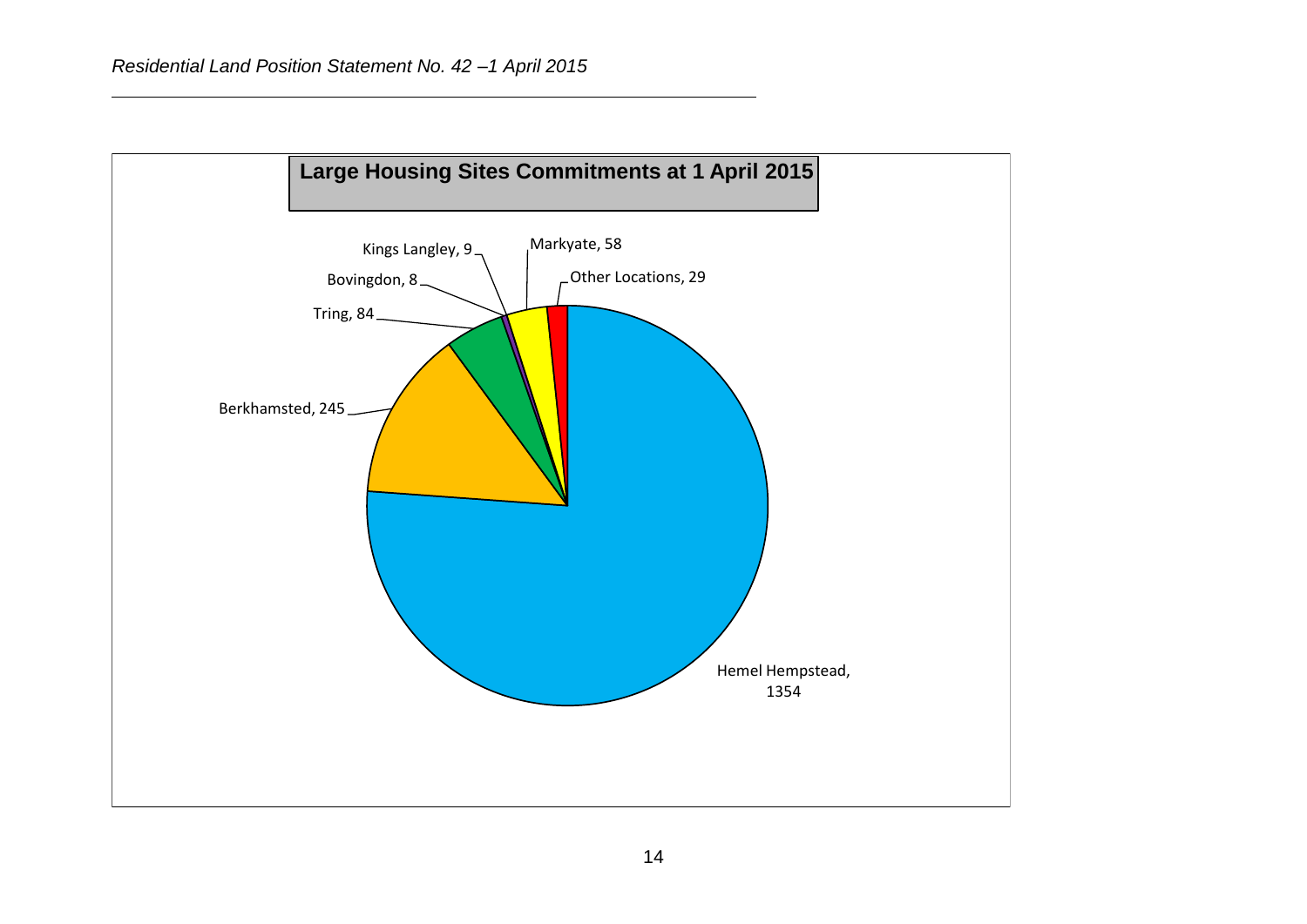## Large Housing Sites Commitments at 1 April 2015

| Location | Commitments |
| --- | --- |
| Hemel Hempstead | 1354 |
| Berkhamsted | 245 |
| Tring | 84 |
| Bovingdon | 8 |
| Kings Langley | 9 |
| Markyate | 58 |
| Other Locations | 29 |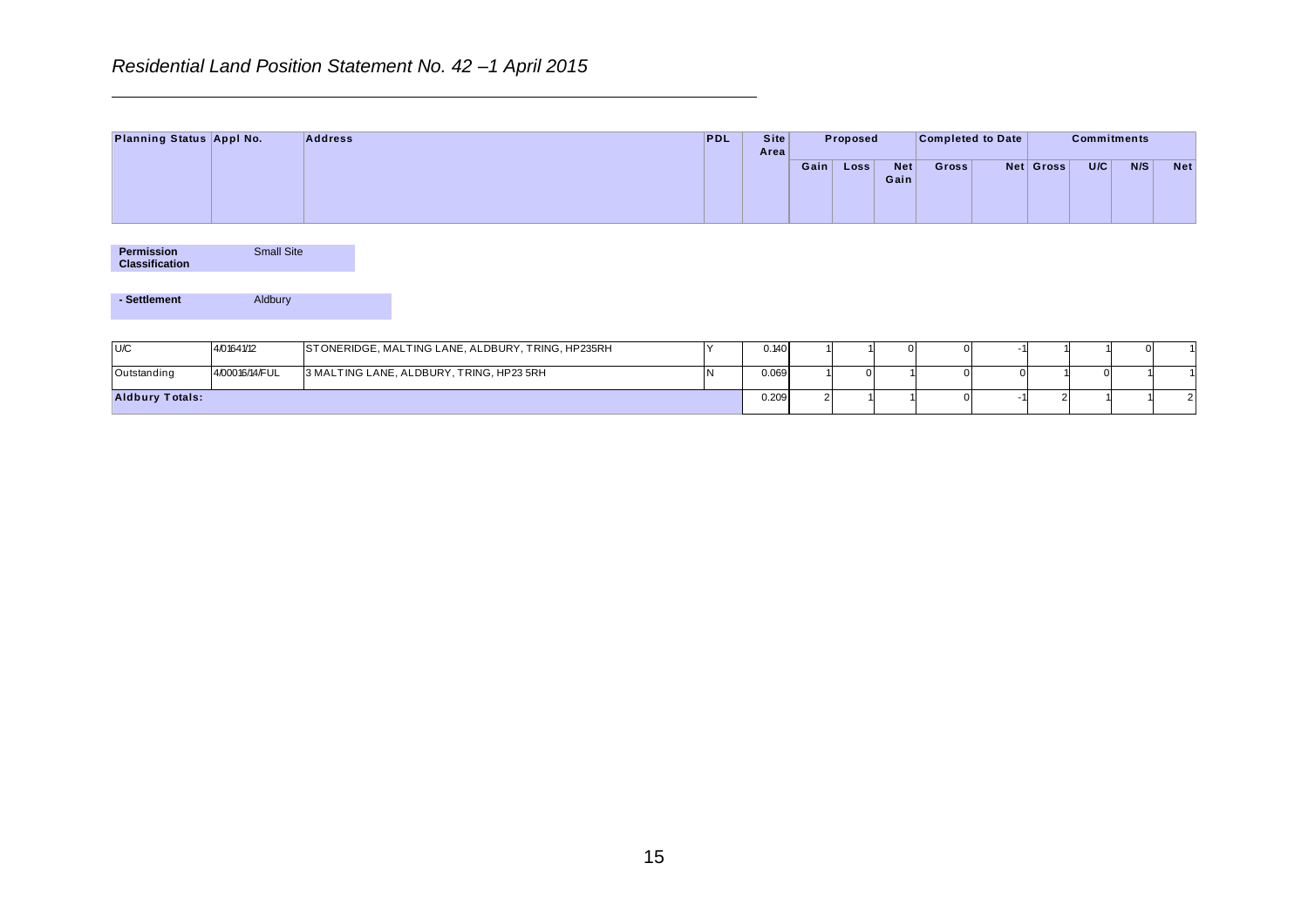*Residential Land Position Statement No. 42 –1 April 2015*

| Planning Status | Appl No. | Address | PDL | Site Area | Proposed | | | Completed to Date | | Commitments | | | |
|---|---|---|---|---|---|---|---|---|---|---|---|---|---|
| | | | | | Gain | Loss | Net Gain | Gross | Net | Gross | U/C | N/S | Net |

| **Permission Classification** | Small Site |
|---|---|

| **- Settlement** | Aldbury |
|---|---|

| Planning Status | Appl No. | Address | PDL | Site Area | Gain | Loss | Net Gain | Gross | Net | Gross | U/C | N/S | Net |
|---|---|---|---|---|---|---|---|---|---|---|---|---|---|
| U/C | 4/01641/12 | STONERIDGE, MALTING LANE, ALDBURY, TRING, HP235RH | Y | 0.140 | 1 | 1 | 0 | 0 | -1 | 1 | 1 | 0 | 1 |
| Outstanding | 4/00016/14/FUL | 3 MALTING LANE, ALDBURY, TRING, HP23 5RH | N | 0.069 | 1 | 0 | 1 | 0 | 0 | 1 | 0 | 1 | 1 |
| **Aldbury Totals:** | | | | 0.209 | 2 | 1 | 1 | 0 | -1 | 2 | 1 | 1 | 2 |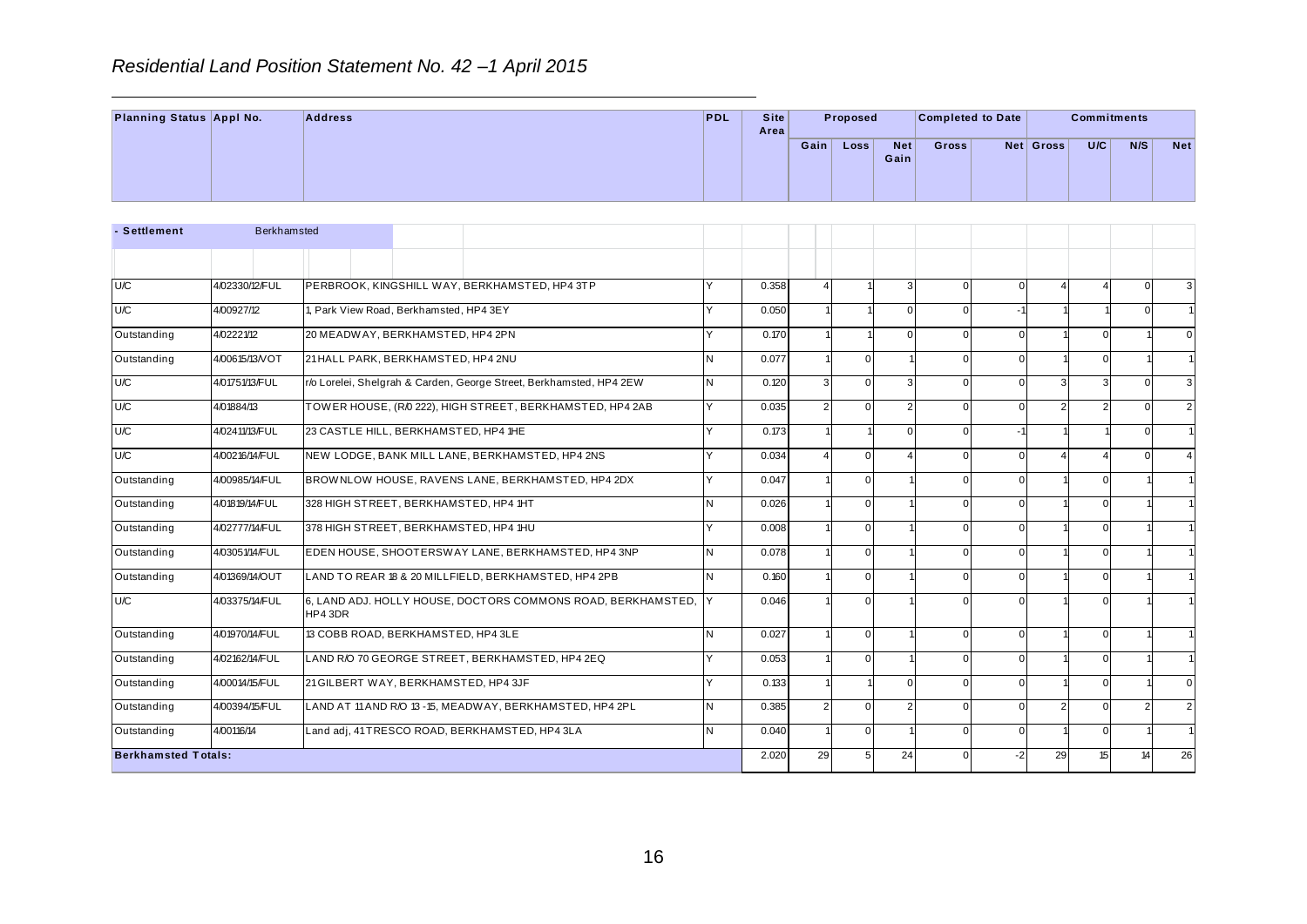# *Residential Land Position Statement No. 42 –1 April 2015*

| Planning Status | Appl No. | Address | PDL | Site Area | Proposed | | | Completed to Date | | Commitments | | | |
|---|---|---|---|---|---|---|---|---|---|---|---|---|---|
| | | | | | Gain | Loss | Net Gain | Gross | Net | Gross | U/C | N/S | Net |
| **- Settlement** | Berkhamsted | | | | | | | | | | | | |
| U/C | 4/02330/12/FUL | PERBROOK, KINGSHILL WAY, BERKHAMSTED, HP4 3TP | Y | 0.358 | 4 | 1 | 3 | 0 | 0 | 4 | 4 | 0 | 3 |
| U/C | 4/00927/12 | 1, Park View Road, Berkhamsted, HP4 3EY | Y | 0.050 | 1 | 1 | 0 | 0 | -1 | 1 | 1 | 0 | 1 |
| Outstanding | 4/02221/12 | 20 MEADWAY, BERKHAMSTED, HP4 2PN | Y | 0.170 | 1 | 1 | 0 | 0 | 0 | 1 | 0 | 1 | 0 |
| Outstanding | 4/00615/13/VOT | 21 HALL PARK, BERKHAMSTED, HP4 2NU | N | 0.077 | 1 | 0 | 1 | 0 | 0 | 1 | 0 | 1 | 1 |
| U/C | 4/01751/13/FUL | r/o Lorelei, Shelgrah & Carden, George Street, Berkhamsted, HP4 2EW | N | 0.120 | 3 | 0 | 3 | 0 | 0 | 3 | 3 | 0 | 3 |
| U/C | 4/01884/13 | TOWER HOUSE, (R/O 222), HIGH STREET, BERKHAMSTED, HP4 2AB | Y | 0.035 | 2 | 0 | 2 | 0 | 0 | 2 | 2 | 0 | 2 |
| U/C | 4/02411/13/FUL | 23 CASTLE HILL, BERKHAMSTED, HP4 1HE | Y | 0.173 | 1 | 1 | 0 | 0 | -1 | 1 | 1 | 0 | 1 |
| U/C | 4/00216/14/FUL | NEW LODGE, BANK MILL LANE, BERKHAMSTED, HP4 2NS | Y | 0.034 | 4 | 0 | 4 | 0 | 0 | 4 | 4 | 0 | 4 |
| Outstanding | 4/00985/14/FUL | BROWNLOW HOUSE, RAVENS LANE, BERKHAMSTED, HP4 2DX | Y | 0.047 | 1 | 0 | 1 | 0 | 0 | 1 | 0 | 1 | 1 |
| Outstanding | 4/01819/14/FUL | 328 HIGH STREET, BERKHAMSTED, HP4 1HT | N | 0.026 | 1 | 0 | 1 | 0 | 0 | 1 | 0 | 1 | 1 |
| Outstanding | 4/02777/14/FUL | 378 HIGH STREET, BERKHAMSTED, HP4 1HU | Y | 0.008 | 1 | 0 | 1 | 0 | 0 | 1 | 0 | 1 | 1 |
| Outstanding | 4/03051/14/FUL | EDEN HOUSE, SHOOTERSWAY LANE, BERKHAMSTED, HP4 3NP | N | 0.078 | 1 | 0 | 1 | 0 | 0 | 1 | 0 | 1 | 1 |
| Outstanding | 4/01369/14/OUT | LAND TO REAR 18 & 20 MILLFIELD, BERKHAMSTED, HP4 2PB | N | 0.160 | 1 | 0 | 1 | 0 | 0 | 1 | 0 | 1 | 1 |
| U/C | 4/03375/14/FUL | 6, LAND ADJ. HOLLY HOUSE, DOCTORS COMMONS ROAD, BERKHAMSTED, HP4 3DR | Y | 0.046 | 1 | 0 | 1 | 0 | 0 | 1 | 0 | 1 | 1 |
| Outstanding | 4/01970/14/FUL | 13 COBB ROAD, BERKHAMSTED, HP4 3LE | N | 0.027 | 1 | 0 | 1 | 0 | 0 | 1 | 0 | 1 | 1 |
| Outstanding | 4/02162/14/FUL | LAND R/O 70 GEORGE STREET, BERKHAMSTED, HP4 2EQ | Y | 0.053 | 1 | 0 | 1 | 0 | 0 | 1 | 0 | 1 | 1 |
| Outstanding | 4/00014/15/FUL | 21 GILBERT WAY, BERKHAMSTED, HP4 3JF | Y | 0.133 | 1 | 1 | 0 | 0 | 0 | 1 | 0 | 1 | 0 |
| Outstanding | 4/00394/15/FUL | LAND AT 11 AND R/O 13 -15, MEADWAY, BERKHAMSTED, HP4 2PL | N | 0.385 | 2 | 0 | 2 | 0 | 0 | 2 | 0 | 2 | 2 |
| Outstanding | 4/00116/14 | Land adj, 41 TRESCO ROAD, BERKHAMSTED, HP4 3LA | N | 0.040 | 1 | 0 | 1 | 0 | 0 | 1 | 0 | 1 | 1 |
| **Berkhamsted Totals:** | | | | 2.020 | 29 | 5 | 24 | 0 | -2 | 29 | 15 | 14 | 26 |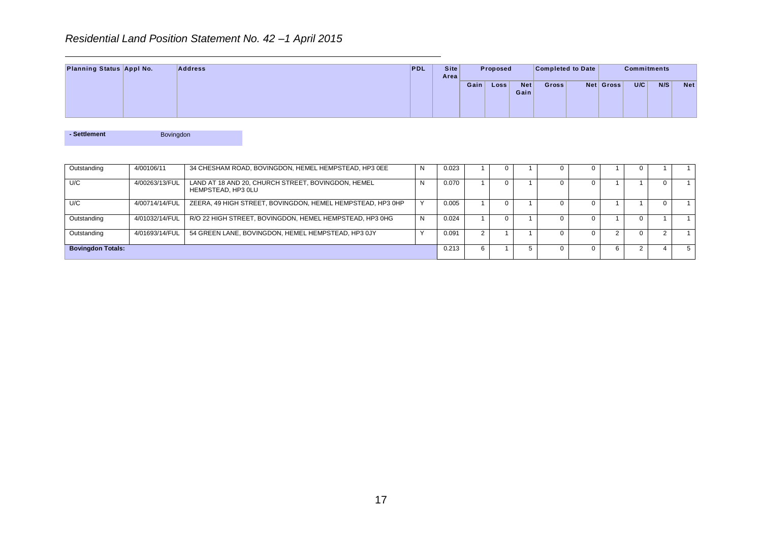*Residential Land Position Statement No. 42 –1 April 2015*

| Planning Status | Appl No. | Address | PDL | Site Area | Proposed | | | Completed to Date | | Commitments | | | |
|---|---|---|---|---|---|---|---|---|---|---|---|---|---|
| | | | | | Gain | Loss | Net Gain | Gross | Net | Gross | U/C | N/S | Net |
| **- Settlement** Bovingdon | | | | | | | | | | | | | |
| Outstanding | 4/00106/11 | 34 CHESHAM ROAD, BOVINGDON, HEMEL HEMPSTEAD, HP3 0EE | N | 0.023 | 1 | 0 | 1 | 0 | 0 | 1 | 0 | 1 | 1 |
| U/C | 4/00263/13/FUL | LAND AT 18 AND 20, CHURCH STREET, BOVINGDON, HEMEL HEMPSTEAD, HP3 0LU | N | 0.070 | 1 | 0 | 1 | 0 | 0 | 1 | 1 | 0 | 1 |
| U/C | 4/00714/14/FUL | ZEERA, 49 HIGH STREET, BOVINGDON, HEMEL HEMPSTEAD, HP3 0HP | Y | 0.005 | 1 | 0 | 1 | 0 | 0 | 1 | 1 | 0 | 1 |
| Outstanding | 4/01032/14/FUL | R/O 22 HIGH STREET, BOVINGDON, HEMEL HEMPSTEAD, HP3 0HG | N | 0.024 | 1 | 0 | 1 | 0 | 0 | 1 | 0 | 1 | 1 |
| Outstanding | 4/01693/14/FUL | 54 GREEN LANE, BOVINGDON, HEMEL HEMPSTEAD, HP3 0JY | Y | 0.091 | 2 | 1 | 1 | 0 | 0 | 2 | 0 | 2 | 1 |
| **Bovingdon Totals:** | | | | 0.213 | 6 | 1 | 5 | 0 | 0 | 6 | 2 | 4 | 5 |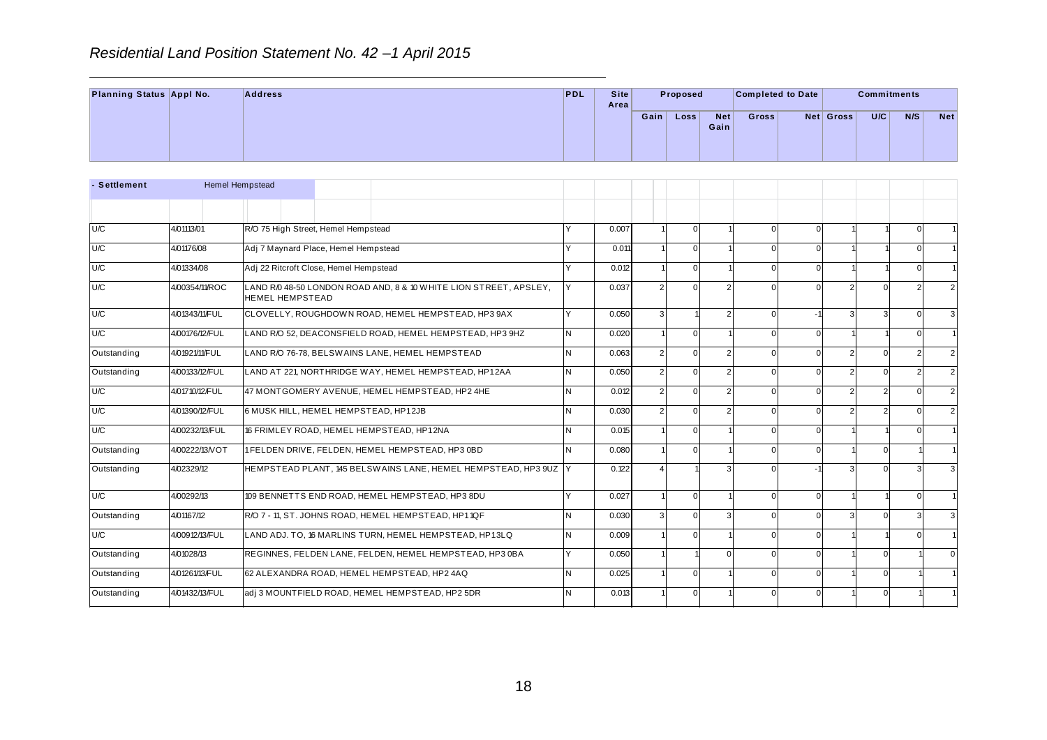*Residential Land Position Statement No. 42 –1 April 2015*

| Planning Status | Appl No. | Address | PDL | Site Area | Proposed | | | Completed to Date | | Commitments | | | |
|---|---|---|---|---|---|---|---|---|---|---|---|---|---|
| | | | | | Gain | Loss | Net Gain | Gross | Net | Gross | U/C | N/S | Net |
| **- Settlement** | Hemel Hempstead | | | | | | | | | | | | |
| U/C | 4/01113/01 | R/O 75 High Street, Hemel Hempstead | Y | 0.007 | 1 | 0 | 1 | 0 | 0 | 1 | 1 | 0 | 1 |
| U/C | 4/01176/08 | Adj 7 Maynard Place, Hemel Hempstead | Y | 0.011 | 1 | 0 | 1 | 0 | 0 | 1 | 1 | 0 | 1 |
| U/C | 4/01334/08 | Adj 22 Ritcroft Close, Hemel Hempstead | Y | 0.012 | 1 | 0 | 1 | 0 | 0 | 1 | 1 | 0 | 1 |
| U/C | 4/00354/11/ROC | LAND R/0 48-50 LONDON ROAD AND, 8 & 10 WHITE LION STREET, APSLEY, HEMEL HEMPSTEAD | Y | 0.037 | 2 | 0 | 2 | 0 | 0 | 2 | 0 | 2 | 2 |
| U/C | 4/01343/11/FUL | CLOVELLY, ROUGHDOWN ROAD, HEMEL HEMPSTEAD, HP3 9AX | Y | 0.050 | 3 | 1 | 2 | 0 | -1 | 3 | 3 | 0 | 3 |
| U/C | 4/00176/12/FUL | LAND R/O 52, DEACONSFIELD ROAD, HEMEL HEMPSTEAD, HP3 9HZ | N | 0.020 | 1 | 0 | 1 | 0 | 0 | 1 | 1 | 0 | 1 |
| Outstanding | 4/01921/11/FUL | LAND R/O 76-78, BELSWAINS LANE, HEMEL HEMPSTEAD | N | 0.063 | 2 | 0 | 2 | 0 | 0 | 2 | 0 | 2 | 2 |
| Outstanding | 4/00133/12/FUL | LAND AT 221, NORTHRIDGE WAY, HEMEL HEMPSTEAD, HP1 2AA | N | 0.050 | 2 | 0 | 2 | 0 | 0 | 2 | 0 | 2 | 2 |
| U/C | 4/01710/12/FUL | 47 MONTGOMERY AVENUE, HEMEL HEMPSTEAD, HP2 4HE | N | 0.012 | 2 | 0 | 2 | 0 | 0 | 2 | 2 | 0 | 2 |
| U/C | 4/01390/12/FUL | 6 MUSK HILL, HEMEL HEMPSTEAD, HP1 2JB | N | 0.030 | 2 | 0 | 2 | 0 | 0 | 2 | 2 | 0 | 2 |
| U/C | 4/00232/13/FUL | 16 FRIMLEY ROAD, HEMEL HEMPSTEAD, HP1 2NA | N | 0.015 | 1 | 0 | 1 | 0 | 0 | 1 | 1 | 0 | 1 |
| Outstanding | 4/00222/13/VOT | 1 FELDEN DRIVE, FELDEN, HEMEL HEMPSTEAD, HP3 0BD | N | 0.080 | 1 | 0 | 1 | 0 | 0 | 1 | 0 | 1 | 1 |
| Outstanding | 4/02329/12 | HEMPSTEAD PLANT, 145 BELSWAINS LANE, HEMEL HEMPSTEAD, HP3 9UZ | Y | 0.122 | 4 | 1 | 3 | 0 | -1 | 3 | 0 | 3 | 3 |
| U/C | 4/00292/13 | 109 BENNETTS END ROAD, HEMEL HEMPSTEAD, HP3 8DU | Y | 0.027 | 1 | 0 | 1 | 0 | 0 | 1 | 1 | 0 | 1 |
| Outstanding | 4/01167/12 | R/O 7 - 11, ST. JOHNS ROAD, HEMEL HEMPSTEAD, HP1 1QF | N | 0.030 | 3 | 0 | 3 | 0 | 0 | 3 | 0 | 3 | 3 |
| U/C | 4/00912/13/FUL | LAND ADJ. TO, 16 MARLINS TURN, HEMEL HEMPSTEAD, HP1 3LQ | N | 0.009 | 1 | 0 | 1 | 0 | 0 | 1 | 1 | 0 | 1 |
| Outstanding | 4/01028/13 | REGINNES, FELDEN LANE, FELDEN, HEMEL HEMPSTEAD, HP3 0BA | Y | 0.050 | 1 | 1 | 0 | 0 | 0 | 1 | 0 | 1 | 0 |
| Outstanding | 4/01261/13/FUL | 62 ALEXANDRA ROAD, HEMEL HEMPSTEAD, HP2 4AQ | N | 0.025 | 1 | 0 | 1 | 0 | 0 | 1 | 0 | 1 | 1 |
| Outstanding | 4/01432/13/FUL | adj 3 MOUNTFIELD ROAD, HEMEL HEMPSTEAD, HP2 5DR | N | 0.013 | 1 | 0 | 1 | 0 | 0 | 1 | 0 | 1 | 1 |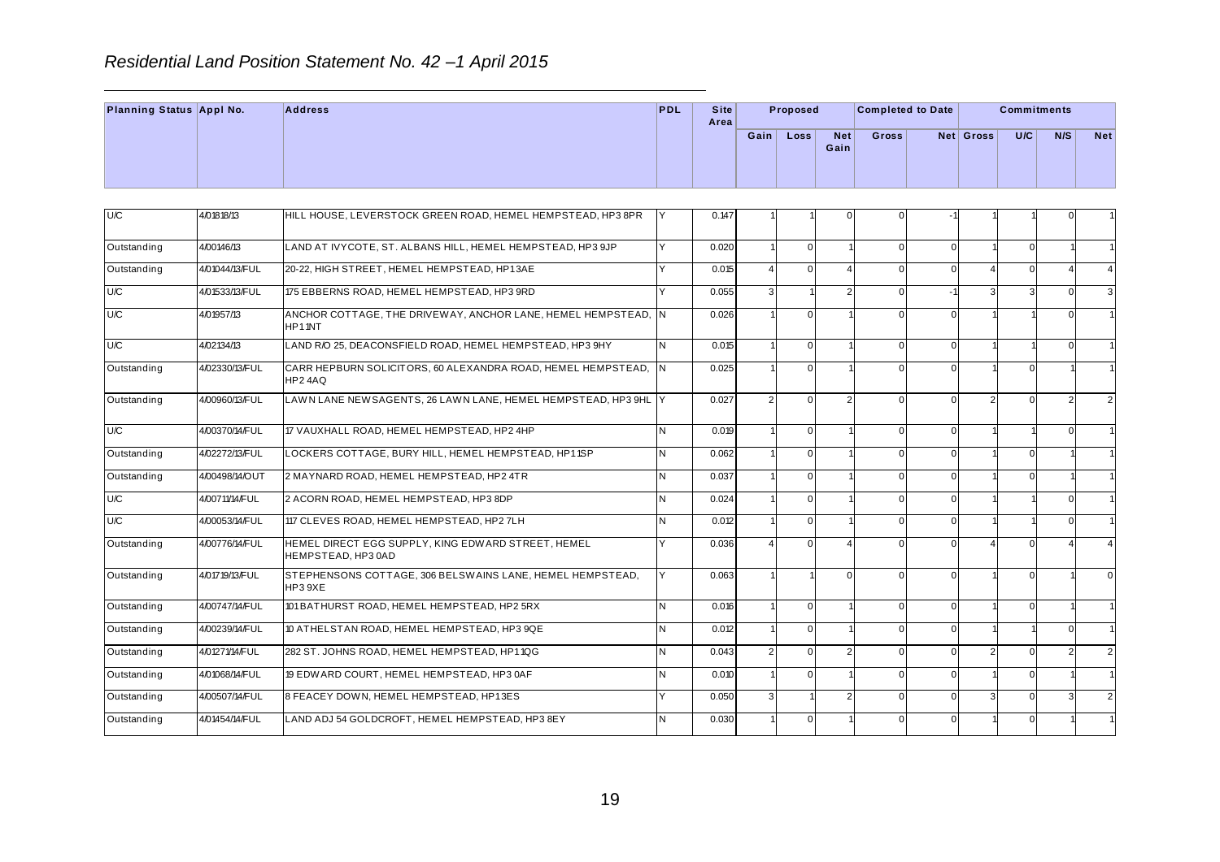## *Residential Land Position Statement No. 42 –1 April 2015*

| Planning Status | Appl No. | Address | PDL | Site Area | Proposed | | | Completed to Date | | Commitments | | | |
|---|---|---|---|---|---|---|---|---|---|---|---|---|---|
| | | | | | Gain | Loss | Net Gain | Gross | Net | Gross | U/C | N/S | Net |
| U/C | 4/01818/13 | HILL HOUSE, LEVERSTOCK GREEN ROAD, HEMEL HEMPSTEAD, HP3 8PR | Y | 0.147 | 1 | 1 | 0 | 0 | -1 | 1 | 1 | 0 | 1 |
| Outstanding | 4/00146/13 | LAND AT IVYCOTE, ST. ALBANS HILL, HEMEL HEMPSTEAD, HP3 9JP | Y | 0.020 | 1 | 0 | 1 | 0 | 0 | 1 | 0 | 1 | 1 |
| Outstanding | 4/01044/13/FUL | 20-22, HIGH STREET, HEMEL HEMPSTEAD, HP1 3AE | Y | 0.015 | 4 | 0 | 4 | 0 | 0 | 4 | 0 | 4 | 4 |
| U/C | 4/01533/13/FUL | 175 EBBERNS ROAD, HEMEL HEMPSTEAD, HP3 9RD | Y | 0.055 | 3 | 1 | 2 | 0 | -1 | 3 | 3 | 0 | 3 |
| U/C | 4/01957/13 | ANCHOR COTTAGE, THE DRIVEWAY, ANCHOR LANE, HEMEL HEMPSTEAD, HP1 1NT | N | 0.026 | 1 | 0 | 1 | 0 | 0 | 1 | 1 | 0 | 1 |
| U/C | 4/02134/13 | LAND R/O 25, DEACONSFIELD ROAD, HEMEL HEMPSTEAD, HP3 9HY | N | 0.015 | 1 | 0 | 1 | 0 | 0 | 1 | 1 | 0 | 1 |
| Outstanding | 4/02330/13/FUL | CARR HEPBURN SOLICITORS, 60 ALEXANDRA ROAD, HEMEL HEMPSTEAD, HP2 4AQ | N | 0.025 | 1 | 0 | 1 | 0 | 0 | 1 | 0 | 1 | 1 |
| Outstanding | 4/00960/13/FUL | LAWN LANE NEWSAGENTS, 26 LAWN LANE, HEMEL HEMPSTEAD, HP3 9HL | Y | 0.027 | 2 | 0 | 2 | 0 | 0 | 2 | 0 | 2 | 2 |
| U/C | 4/00370/14/FUL | 17 VAUXHALL ROAD, HEMEL HEMPSTEAD, HP2 4HP | N | 0.019 | 1 | 0 | 1 | 0 | 0 | 1 | 1 | 0 | 1 |
| Outstanding | 4/02272/13/FUL | LOCKERS COTTAGE, BURY HILL, HEMEL HEMPSTEAD, HP1 1SP | N | 0.062 | 1 | 0 | 1 | 0 | 0 | 1 | 0 | 1 | 1 |
| Outstanding | 4/00498/14/OUT | 2 MAYNARD ROAD, HEMEL HEMPSTEAD, HP2 4TR | N | 0.037 | 1 | 0 | 1 | 0 | 0 | 1 | 0 | 1 | 1 |
| U/C | 4/00711/14/FUL | 2 ACORN ROAD, HEMEL HEMPSTEAD, HP3 8DP | N | 0.024 | 1 | 0 | 1 | 0 | 0 | 1 | 1 | 0 | 1 |
| U/C | 4/00053/14/FUL | 117 CLEVES ROAD, HEMEL HEMPSTEAD, HP2 7LH | N | 0.012 | 1 | 0 | 1 | 0 | 0 | 1 | 1 | 0 | 1 |
| Outstanding | 4/00776/14/FUL | HEMEL DIRECT EGG SUPPLY, KING EDWARD STREET, HEMEL HEMPSTEAD, HP3 0AD | Y | 0.036 | 4 | 0 | 4 | 0 | 0 | 4 | 0 | 4 | 4 |
| Outstanding | 4/01719/13/FUL | STEPHENSONS COTTAGE, 306 BELSWAINS LANE, HEMEL HEMPSTEAD, HP3 9XE | Y | 0.063 | 1 | 1 | 0 | 0 | 0 | 1 | 0 | 1 | 0 |
| Outstanding | 4/00747/14/FUL | 101 BATHURST ROAD, HEMEL HEMPSTEAD, HP2 5RX | N | 0.016 | 1 | 0 | 1 | 0 | 0 | 1 | 0 | 1 | 1 |
| Outstanding | 4/00239/14/FUL | 10 ATHELSTAN ROAD, HEMEL HEMPSTEAD, HP3 9QE | N | 0.012 | 1 | 0 | 1 | 0 | 0 | 1 | 1 | 0 | 1 |
| Outstanding | 4/01271/14/FUL | 282 ST. JOHNS ROAD, HEMEL HEMPSTEAD, HP1 1QG | N | 0.043 | 2 | 0 | 2 | 0 | 0 | 2 | 0 | 2 | 2 |
| Outstanding | 4/01068/14/FUL | 19 EDWARD COURT, HEMEL HEMPSTEAD, HP3 0AF | N | 0.010 | 1 | 0 | 1 | 0 | 0 | 1 | 0 | 1 | 1 |
| Outstanding | 4/00507/14/FUL | 8 FEACEY DOWN, HEMEL HEMPSTEAD, HP1 3ES | Y | 0.050 | 3 | 1 | 2 | 0 | 0 | 3 | 0 | 3 | 2 |
| Outstanding | 4/01454/14/FUL | LAND ADJ 54 GOLDCROFT, HEMEL HEMPSTEAD, HP3 8EY | N | 0.030 | 1 | 0 | 1 | 0 | 0 | 1 | 0 | 1 | 1 |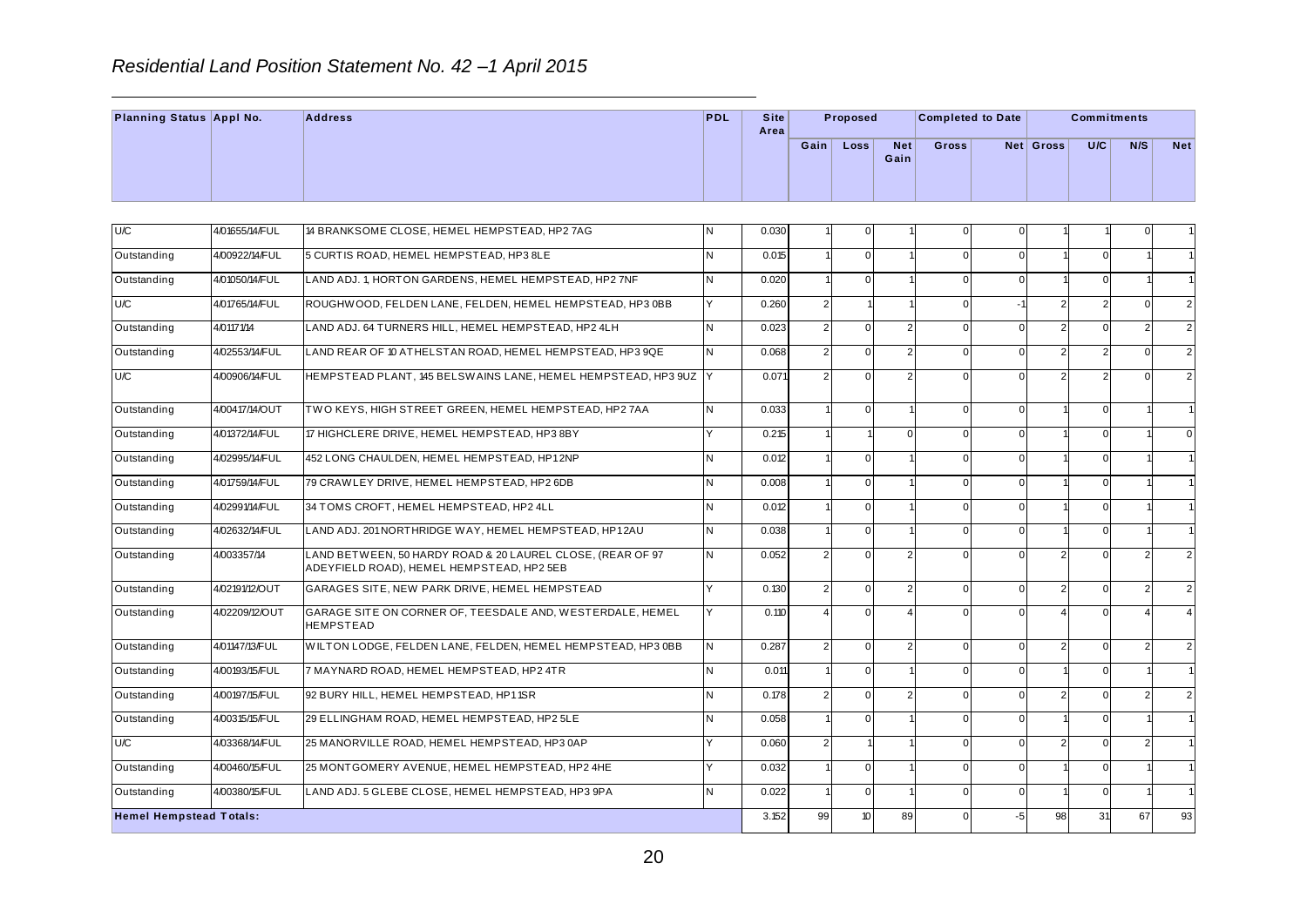# *Residential Land Position Statement No. 42 –1 April 2015*

| Planning Status | Appl No. | Address | PDL | Site Area | Proposed | | | Completed to Date | | Commitments | | | |
|---|---|---|---|---|---|---|---|---|---|---|---|---|---|
| | | | | | Gain | Loss | Net Gain | Gross | Net | Gross | U/C | N/S | Net |
| U/C | 4/01655/14/FUL | 14 BRANKSOME CLOSE, HEMEL HEMPSTEAD, HP2 7AG | N | 0.030 | 1 | 0 | 1 | 0 | 0 | 1 | 1 | 0 | 1 |
| Outstanding | 4/00922/14/FUL | 5 CURTIS ROAD, HEMEL HEMPSTEAD, HP3 8LE | N | 0.015 | 1 | 0 | 1 | 0 | 0 | 1 | 0 | 1 | 1 |
| Outstanding | 4/01050/14/FUL | LAND ADJ. 1, HORTON GARDENS, HEMEL HEMPSTEAD, HP2 7NF | N | 0.020 | 1 | 0 | 1 | 0 | 0 | 1 | 0 | 1 | 1 |
| U/C | 4/01765/14/FUL | ROUGHWOOD, FELDEN LANE, FELDEN, HEMEL HEMPSTEAD, HP3 0BB | Y | 0.260 | 2 | 1 | 1 | 0 | -1 | 2 | 2 | 0 | 2 |
| Outstanding | 4/01171/14 | LAND ADJ. 64 TURNERS HILL, HEMEL HEMPSTEAD, HP2 4LH | N | 0.023 | 2 | 0 | 2 | 0 | 0 | 2 | 0 | 2 | 2 |
| Outstanding | 4/02553/14/FUL | LAND REAR OF 10 ATHELSTAN ROAD, HEMEL HEMPSTEAD, HP3 9QE | N | 0.068 | 2 | 0 | 2 | 0 | 0 | 2 | 2 | 0 | 2 |
| U/C | 4/00906/14/FUL | HEMPSTEAD PLANT, 145 BELSWAINS LANE, HEMEL HEMPSTEAD, HP3 9UZ | Y | 0.071 | 2 | 0 | 2 | 0 | 0 | 2 | 2 | 0 | 2 |
| Outstanding | 4/00417/14/OUT | TWO KEYS, HIGH STREET GREEN, HEMEL HEMPSTEAD, HP2 7AA | N | 0.033 | 1 | 0 | 1 | 0 | 0 | 1 | 0 | 1 | 1 |
| Outstanding | 4/01372/14/FUL | 17 HIGHCLERE DRIVE, HEMEL HEMPSTEAD, HP3 8BY | Y | 0.215 | 1 | 1 | 0 | 0 | 0 | 1 | 0 | 1 | 0 |
| Outstanding | 4/02995/14/FUL | 452 LONG CHAULDEN, HEMEL HEMPSTEAD, HP1 2NP | N | 0.012 | 1 | 0 | 1 | 0 | 0 | 1 | 0 | 1 | 1 |
| Outstanding | 4/01759/14/FUL | 79 CRAWLEY DRIVE, HEMEL HEMPSTEAD, HP2 6DB | N | 0.008 | 1 | 0 | 1 | 0 | 0 | 1 | 0 | 1 | 1 |
| Outstanding | 4/02991/14/FUL | 34 TOMS CROFT, HEMEL HEMPSTEAD, HP2 4LL | N | 0.012 | 1 | 0 | 1 | 0 | 0 | 1 | 0 | 1 | 1 |
| Outstanding | 4/02632/14/FUL | LAND ADJ. 201 NORTHRIDGE WAY, HEMEL HEMPSTEAD, HP1 2AU | N | 0.038 | 1 | 0 | 1 | 0 | 0 | 1 | 0 | 1 | 1 |
| Outstanding | 4/003357/14 | LAND BETWEEN, 50 HARDY ROAD & 20 LAUREL CLOSE, (REAR OF 97 ADEYFIELD ROAD), HEMEL HEMPSTEAD, HP2 5EB | N | 0.052 | 2 | 0 | 2 | 0 | 0 | 2 | 0 | 2 | 2 |
| Outstanding | 4/02191/12/OUT | GARAGES SITE, NEW PARK DRIVE, HEMEL HEMPSTEAD | Y | 0.130 | 2 | 0 | 2 | 0 | 0 | 2 | 0 | 2 | 2 |
| Outstanding | 4/02209/12/OUT | GARAGE SITE ON CORNER OF, TEESDALE AND, WESTERDALE, HEMEL HEMPSTEAD | Y | 0.110 | 4 | 0 | 4 | 0 | 0 | 4 | 0 | 4 | 4 |
| Outstanding | 4/01147/13/FUL | WILTON LODGE, FELDEN LANE, FELDEN, HEMEL HEMPSTEAD, HP3 0BB | N | 0.287 | 2 | 0 | 2 | 0 | 0 | 2 | 0 | 2 | 2 |
| Outstanding | 4/00193/15/FUL | 7 MAYNARD ROAD, HEMEL HEMPSTEAD, HP2 4TR | N | 0.011 | 1 | 0 | 1 | 0 | 0 | 1 | 0 | 1 | 1 |
| Outstanding | 4/00197/15/FUL | 92 BURY HILL, HEMEL HEMPSTEAD, HP1 1SR | N | 0.178 | 2 | 0 | 2 | 0 | 0 | 2 | 0 | 2 | 2 |
| Outstanding | 4/00315/15/FUL | 29 ELLINGHAM ROAD, HEMEL HEMPSTEAD, HP2 5LE | N | 0.058 | 1 | 0 | 1 | 0 | 0 | 1 | 0 | 1 | 1 |
| U/C | 4/03368/14/FUL | 25 MANORVILLE ROAD, HEMEL HEMPSTEAD, HP3 0AP | Y | 0.060 | 2 | 1 | 1 | 0 | 0 | 2 | 0 | 2 | 1 |
| Outstanding | 4/00460/15/FUL | 25 MONTGOMERY AVENUE, HEMEL HEMPSTEAD, HP2 4HE | Y | 0.032 | 1 | 0 | 1 | 0 | 0 | 1 | 0 | 1 | 1 |
| Outstanding | 4/00380/15/FUL | LAND ADJ. 5 GLEBE CLOSE, HEMEL HEMPSTEAD, HP3 9PA | N | 0.022 | 1 | 0 | 1 | 0 | 0 | 1 | 0 | 1 | 1 |
| **Hemel Hempstead Totals:** | | | | 3.152 | 99 | 10 | 89 | 0 | -5 | 98 | 31 | 67 | 93 |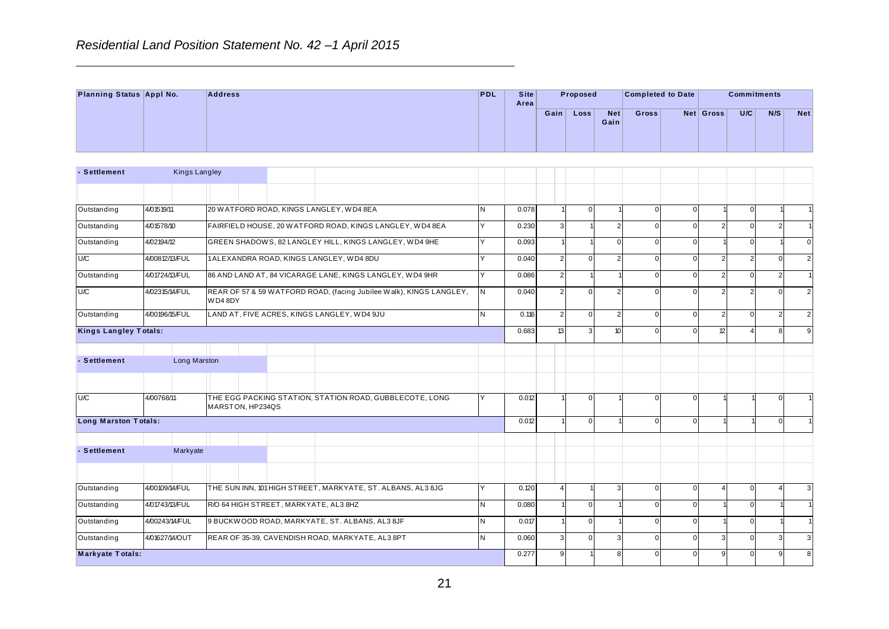# Residential Land Position Statement No. 42 –1 April 2015

| Planning Status | Appl No. | Address | PDL | Site Area | Proposed | | | Completed to Date | | Commitments | | | |
|---|---|---|---|---|---|---|---|---|---|---|---|---|---|
| | | | | | Gain | Loss | Net Gain | Gross | Net | Gross | U/C | N/S | Net |
| **- Settlement** | Kings Langley | | | | | | | | | | | | |
| Outstanding | 4/01519/11 | 20 WATFORD ROAD, KINGS LANGLEY, WD4 8EA | N | 0.078 | 1 | 0 | 1 | 0 | 0 | 1 | 0 | 1 | 1 |
| Outstanding | 4/01578/10 | FAIRFIELD HOUSE, 20 WATFORD ROAD, KINGS LANGLEY, WD4 8EA | Y | 0.230 | 3 | 1 | 2 | 0 | 0 | 2 | 0 | 2 | 1 |
| Outstanding | 4/02194/12 | GREEN SHADOWS, 82 LANGLEY HILL, KINGS LANGLEY, WD4 9HE | Y | 0.093 | 1 | 1 | 0 | 0 | 0 | 1 | 0 | 1 | 0 |
| U/C | 4/00812/13/FUL | 1 ALEXANDRA ROAD, KINGS LANGLEY, WD4 8DU | Y | 0.040 | 2 | 0 | 2 | 0 | 0 | 2 | 2 | 0 | 2 |
| Outstanding | 4/01724/13/FUL | 86 AND LAND AT, 84 VICARAGE LANE, KINGS LANGLEY, WD4 9HR | Y | 0.086 | 2 | 1 | 1 | 0 | 0 | 2 | 0 | 2 | 1 |
| U/C | 4/02315/14/FUL | REAR OF 57 & 59 WATFORD ROAD, (facing Jubilee Walk), KINGS LANGLEY, WD4 8DY | N | 0.040 | 2 | 0 | 2 | 0 | 0 | 2 | 2 | 0 | 2 |
| Outstanding | 4/00196/15/FUL | LAND AT, FIVE ACRES, KINGS LANGLEY, WD4 9JU | N | 0.116 | 2 | 0 | 2 | 0 | 0 | 2 | 0 | 2 | 2 |
| **Kings Langley Totals:** | | | | 0.683 | 13 | 3 | 10 | 0 | 0 | 12 | 4 | 8 | 9 |
| **- Settlement** | Long Marston | | | | | | | | | | | | |
| U/C | 4/00768/11 | THE EGG PACKING STATION, STATION ROAD, GUBBLECOTE, LONG MARSTON, HP234QS | Y | 0.012 | 1 | 0 | 1 | 0 | 0 | 1 | 1 | 0 | 1 |
| **Long Marston Totals:** | | | | 0.012 | 1 | 0 | 1 | 0 | 0 | 1 | 1 | 0 | 1 |
| **- Settlement** | Markyate | | | | | | | | | | | | |
| Outstanding | 4/00109/14/FUL | THE SUN INN, 101 HIGH STREET, MARKYATE, ST. ALBANS, AL3 8JG | Y | 0.120 | 4 | 1 | 3 | 0 | 0 | 4 | 0 | 4 | 3 |
| Outstanding | 4/01743/13/FUL | R/O 64 HIGH STREET, MARKYATE, AL3 8HZ | N | 0.080 | 1 | 0 | 1 | 0 | 0 | 1 | 0 | 1 | 1 |
| Outstanding | 4/00243/14/FUL | 9 BUCKWOOD ROAD, MARKYATE, ST. ALBANS, AL3 8JF | N | 0.017 | 1 | 0 | 1 | 0 | 0 | 1 | 0 | 1 | 1 |
| Outstanding | 4/01627/14/OUT | REAR OF 35-39, CAVENDISH ROAD, MARKYATE, AL3 8PT | N | 0.060 | 3 | 0 | 3 | 0 | 0 | 3 | 0 | 3 | 3 |
| **Markyate Totals:** | | | | 0.277 | 9 | 1 | 8 | 0 | 0 | 9 | 0 | 9 | 8 |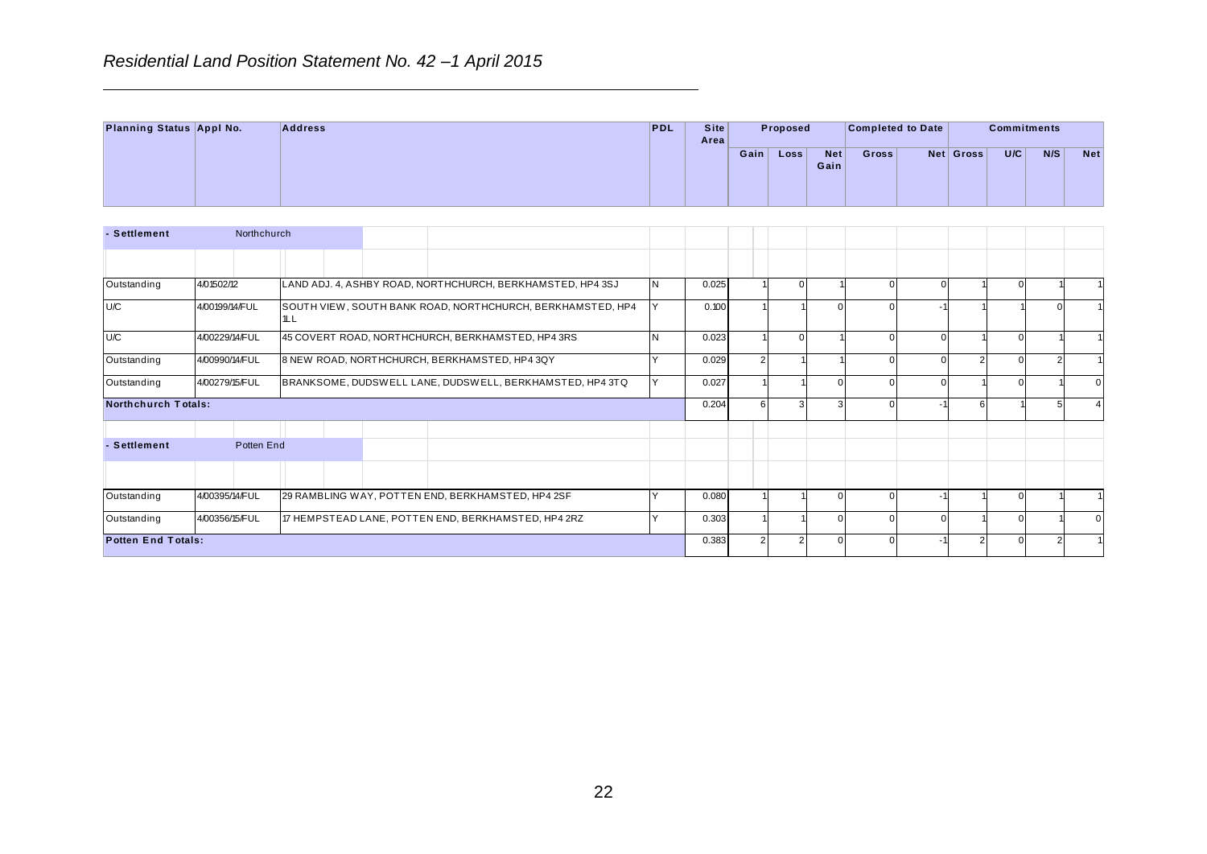*Residential Land Position Statement No. 42 –1 April 2015*

| Planning Status | Appl No. | Address | PDL | Site Area | Proposed | | | Completed to Date | | Commitments | | | |
|---|---|---|---|---|---|---|---|---|---|---|---|---|---|
| | | | | | Gain | Loss | Net Gain | Gross | Net | Gross | U/C | N/S | Net |
| **- Settlement** | Northchurch | | | | | | | | | | | | |
| Outstanding | 4/01502/12 | LAND ADJ. 4, ASHBY ROAD, NORTHCHURCH, BERKHAMSTED, HP4 3SJ | N | 0.025 | 1 | 0 | 1 | 0 | 0 | 1 | 0 | 1 | 1 |
| U/C | 4/00199/14/FUL | SOUTH VIEW, SOUTH BANK ROAD, NORTHCHURCH, BERKHAMSTED, HP4 1LL | Y | 0.100 | 1 | 1 | 0 | 0 | -1 | 1 | 1 | 0 | 1 |
| U/C | 4/00229/14/FUL | 45 COVERT ROAD, NORTHCHURCH, BERKHAMSTED, HP4 3RS | N | 0.023 | 1 | 0 | 1 | 0 | 0 | 1 | 0 | 1 | 1 |
| Outstanding | 4/00990/14/FUL | 8 NEW ROAD, NORTHCHURCH, BERKHAMSTED, HP4 3QY | Y | 0.029 | 2 | 1 | 1 | 0 | 0 | 2 | 0 | 2 | 1 |
| Outstanding | 4/00279/15/FUL | BRANKSOME, DUDSWELL LANE, DUDSWELL, BERKHAMSTED, HP4 3TQ | Y | 0.027 | 1 | 1 | 0 | 0 | 0 | 1 | 0 | 1 | 0 |
| **Northchurch Totals:** | | | | 0.204 | 6 | 3 | 3 | 0 | -1 | 6 | 1 | 5 | 4 |
| **- Settlement** | Potten End | | | | | | | | | | | | |
| Outstanding | 4/00395/14/FUL | 29 RAMBLING WAY, POTTEN END, BERKHAMSTED, HP4 2SF | Y | 0.080 | 1 | 1 | 0 | 0 | -1 | 1 | 0 | 1 | 1 |
| Outstanding | 4/00356/15/FUL | 17 HEMPSTEAD LANE, POTTEN END, BERKHAMSTED, HP4 2RZ | Y | 0.303 | 1 | 1 | 0 | 0 | 0 | 1 | 0 | 1 | 0 |
| **Potten End Totals:** | | | | 0.383 | 2 | 2 | 0 | 0 | -1 | 2 | 0 | 2 | 1 |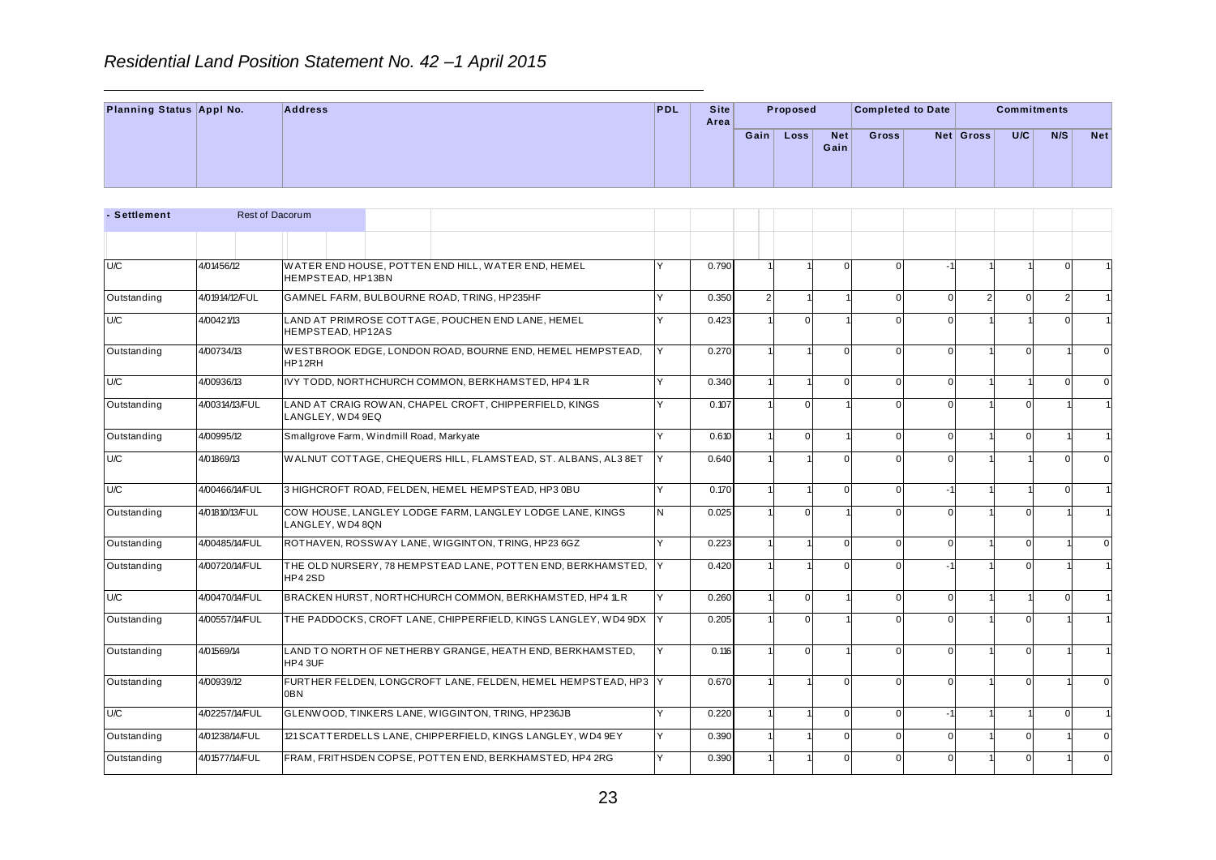## Residential Land Position Statement No. 42 –1 April 2015

| Planning Status | Appl No. | Address | PDL | Site Area | Proposed | | | Completed to Date | | Commitments | | | |
|---|---|---|---|---|---|---|---|---|---|---|---|---|---|
| | | | | | Gain | Loss | Net Gain | Gross | Net | Gross | U/C | N/S | Net |
| **- Settlement** | Rest of Dacorum | | | | | | | | | | | | |
| U/C | 4/01456/12 | WATER END HOUSE, POTTEN END HILL, WATER END, HEMEL HEMPSTEAD, HP13BN | Y | 0.790 | 1 | 1 | 0 | 0 | -1 | 1 | 1 | 0 | 1 |
| Outstanding | 4/01914/12/FUL | GAMNEL FARM, BULBOURNE ROAD, TRING, HP235HF | Y | 0.350 | 2 | 1 | 1 | 0 | 0 | 2 | 0 | 2 | 1 |
| U/C | 4/00421/13 | LAND AT PRIMROSE COTTAGE, POUCHEN END LANE, HEMEL HEMPSTEAD, HP12AS | Y | 0.423 | 1 | 0 | 1 | 0 | 0 | 1 | 1 | 0 | 1 |
| Outstanding | 4/00734/13 | WESTBROOK EDGE, LONDON ROAD, BOURNE END, HEMEL HEMPSTEAD, HP12RH | Y | 0.270 | 1 | 1 | 0 | 0 | 0 | 1 | 0 | 1 | 0 |
| U/C | 4/00936/13 | IVY TODD, NORTHCHURCH COMMON, BERKHAMSTED, HP4 1LR | Y | 0.340 | 1 | 1 | 0 | 0 | 0 | 1 | 1 | 0 | 0 |
| Outstanding | 4/00314/13/FUL | LAND AT CRAIG ROWAN, CHAPEL CROFT, CHIPPERFIELD, KINGS LANGLEY, WD4 9EQ | Y | 0.107 | 1 | 0 | 1 | 0 | 0 | 1 | 0 | 1 | 1 |
| Outstanding | 4/00995/12 | Smallgrove Farm, Windmill Road, Markyate | Y | 0.610 | 1 | 0 | 1 | 0 | 0 | 1 | 0 | 1 | 1 |
| U/C | 4/01869/13 | WALNUT COTTAGE, CHEQUERS HILL, FLAMSTEAD, ST. ALBANS, AL3 8ET | Y | 0.640 | 1 | 1 | 0 | 0 | 0 | 1 | 1 | 0 | 0 |
| U/C | 4/00466/14/FUL | 3 HIGHCROFT ROAD, FELDEN, HEMEL HEMPSTEAD, HP3 0BU | Y | 0.170 | 1 | 1 | 0 | 0 | -1 | 1 | 1 | 0 | 1 |
| Outstanding | 4/01810/13/FUL | COW HOUSE, LANGLEY LODGE FARM, LANGLEY LODGE LANE, KINGS LANGLEY, WD4 8QN | N | 0.025 | 1 | 0 | 1 | 0 | 0 | 1 | 0 | 1 | 1 |
| Outstanding | 4/00485/14/FUL | ROTHAVEN, ROSSWAY LANE, WIGGINTON, TRING, HP23 6GZ | Y | 0.223 | 1 | 1 | 0 | 0 | 0 | 1 | 0 | 1 | 0 |
| Outstanding | 4/00720/14/FUL | THE OLD NURSERY, 78 HEMPSTEAD LANE, POTTEN END, BERKHAMSTED, HP4 2SD | Y | 0.420 | 1 | 1 | 0 | 0 | -1 | 1 | 0 | 1 | 1 |
| U/C | 4/00470/14/FUL | BRACKEN HURST, NORTHCHURCH COMMON, BERKHAMSTED, HP4 1LR | Y | 0.260 | 1 | 0 | 1 | 0 | 0 | 1 | 1 | 0 | 1 |
| Outstanding | 4/00557/14/FUL | THE PADDOCKS, CROFT LANE, CHIPPERFIELD, KINGS LANGLEY, WD4 9DX | Y | 0.205 | 1 | 0 | 1 | 0 | 0 | 1 | 0 | 1 | 1 |
| Outstanding | 4/01569/14 | LAND TO NORTH OF NETHERBY GRANGE, HEATH END, BERKHAMSTED, HP4 3UF | Y | 0.116 | 1 | 0 | 1 | 0 | 0 | 1 | 0 | 1 | 1 |
| Outstanding | 4/00939/12 | FURTHER FELDEN, LONGCROFT LANE, FELDEN, HEMEL HEMPSTEAD, HP3 0BN | Y | 0.670 | 1 | 1 | 0 | 0 | 0 | 1 | 0 | 1 | 0 |
| U/C | 4/02257/14/FUL | GLENWOOD, TINKERS LANE, WIGGINTON, TRING, HP236JB | Y | 0.220 | 1 | 1 | 0 | 0 | -1 | 1 | 1 | 0 | 1 |
| Outstanding | 4/01238/14/FUL | 121 SCATTERDELLS LANE, CHIPPERFIELD, KINGS LANGLEY, WD4 9EY | Y | 0.390 | 1 | 1 | 0 | 0 | 0 | 1 | 0 | 1 | 0 |
| Outstanding | 4/01577/14/FUL | FRAM, FRITHSDEN COPSE, POTTEN END, BERKHAMSTED, HP4 2RG | Y | 0.390 | 1 | 1 | 0 | 0 | 0 | 1 | 0 | 1 | 0 |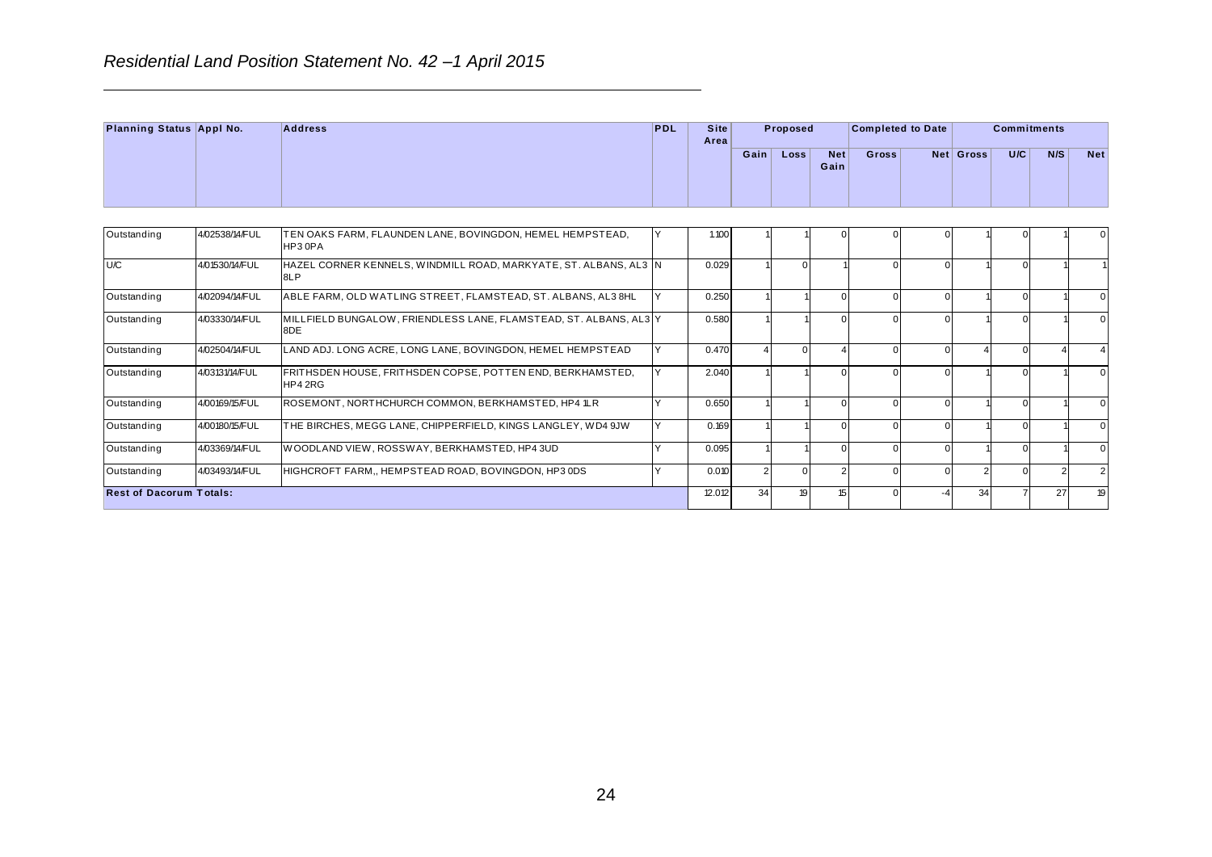*Residential Land Position Statement No. 42 –1 April 2015*

| Planning Status | Appl No. | Address | PDL | Site Area | Proposed | | | Completed to Date | | Commitments | | | |
|---|---|---|---|---|---|---|---|---|---|---|---|---|---|
| | | | | | Gain | Loss | Net Gain | Gross | Net | Gross | U/C | N/S | Net |
| Outstanding | 4/02538/14/FUL | TEN OAKS FARM, FLAUNDEN LANE, BOVINGDON, HEMEL HEMPSTEAD, HP3 0PA | Y | 1.100 | 1 | 1 | 0 | 0 | 0 | 1 | 0 | 1 | 0 |
| U/C | 4/01530/14/FUL | HAZEL CORNER KENNELS, WINDMILL ROAD, MARKYATE, ST. ALBANS, AL3 8LP | N | 0.029 | 1 | 0 | 1 | 0 | 0 | 1 | 0 | 1 | 1 |
| Outstanding | 4/02094/14/FUL | ABLE FARM, OLD WATLING STREET, FLAMSTEAD, ST. ALBANS, AL3 8HL | Y | 0.250 | 1 | 1 | 0 | 0 | 0 | 1 | 0 | 1 | 0 |
| Outstanding | 4/03330/14/FUL | MILLFIELD BUNGALOW, FRIENDLESS LANE, FLAMSTEAD, ST. ALBANS, AL3 8DE | Y | 0.580 | 1 | 1 | 0 | 0 | 0 | 1 | 0 | 1 | 0 |
| Outstanding | 4/02504/14/FUL | LAND ADJ. LONG ACRE, LONG LANE, BOVINGDON, HEMEL HEMPSTEAD | Y | 0.470 | 4 | 0 | 4 | 0 | 0 | 4 | 0 | 4 | 4 |
| Outstanding | 4/03131/14/FUL | FRITHSDEN HOUSE, FRITHSDEN COPSE, POTTEN END, BERKHAMSTED, HP4 2RG | Y | 2.040 | 1 | 1 | 0 | 0 | 0 | 1 | 0 | 1 | 0 |
| Outstanding | 4/00169/15/FUL | ROSEMONT, NORTHCHURCH COMMON, BERKHAMSTED, HP4 1LR | Y | 0.650 | 1 | 1 | 0 | 0 | 0 | 1 | 0 | 1 | 0 |
| Outstanding | 4/00180/15/FUL | THE BIRCHES, MEGG LANE, CHIPPERFIELD, KINGS LANGLEY, WD4 9JW | Y | 0.169 | 1 | 1 | 0 | 0 | 0 | 1 | 0 | 1 | 0 |
| Outstanding | 4/03369/14/FUL | WOODLAND VIEW, ROSSWAY, BERKHAMSTED, HP4 3UD | Y | 0.095 | 1 | 1 | 0 | 0 | 0 | 1 | 0 | 1 | 0 |
| Outstanding | 4/03493/14/FUL | HIGHCROFT FARM,, HEMPSTEAD ROAD, BOVINGDON, HP3 0DS | Y | 0.010 | 2 | 0 | 2 | 0 | 0 | 2 | 0 | 2 | 2 |
| **Rest of Dacorum Totals:** | | | | 12.012 | 34 | 19 | 15 | 0 | -4 | 34 | 7 | 27 | 19 |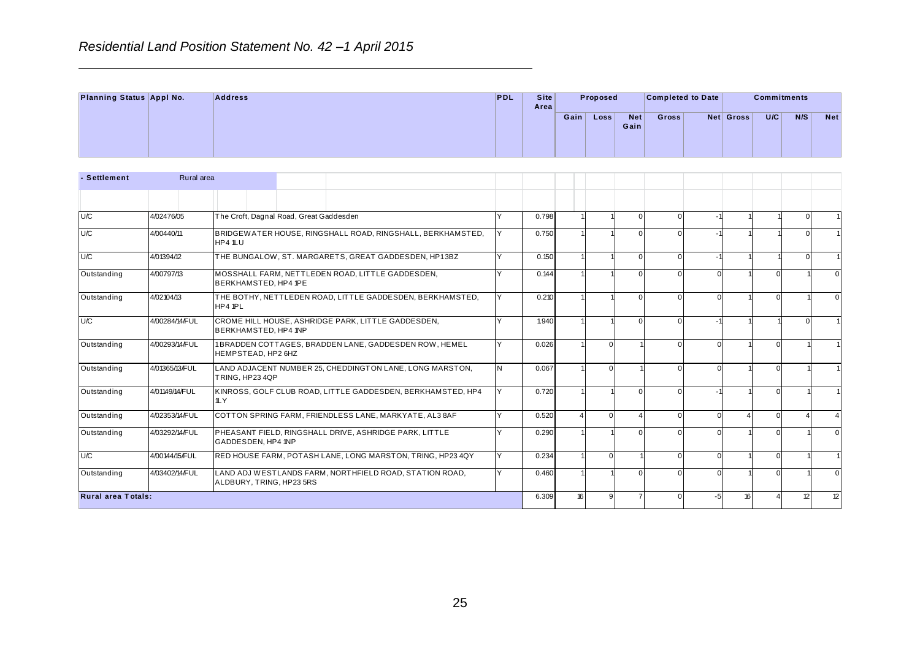*Residential Land Position Statement No. 42 –1 April 2015*

| Planning Status | Appl No. | Address | PDL | Site Area | Proposed | | | Completed to Date | | Commitments | | | |
|---|---|---|---|---|---|---|---|---|---|---|---|---|---|
| | | | | | Gain | Loss | Net Gain | Gross | Net | Gross | U/C | N/S | Net |
| **- Settlement** | Rural area | | | | | | | | | | | | |
| U/C | 4/02476/05 | The Croft, Dagnal Road, Great Gaddesden | Y | 0.798 | 1 | 1 | 0 | 0 | -1 | 1 | 1 | 0 | 1 |
| U/C | 4/00440/11 | BRIDGEWATER HOUSE, RINGSHALL ROAD, RINGSHALL, BERKHAMSTED, HP4 1LU | Y | 0.750 | 1 | 1 | 0 | 0 | -1 | 1 | 1 | 0 | 1 |
| U/C | 4/01394/12 | THE BUNGALOW, ST. MARGARETS, GREAT GADDESDEN, HP13BZ | Y | 0.150 | 1 | 1 | 0 | 0 | -1 | 1 | 1 | 0 | 1 |
| Outstanding | 4/00797/13 | MOSSHALL FARM, NETTLEDEN ROAD, LITTLE GADDESDEN, BERKHAMSTED, HP4 1PE | Y | 0.144 | 1 | 1 | 0 | 0 | 0 | 1 | 0 | 1 | 0 |
| Outstanding | 4/02104/13 | THE BOTHY, NETTLEDEN ROAD, LITTLE GADDESDEN, BERKHAMSTED, HP4 1PL | Y | 0.210 | 1 | 1 | 0 | 0 | 0 | 1 | 0 | 1 | 0 |
| U/C | 4/00284/14/FUL | CROME HILL HOUSE, ASHRIDGE PARK, LITTLE GADDESDEN, BERKHAMSTED, HP4 1NP | Y | 1.940 | 1 | 1 | 0 | 0 | -1 | 1 | 1 | 0 | 1 |
| Outstanding | 4/00293/14/FUL | 1 BRADDEN COTTAGES, BRADDEN LANE, GADDESDEN ROW, HEMEL HEMPSTEAD, HP2 6HZ | Y | 0.026 | 1 | 0 | 1 | 0 | 0 | 1 | 0 | 1 | 1 |
| Outstanding | 4/01365/13/FUL | LAND ADJACENT NUMBER 25, CHEDDINGTON LANE, LONG MARSTON, TRING, HP23 4QP | N | 0.067 | 1 | 0 | 1 | 0 | 0 | 1 | 0 | 1 | 1 |
| Outstanding | 4/01149/14/FUL | KINROSS, GOLF CLUB ROAD, LITTLE GADDESDEN, BERKHAMSTED, HP4 1LY | Y | 0.720 | 1 | 1 | 0 | 0 | -1 | 1 | 0 | 1 | 1 |
| Outstanding | 4/02353/14/FUL | COTTON SPRING FARM, FRIENDLESS LANE, MARKYATE, AL3 8AF | Y | 0.520 | 4 | 0 | 4 | 0 | 0 | 4 | 0 | 4 | 4 |
| Outstanding | 4/03292/14/FUL | PHEASANT FIELD, RINGSHALL DRIVE, ASHRIDGE PARK, LITTLE GADDESDEN, HP4 1NP | Y | 0.290 | 1 | 1 | 0 | 0 | 0 | 1 | 0 | 1 | 0 |
| U/C | 4/00144/15/FUL | RED HOUSE FARM, POTASH LANE, LONG MARSTON, TRING, HP23 4QY | Y | 0.234 | 1 | 0 | 1 | 0 | 0 | 1 | 0 | 1 | 1 |
| Outstanding | 4/03402/14/FUL | LAND ADJ WESTLANDS FARM, NORTHFIELD ROAD, STATION ROAD, ALDBURY, TRING, HP23 5RS | Y | 0.460 | 1 | 1 | 0 | 0 | 0 | 1 | 0 | 1 | 0 |
| **Rural area Totals:** | | | | 6.309 | 16 | 9 | 7 | 0 | -5 | 16 | 4 | 12 | 12 |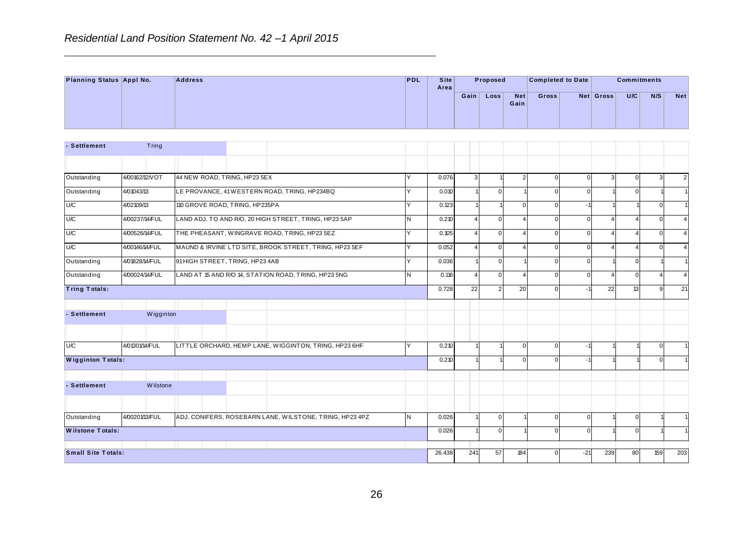*Residential Land Position Statement No. 42 –1 April 2015*

| Planning Status | Appl No. | Address | PDL | Site Area | Proposed | | | Completed to Date | | Commitments | | | |
|---|---|---|---|---|---|---|---|---|---|---|---|---|---|
| | | | | | Gain | Loss | Net Gain | Gross | Net | Gross | U/C | N/S | Net |
| **- Settlement** | Tring | | | | | | | | | | | | |
| Outstanding | 4/00162/12/VOT | 44 NEW ROAD, TRING, HP23 5EX | Y | 0.076 | 3 | 1 | 2 | 0 | 0 | 3 | 0 | 3 | 2 |
| Outstanding | 4/01043/13 | LE PROVANCE, 41 WESTERN ROAD, TRING, HP234BQ | Y | 0.010 | 1 | 0 | 1 | 0 | 0 | 1 | 0 | 1 | 1 |
| U/C | 4/02109/13 | 110 GROVE ROAD, TRING, HP235PA | Y | 0.123 | 1 | 1 | 0 | 0 | -1 | 1 | 1 | 0 | 1 |
| U/C | 4/00237/14/FUL | LAND ADJ. TO AND R/O, 20 HIGH STREET, TRING, HP23 5AP | N | 0.210 | 4 | 0 | 4 | 0 | 0 | 4 | 4 | 0 | 4 |
| U/C | 4/00526/14/FUL | THE PHEASANT, WINGRAVE ROAD, TRING, HP23 5EZ | Y | 0.105 | 4 | 0 | 4 | 0 | 0 | 4 | 4 | 0 | 4 |
| U/C | 4/00146/14/FUL | MAUND & IRVINE LTD SITE, BROOK STREET, TRING, HP23 5EF | Y | 0.052 | 4 | 0 | 4 | 0 | 0 | 4 | 4 | 0 | 4 |
| Outstanding | 4/01828/14/FUL | 91 HIGH STREET, TRING, HP23 4AB | Y | 0.036 | 1 | 0 | 1 | 0 | 0 | 1 | 0 | 1 | 1 |
| Outstanding | 4/00024/14/FUL | LAND AT 15 AND R/O 14, STATION ROAD, TRING, HP23 5NG | N | 0.116 | 4 | 0 | 4 | 0 | 0 | 4 | 0 | 4 | 4 |
| **Tring Totals:** | | | | 0.728 | 22 | 2 | 20 | 0 | -1 | 22 | 13 | 9 | 21 |
| **- Settlement** | Wigginton | | | | | | | | | | | | |
| U/C | 4/01301/14/FUL | LITTLE ORCHARD, HEMP LANE, WIGGINTON, TRING, HP23 6HF | Y | 0.210 | 1 | 1 | 0 | 0 | -1 | 1 | 1 | 0 | 1 |
| **Wigginton Totals:** | | | | 0.210 | 1 | 1 | 0 | 0 | -1 | 1 | 1 | 0 | 1 |
| **- Settlement** | Wilstone | | | | | | | | | | | | |
| Outstanding | 4/00201/13/FUL | ADJ. CONIFERS, ROSEBARN LANE, WILSTONE, TRING, HP23 4PZ | N | 0.026 | 1 | 0 | 1 | 0 | 0 | 1 | 0 | 1 | 1 |
| **Wilstone Totals:** | | | | 0.026 | 1 | 0 | 1 | 0 | 0 | 1 | 0 | 1 | 1 |
| **Small Site Totals:** | | | | 26.438 | 241 | 57 | 184 | 0 | -21 | 239 | 80 | 159 | 203 |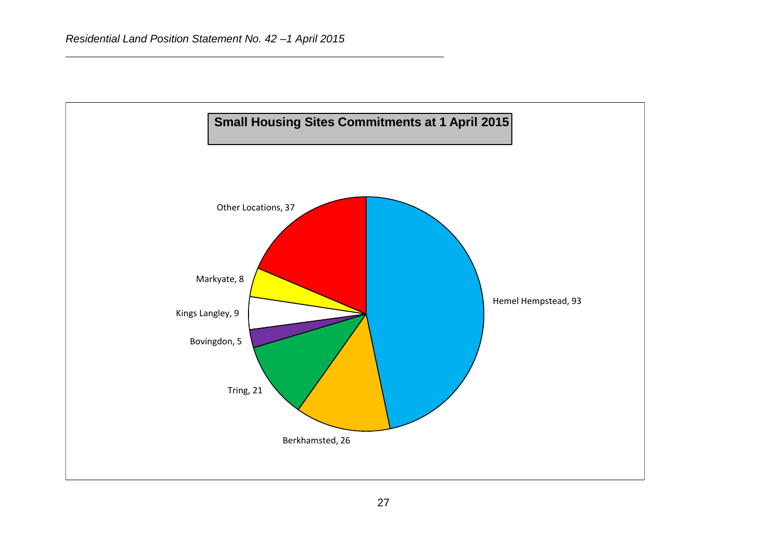**Small Housing Sites Commitments at 1 April 2015**

Other Locations, 37

Markyate, 8

Kings Langley, 9

Bovingdon, 5

Tring, 21

Berkhamsted, 26

Hemel Hempstead, 93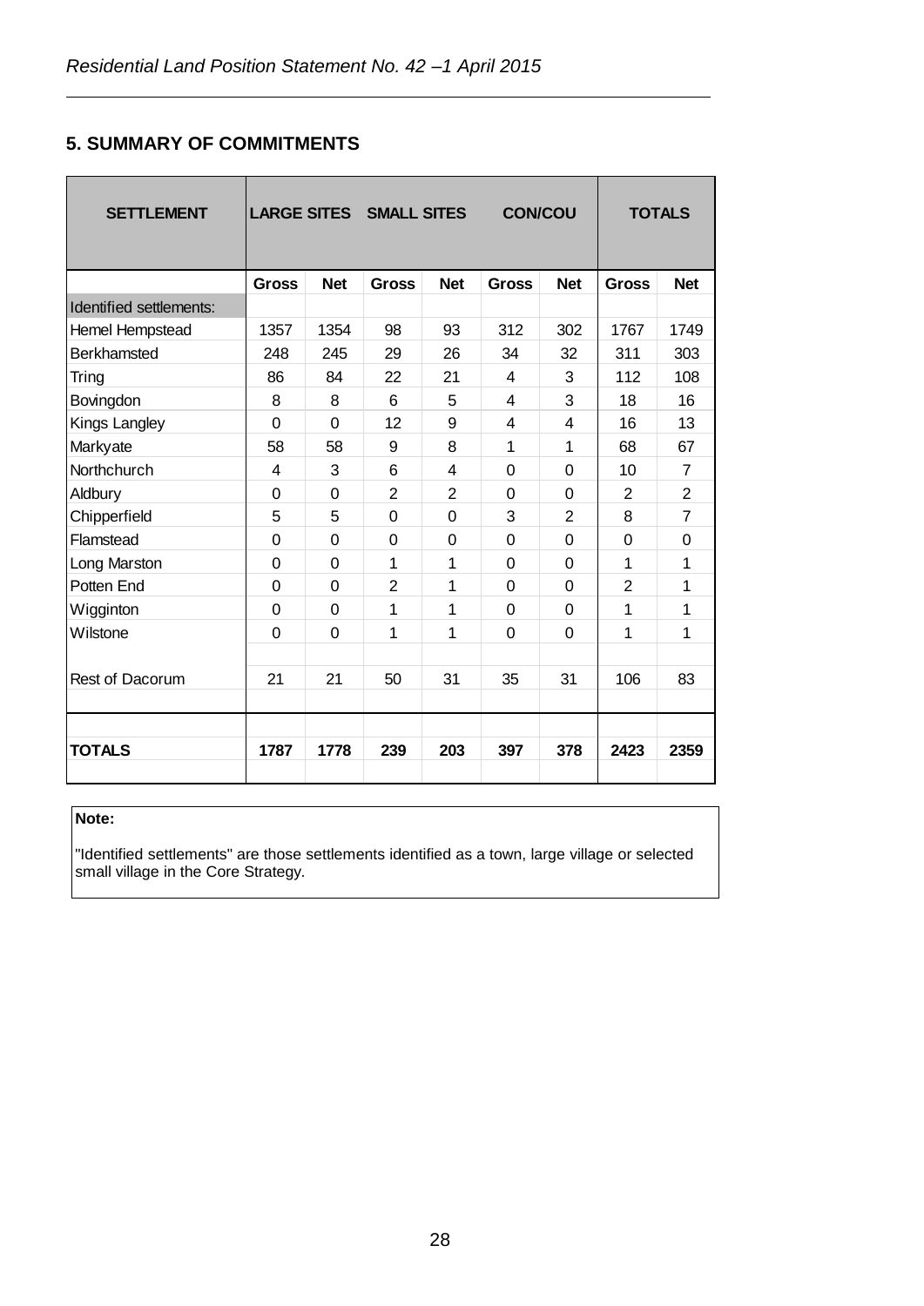## 5. SUMMARY OF COMMITMENTS

| SETTLEMENT | LARGE SITES | | SMALL SITES | | CON/COU | | TOTALS | |
|---|---|---|---|---|---|---|---|---|
| | Gross | Net | Gross | Net | Gross | Net | Gross | Net |
| Identified settlements: | | | | | | | | |
| Hemel Hempstead | 1357 | 1354 | 98 | 93 | 312 | 302 | 1767 | 1749 |
| Berkhamsted | 248 | 245 | 29 | 26 | 34 | 32 | 311 | 303 |
| Tring | 86 | 84 | 22 | 21 | 4 | 3 | 112 | 108 |
| Bovingdon | 8 | 8 | 6 | 5 | 4 | 3 | 18 | 16 |
| Kings Langley | 0 | 0 | 12 | 9 | 4 | 4 | 16 | 13 |
| Markyate | 58 | 58 | 9 | 8 | 1 | 1 | 68 | 67 |
| Northchurch | 4 | 3 | 6 | 4 | 0 | 0 | 10 | 7 |
| Aldbury | 0 | 0 | 2 | 2 | 0 | 0 | 2 | 2 |
| Chipperfield | 5 | 5 | 0 | 0 | 3 | 2 | 8 | 7 |
| Flamstead | 0 | 0 | 0 | 0 | 0 | 0 | 0 | 0 |
| Long Marston | 0 | 0 | 1 | 1 | 0 | 0 | 1 | 1 |
| Potten End | 0 | 0 | 2 | 1 | 0 | 0 | 2 | 1 |
| Wigginton | 0 | 0 | 1 | 1 | 0 | 0 | 1 | 1 |
| Wilstone | 0 | 0 | 1 | 1 | 0 | 0 | 1 | 1 |
| Rest of Dacorum | 21 | 21 | 50 | 31 | 35 | 31 | 106 | 83 |
| **TOTALS** | **1787** | **1778** | **239** | **203** | **397** | **378** | **2423** | **2359** |

**Note:**

"Identified settlements" are those settlements identified as a town, large village or selected small village in the Core Strategy.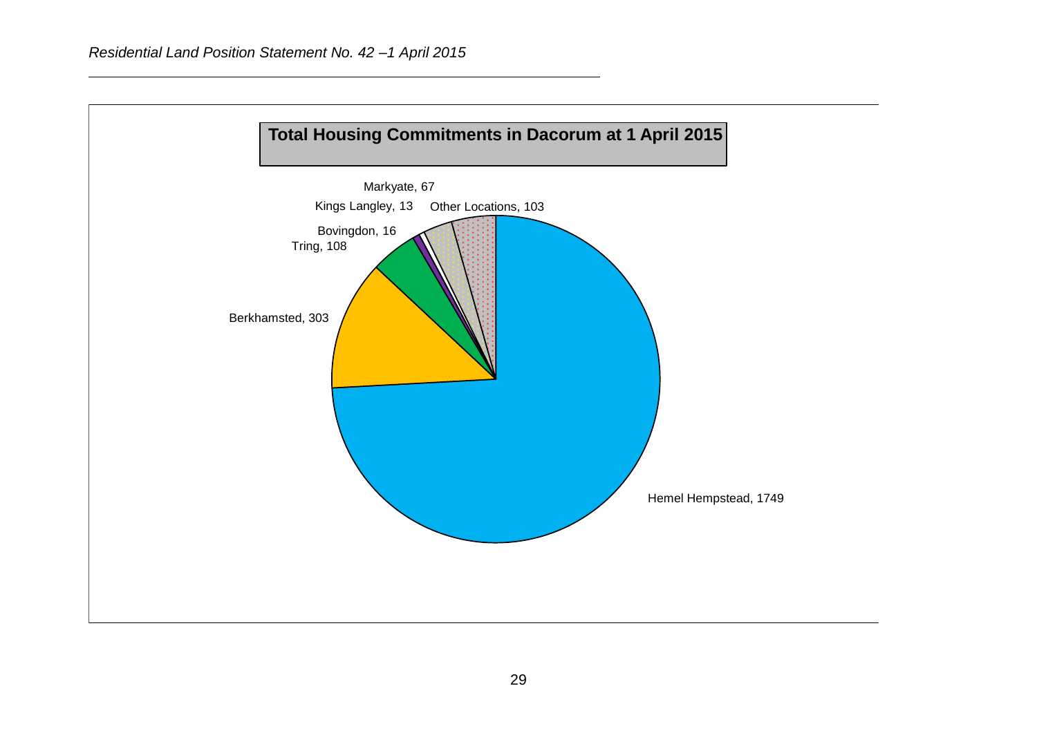**Total Housing Commitments in Dacorum at 1 April 2015**

Markyate, 67

Kings Langley, 13

Other Locations, 103

Bovingdon, 16

Tring, 108

Berkhamsted, 303

Hemel Hempstead, 1749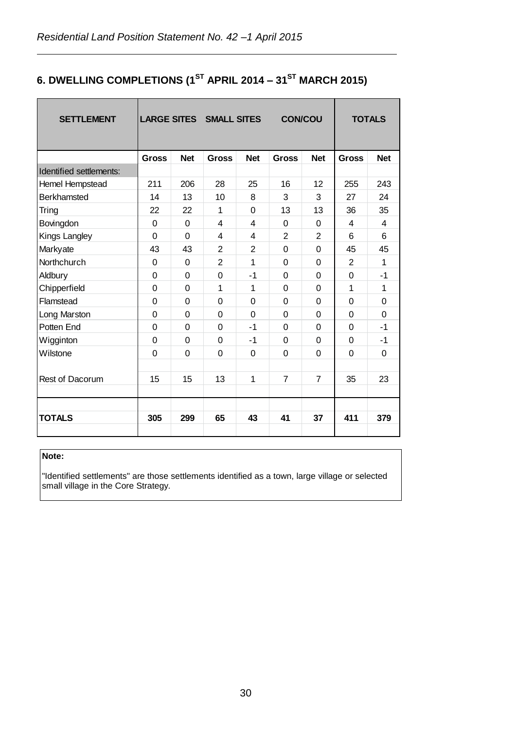## 6. DWELLING COMPLETIONS (1ST APRIL 2014 – 31ST MARCH 2015)

| SETTLEMENT | LARGE SITES | | SMALL SITES | | CON/COU | | TOTALS | |
|---|---|---|---|---|---|---|---|---|
| | Gross | Net | Gross | Net | Gross | Net | Gross | Net |
| Identified settlements: | | | | | | | | |
| Hemel Hempstead | 211 | 206 | 28 | 25 | 16 | 12 | 255 | 243 |
| Berkhamsted | 14 | 13 | 10 | 8 | 3 | 3 | 27 | 24 |
| Tring | 22 | 22 | 1 | 0 | 13 | 13 | 36 | 35 |
| Bovingdon | 0 | 0 | 4 | 4 | 0 | 0 | 4 | 4 |
| Kings Langley | 0 | 0 | 4 | 4 | 2 | 2 | 6 | 6 |
| Markyate | 43 | 43 | 2 | 2 | 0 | 0 | 45 | 45 |
| Northchurch | 0 | 0 | 2 | 1 | 0 | 0 | 2 | 1 |
| Aldbury | 0 | 0 | 0 | -1 | 0 | 0 | 0 | -1 |
| Chipperfield | 0 | 0 | 1 | 1 | 0 | 0 | 1 | 1 |
| Flamstead | 0 | 0 | 0 | 0 | 0 | 0 | 0 | 0 |
| Long Marston | 0 | 0 | 0 | 0 | 0 | 0 | 0 | 0 |
| Potten End | 0 | 0 | 0 | -1 | 0 | 0 | 0 | -1 |
| Wigginton | 0 | 0 | 0 | -1 | 0 | 0 | 0 | -1 |
| Wilstone | 0 | 0 | 0 | 0 | 0 | 0 | 0 | 0 |
| Rest of Dacorum | 15 | 15 | 13 | 1 | 7 | 7 | 35 | 23 |
| **TOTALS** | **305** | **299** | **65** | **43** | **41** | **37** | **411** | **379** |

**Note:**

"Identified settlements" are those settlements identified as a town, large village or selected small village in the Core Strategy.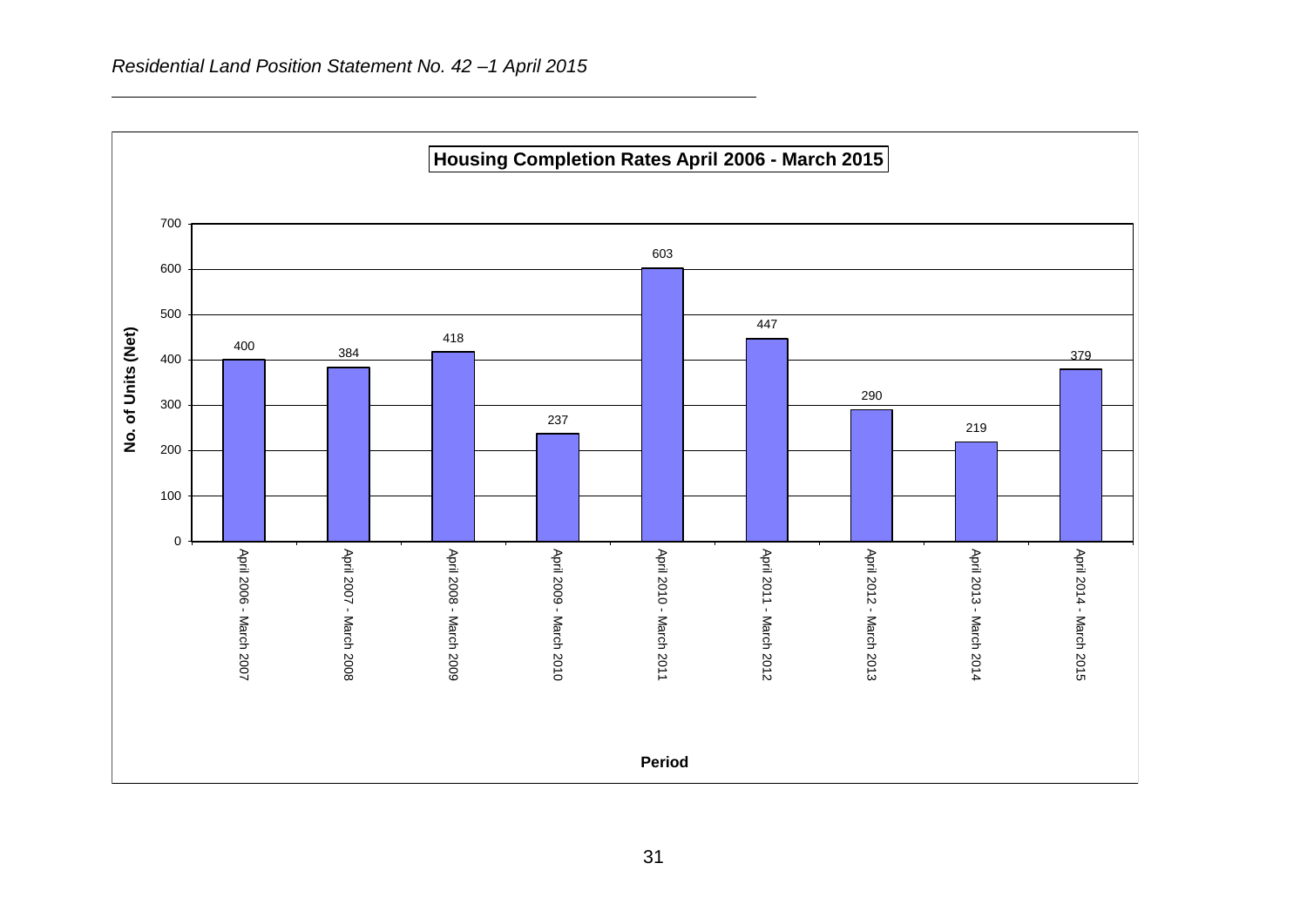**Housing Completion Rates April 2006 - March 2015**

| Period | No. of Units (Net) |
| --- | --- |
| April 2006 - March 2007 | 400 |
| April 2007 - March 2008 | 384 |
| April 2008 - March 2009 | 418 |
| April 2009 - March 2010 | 237 |
| April 2010 - March 2011 | 603 |
| April 2011 - March 2012 | 447 |
| April 2012 - March 2013 | 290 |
| April 2013 - March 2014 | 219 |
| April 2014 - March 2015 | 379 |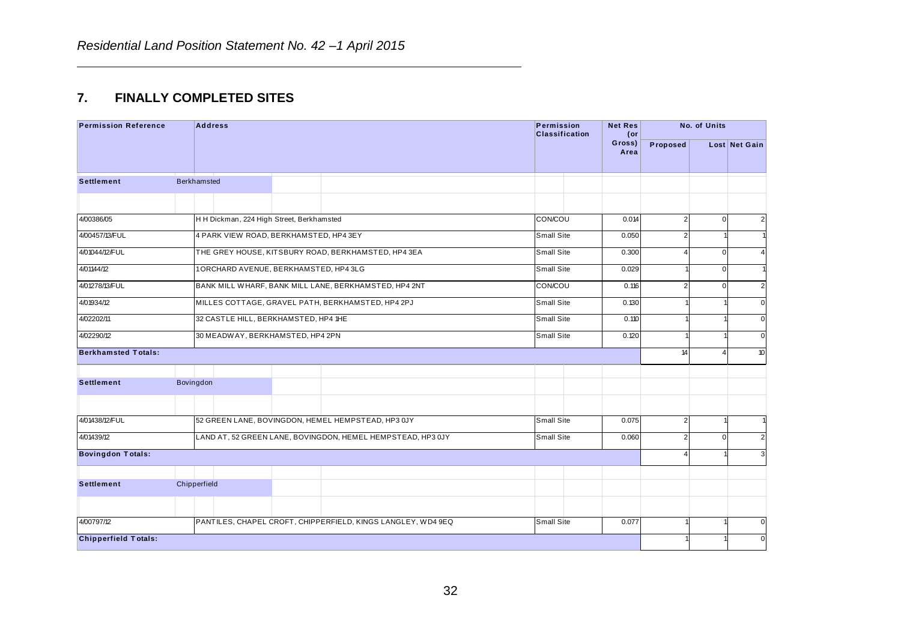*Residential Land Position Statement No. 42 –1 April 2015*

## 7. FINALLY COMPLETED SITES

| Permission Reference | Address | Permission Classification | Net Res (or Gross) Area | No. of Units | | |
|---|---|---|---|---|---|---|
| | | | | Proposed | Lost | Net Gain |
| **Settlement** | Berkhamsted | | | | | |
| 4/00386/05 | H H Dickman, 224 High Street, Berkhamsted | CON/COU | 0.014 | 2 | 0 | 2 |
| 4/00457/13/FUL | 4 PARK VIEW ROAD, BERKHAMSTED, HP4 3EY | Small Site | 0.050 | 2 | 1 | 1 |
| 4/01044/12/FUL | THE GREY HOUSE, KITSBURY ROAD, BERKHAMSTED, HP4 3EA | Small Site | 0.300 | 4 | 0 | 4 |
| 4/01144/12 | 1 ORCHARD AVENUE, BERKHAMSTED, HP4 3LG | Small Site | 0.029 | 1 | 0 | 1 |
| 4/01278/13/FUL | BANK MILL WHARF, BANK MILL LANE, BERKHAMSTED, HP4 2NT | CON/COU | 0.116 | 2 | 0 | 2 |
| 4/01934/12 | MILLES COTTAGE, GRAVEL PATH, BERKHAMSTED, HP4 2PJ | Small Site | 0.130 | 1 | 1 | 0 |
| 4/02202/11 | 32 CASTLE HILL, BERKHAMSTED, HP4 1HE | Small Site | 0.110 | 1 | 1 | 0 |
| 4/02290/12 | 30 MEADWAY, BERKHAMSTED, HP4 2PN | Small Site | 0.120 | 1 | 1 | 0 |
| **Berkhamsted Totals:** | | | | 14 | 4 | 10 |
| **Settlement** | Bovingdon | | | | | |
| 4/01438/12/FUL | 52 GREEN LANE, BOVINGDON, HEMEL HEMPSTEAD, HP3 0JY | Small Site | 0.075 | 2 | 1 | 1 |
| 4/01439/12 | LAND AT, 52 GREEN LANE, BOVINGDON, HEMEL HEMPSTEAD, HP3 0JY | Small Site | 0.060 | 2 | 0 | 2 |
| **Bovingdon Totals:** | | | | 4 | 1 | 3 |
| **Settlement** | Chipperfield | | | | | |
| 4/00797/12 | PANTILES, CHAPEL CROFT, CHIPPERFIELD, KINGS LANGLEY, WD4 9EQ | Small Site | 0.077 | 1 | 1 | 0 |
| **Chipperfield Totals:** | | | | 1 | 1 | 0 |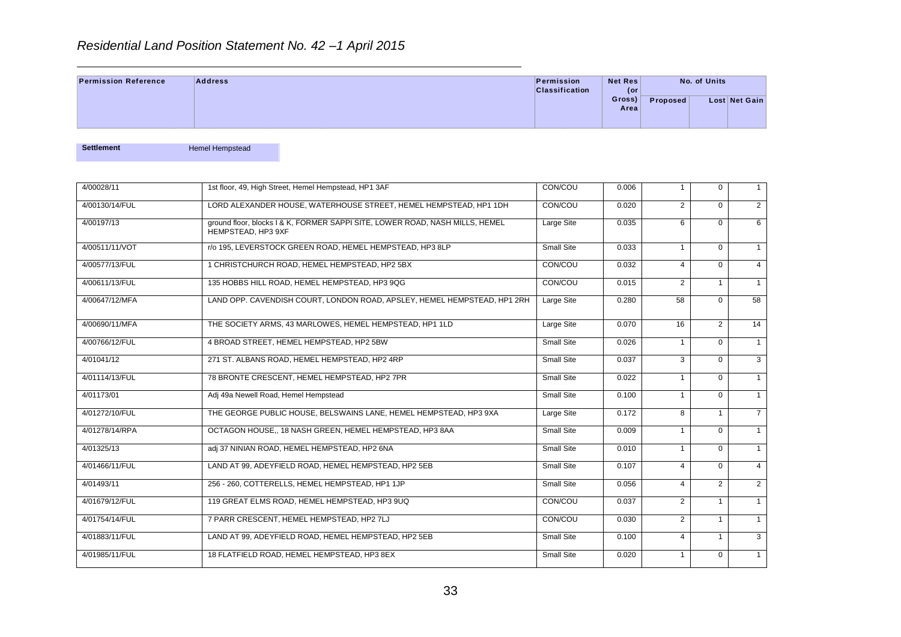# Residential Land Position Statement No. 42 –1 April 2015

| Permission Reference | Address | Permission Classification | Net Res (or Gross) Area | No. of Units | | |
|---|---|---|---|---|---|---|
| | | | | Proposed | Lost | Net Gain |

**Settlement** Hemel Hempstead

| Permission Reference | Address | Permission Classification | Net Res (or Gross) Area | Proposed | Lost | Net Gain |
|---|---|---|---|---|---|---|
| 4/00028/11 | 1st floor, 49, High Street, Hemel Hempstead, HP1 3AF | CON/COU | 0.006 | 1 | 0 | 1 |
| 4/00130/14/FUL | LORD ALEXANDER HOUSE, WATERHOUSE STREET, HEMEL HEMPSTEAD, HP1 1DH | CON/COU | 0.020 | 2 | 0 | 2 |
| 4/00197/13 | ground floor, blocks I & K, FORMER SAPPI SITE, LOWER ROAD, NASH MILLS, HEMEL HEMPSTEAD, HP3 9XF | Large Site | 0.035 | 6 | 0 | 6 |
| 4/00511/11/VOT | r/o 195, LEVERSTOCK GREEN ROAD, HEMEL HEMPSTEAD, HP3 8LP | Small Site | 0.033 | 1 | 0 | 1 |
| 4/00577/13/FUL | 1 CHRISTCHURCH ROAD, HEMEL HEMPSTEAD, HP2 5BX | CON/COU | 0.032 | 4 | 0 | 4 |
| 4/00611/13/FUL | 135 HOBBS HILL ROAD, HEMEL HEMPSTEAD, HP3 9QG | CON/COU | 0.015 | 2 | 1 | 1 |
| 4/00647/12/MFA | LAND OPP. CAVENDISH COURT, LONDON ROAD, APSLEY, HEMEL HEMPSTEAD, HP1 2RH | Large Site | 0.280 | 58 | 0 | 58 |
| 4/00690/11/MFA | THE SOCIETY ARMS, 43 MARLOWES, HEMEL HEMPSTEAD, HP1 1LD | Large Site | 0.070 | 16 | 2 | 14 |
| 4/00766/12/FUL | 4 BROAD STREET, HEMEL HEMPSTEAD, HP2 5BW | Small Site | 0.026 | 1 | 0 | 1 |
| 4/01041/12 | 271 ST. ALBANS ROAD, HEMEL HEMPSTEAD, HP2 4RP | Small Site | 0.037 | 3 | 0 | 3 |
| 4/01114/13/FUL | 78 BRONTE CRESCENT, HEMEL HEMPSTEAD, HP2 7PR | Small Site | 0.022 | 1 | 0 | 1 |
| 4/01173/01 | Adj 49a Newell Road, Hemel Hempstead | Small Site | 0.100 | 1 | 0 | 1 |
| 4/01272/10/FUL | THE GEORGE PUBLIC HOUSE, BELSWAINS LANE, HEMEL HEMPSTEAD, HP3 9XA | Large Site | 0.172 | 8 | 1 | 7 |
| 4/01278/14/RPA | OCTAGON HOUSE,, 18 NASH GREEN, HEMEL HEMPSTEAD, HP3 8AA | Small Site | 0.009 | 1 | 0 | 1 |
| 4/01325/13 | adj 37 NINIAN ROAD, HEMEL HEMPSTEAD, HP2 6NA | Small Site | 0.010 | 1 | 0 | 1 |
| 4/01466/11/FUL | LAND AT 99, ADEYFIELD ROAD, HEMEL HEMPSTEAD, HP2 5EB | Small Site | 0.107 | 4 | 0 | 4 |
| 4/01493/11 | 256 - 260, COTTERELLS, HEMEL HEMPSTEAD, HP1 1JP | Small Site | 0.056 | 4 | 2 | 2 |
| 4/01679/12/FUL | 119 GREAT ELMS ROAD, HEMEL HEMPSTEAD, HP3 9UQ | CON/COU | 0.037 | 2 | 1 | 1 |
| 4/01754/14/FUL | 7 PARR CRESCENT, HEMEL HEMPSTEAD, HP2 7LJ | CON/COU | 0.030 | 2 | 1 | 1 |
| 4/01883/11/FUL | LAND AT 99, ADEYFIELD ROAD, HEMEL HEMPSTEAD, HP2 5EB | Small Site | 0.100 | 4 | 1 | 3 |
| 4/01985/11/FUL | 18 FLATFIELD ROAD, HEMEL HEMPSTEAD, HP3 8EX | Small Site | 0.020 | 1 | 0 | 1 |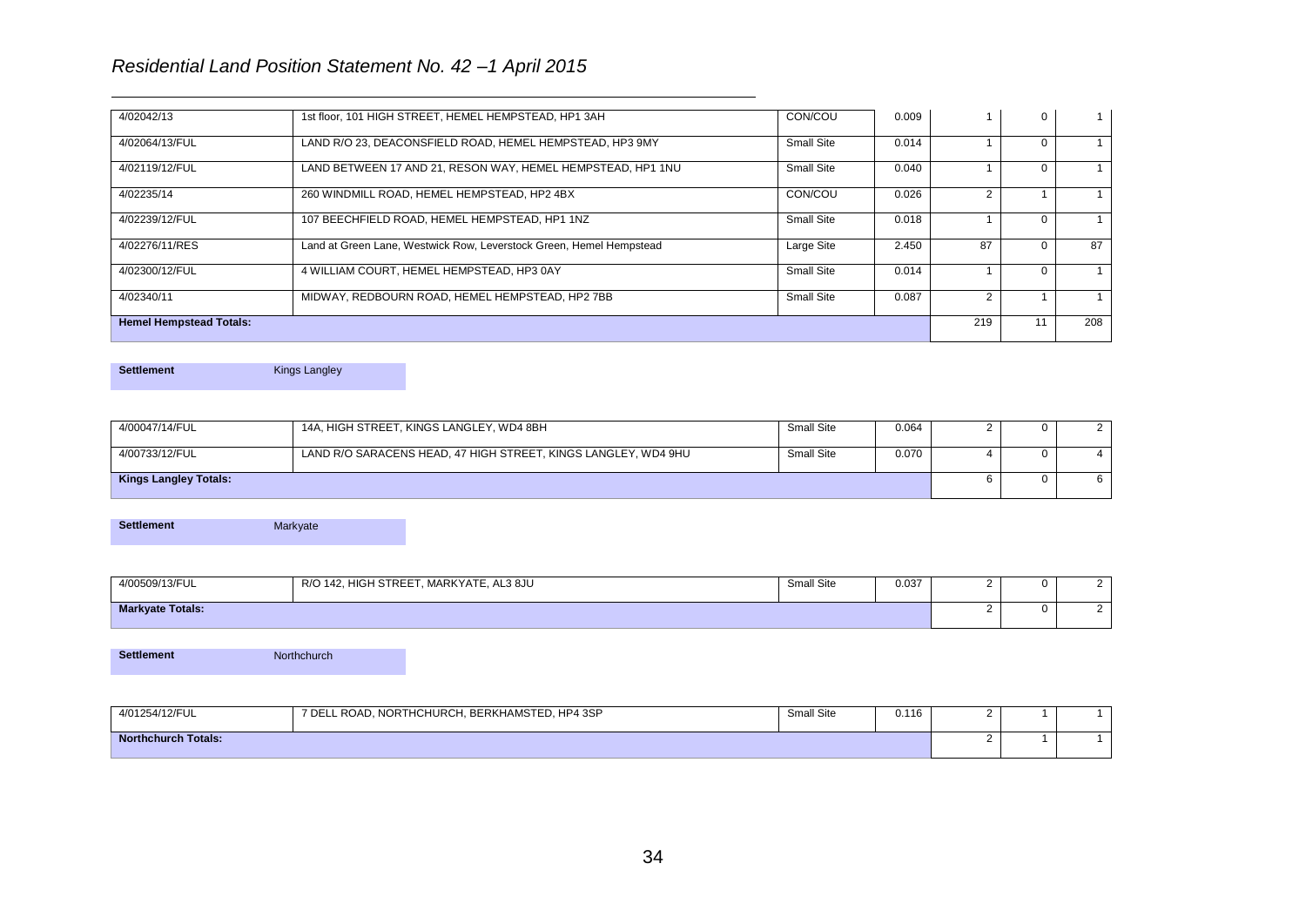| | | | | | | |
|---|---|---|---|---|---|---|
| 4/02042/13 | 1st floor, 101 HIGH STREET, HEMEL HEMPSTEAD, HP1 3AH | CON/COU | 0.009 | 1 | 0 | 1 |
| 4/02064/13/FUL | LAND R/O 23, DEACONSFIELD ROAD, HEMEL HEMPSTEAD, HP3 9MY | Small Site | 0.014 | 1 | 0 | 1 |
| 4/02119/12/FUL | LAND BETWEEN 17 AND 21, RESON WAY, HEMEL HEMPSTEAD, HP1 1NU | Small Site | 0.040 | 1 | 0 | 1 |
| 4/02235/14 | 260 WINDMILL ROAD, HEMEL HEMPSTEAD, HP2 4BX | CON/COU | 0.026 | 2 | 1 | 1 |
| 4/02239/12/FUL | 107 BEECHFIELD ROAD, HEMEL HEMPSTEAD, HP1 1NZ | Small Site | 0.018 | 1 | 0 | 1 |
| 4/02276/11/RES | Land at Green Lane, Westwick Row, Leverstock Green, Hemel Hempstead | Large Site | 2.450 | 87 | 0 | 87 |
| 4/02300/12/FUL | 4 WILLIAM COURT, HEMEL HEMPSTEAD, HP3 0AY | Small Site | 0.014 | 1 | 0 | 1 |
| 4/02340/11 | MIDWAY, REDBOURN ROAD, HEMEL HEMPSTEAD, HP2 7BB | Small Site | 0.087 | 2 | 1 | 1 |
| **Hemel Hempstead Totals:** | | | | 219 | 11 | 208 |

**Settlement** Kings Langley

| | | | | | | |
|---|---|---|---|---|---|---|
| 4/00047/14/FUL | 14A, HIGH STREET, KINGS LANGLEY, WD4 8BH | Small Site | 0.064 | 2 | 0 | 2 |
| 4/00733/12/FUL | LAND R/O SARACENS HEAD, 47 HIGH STREET, KINGS LANGLEY, WD4 9HU | Small Site | 0.070 | 4 | 0 | 4 |
| **Kings Langley Totals:** | | | | 6 | 0 | 6 |

**Settlement** Markyate

| | | | | | | |
|---|---|---|---|---|---|---|
| 4/00509/13/FUL | R/O 142, HIGH STREET, MARKYATE, AL3 8JU | Small Site | 0.037 | 2 | 0 | 2 |
| **Markyate Totals:** | | | | 2 | 0 | 2 |

**Settlement** Northchurch

| | | | | | | |
|---|---|---|---|---|---|---|
| 4/01254/12/FUL | 7 DELL ROAD, NORTHCHURCH, BERKHAMSTED, HP4 3SP | Small Site | 0.116 | 2 | 1 | 1 |
| **Northchurch Totals:** | | | | 2 | 1 | 1 |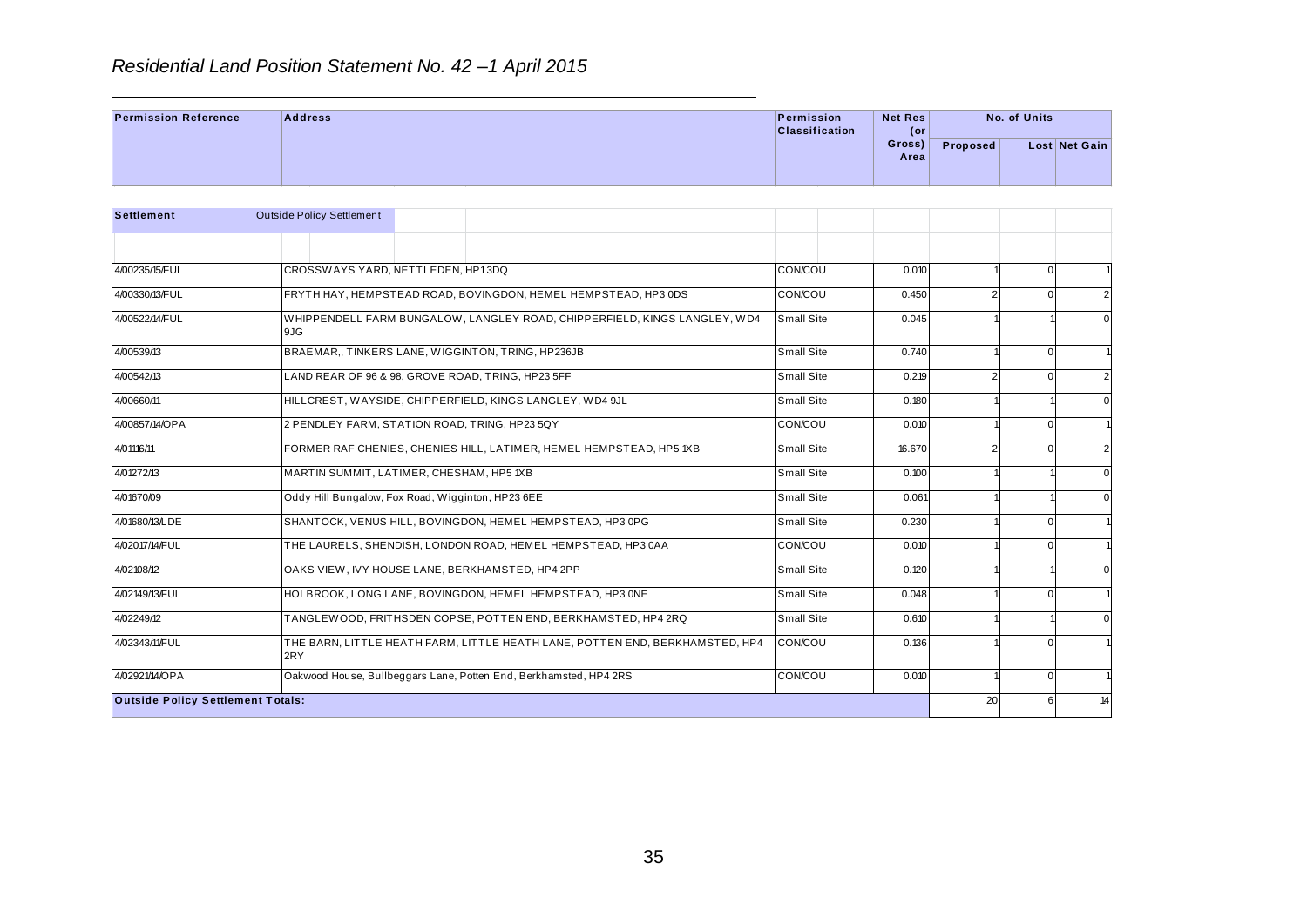# Residential Land Position Statement No. 42 –1 April 2015

| Permission Reference | Address | Permission Classification | Net Res (or Gross) Area | No. of Units | | |
|---|---|---|---|---|---|---|
| | | | | Proposed | Lost | Net Gain |
| **Settlement** | Outside Policy Settlement | | | | | |
| 4/00235/15/FUL | CROSSWAYS YARD, NETTLEDEN, HP13DQ | CON/COU | 0.010 | 1 | 0 | 1 |
| 4/00330/13/FUL | FRYTH HAY, HEMPSTEAD ROAD, BOVINGDON, HEMEL HEMPSTEAD, HP3 0DS | CON/COU | 0.450 | 2 | 0 | 2 |
| 4/00522/14/FUL | WHIPPENDELL FARM BUNGALOW, LANGLEY ROAD, CHIPPERFIELD, KINGS LANGLEY, WD4 9JG | Small Site | 0.045 | 1 | 1 | 0 |
| 4/00539/13 | BRAEMAR,, TINKERS LANE, WIGGINTON, TRING, HP236JB | Small Site | 0.740 | 1 | 0 | 1 |
| 4/00542/13 | LAND REAR OF 96 & 98, GROVE ROAD, TRING, HP23 5FF | Small Site | 0.219 | 2 | 0 | 2 |
| 4/00660/11 | HILLCREST, WAYSIDE, CHIPPERFIELD, KINGS LANGLEY, WD4 9JL | Small Site | 0.180 | 1 | 1 | 0 |
| 4/00857/14/OPA | 2 PENDLEY FARM, STATION ROAD, TRING, HP23 5QY | CON/COU | 0.010 | 1 | 0 | 1 |
| 4/01116/11 | FORMER RAF CHENIES, CHENIES HILL, LATIMER, HEMEL HEMPSTEAD, HP5 1XB | Small Site | 16.670 | 2 | 0 | 2 |
| 4/01272/13 | MARTIN SUMMIT, LATIMER, CHESHAM, HP5 1XB | Small Site | 0.100 | 1 | 1 | 0 |
| 4/01670/09 | Oddy Hill Bungalow, Fox Road, Wigginton, HP23 6EE | Small Site | 0.061 | 1 | 1 | 0 |
| 4/01680/13/LDE | SHANTOCK, VENUS HILL, BOVINGDON, HEMEL HEMPSTEAD, HP3 0PG | Small Site | 0.230 | 1 | 0 | 1 |
| 4/02017/14/FUL | THE LAURELS, SHENDISH, LONDON ROAD, HEMEL HEMPSTEAD, HP3 0AA | CON/COU | 0.010 | 1 | 0 | 1 |
| 4/02108/12 | OAKS VIEW, IVY HOUSE LANE, BERKHAMSTED, HP4 2PP | Small Site | 0.120 | 1 | 1 | 0 |
| 4/02149/13/FUL | HOLBROOK, LONG LANE, BOVINGDON, HEMEL HEMPSTEAD, HP3 0NE | Small Site | 0.048 | 1 | 0 | 1 |
| 4/02249/12 | TANGLEWOOD, FRITHSDEN COPSE, POTTEN END, BERKHAMSTED, HP4 2RQ | Small Site | 0.610 | 1 | 1 | 0 |
| 4/02343/11/FUL | THE BARN, LITTLE HEATH FARM, LITTLE HEATH LANE, POTTEN END, BERKHAMSTED, HP4 2RY | CON/COU | 0.136 | 1 | 0 | 1 |
| 4/02921/14/OPA | Oakwood House, Bullbeggars Lane, Potten End, Berkhamsted, HP4 2RS | CON/COU | 0.010 | 1 | 0 | 1 |
| **Outside Policy Settlement Totals:** | | | | 20 | 6 | 14 |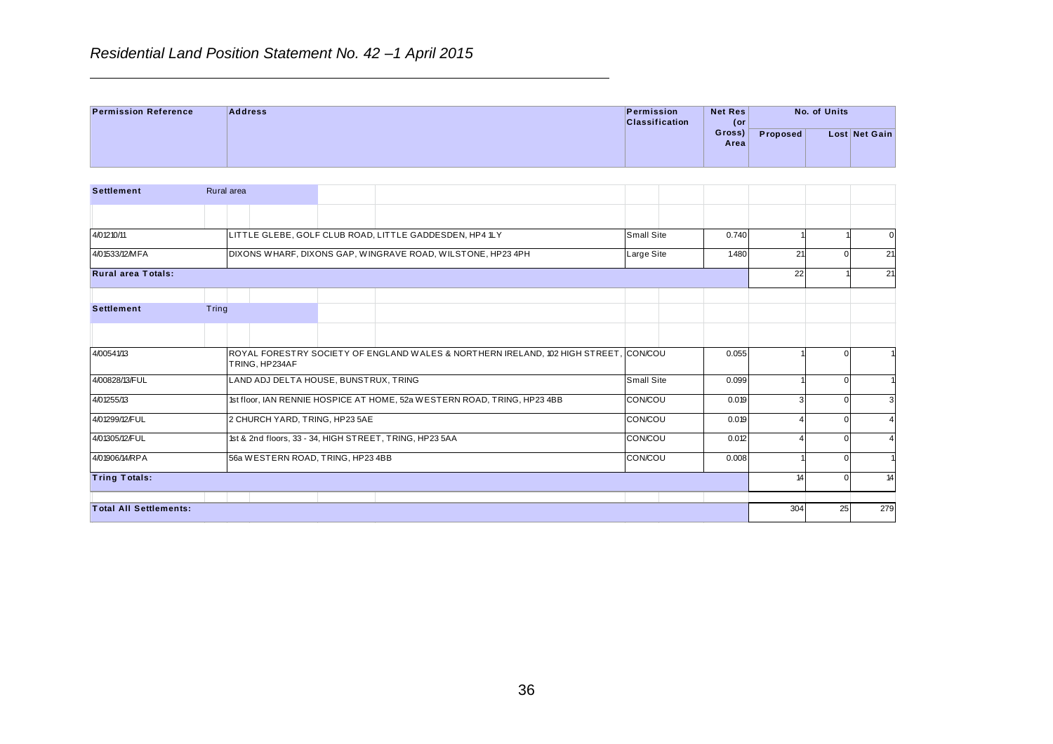*Residential Land Position Statement No. 42 –1 April 2015*

| Permission Reference | Address | Permission Classification | Net Res (or Gross) Area | No. of Units | | |
|---|---|---|---|---|---|---|
| | | | | Proposed | Lost | Net Gain |
| **Settlement** Rural area | | | | | | |
| 4/01210/11 | LITTLE GLEBE, GOLF CLUB ROAD, LITTLE GADDESDEN, HP4 1LY | Small Site | 0.740 | 1 | 1 | 0 |
| 4/01533/12/MFA | DIXONS WHARF, DIXONS GAP, WINGRAVE ROAD, WILSTONE, HP23 4PH | Large Site | 1.480 | 21 | 0 | 21 |
| **Rural area Totals:** | | | | 22 | 1 | 21 |
| **Settlement** Tring | | | | | | |
| 4/00541/13 | ROYAL FORESTRY SOCIETY OF ENGLAND WALES & NORTHERN IRELAND, 102 HIGH STREET, TRING, HP234AF | CON/COU | 0.055 | 1 | 0 | 1 |
| 4/00828/13/FUL | LAND ADJ DELTA HOUSE, BUNSTRUX, TRING | Small Site | 0.099 | 1 | 0 | 1 |
| 4/01255/13 | 1st floor, IAN RENNIE HOSPICE AT HOME, 52a WESTERN ROAD, TRING, HP23 4BB | CON/COU | 0.019 | 3 | 0 | 3 |
| 4/01299/12/FUL | 2 CHURCH YARD, TRING, HP23 5AE | CON/COU | 0.019 | 4 | 0 | 4 |
| 4/01305/12/FUL | 1st & 2nd floors, 33 - 34, HIGH STREET, TRING, HP23 5AA | CON/COU | 0.012 | 4 | 0 | 4 |
| 4/01906/14/RPA | 56a WESTERN ROAD, TRING, HP23 4BB | CON/COU | 0.008 | 1 | 0 | 1 |
| **Tring Totals:** | | | | 14 | 0 | 14 |
| **Total All Settlements:** | | | | 304 | 25 | 279 |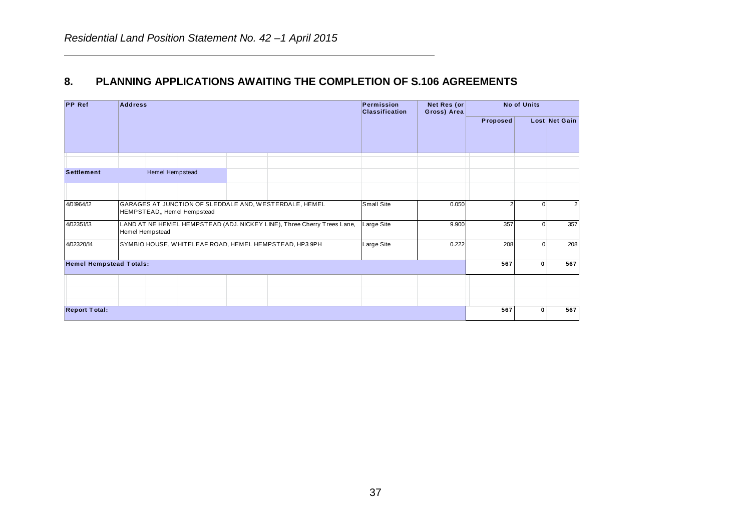## 8. PLANNING APPLICATIONS AWAITING THE COMPLETION OF S.106 AGREEMENTS

| PP Ref | Address | Permission Classification | Net Res (or Gross) Area | No of Units | | |
|---|---|---|---|---|---|---|
| | | | | Proposed | Lost | Net Gain |
| **Settlement** | Hemel Hempstead | | | | | |
| 4/01964/12 | GARAGES AT JUNCTION OF SLEDDALE AND, WESTERDALE, HEMEL HEMPSTEAD,, Hemel Hempstead | Small Site | 0.050 | 2 | 0 | 2 |
| 4/02351/13 | LAND AT NE HEMEL HEMPSTEAD (ADJ. NICKEY LINE), Three Cherry Trees Lane, Hemel Hempstead | Large Site | 9.900 | 357 | 0 | 357 |
| 4/02320/14 | SYMBIO HOUSE, WHITELEAF ROAD, HEMEL HEMPSTEAD, HP3 9PH | Large Site | 0.222 | 208 | 0 | 208 |
| **Hemel Hempstead Totals:** | | | | **567** | **0** | **567** |
| **Report Total:** | | | | **567** | **0** | **567** |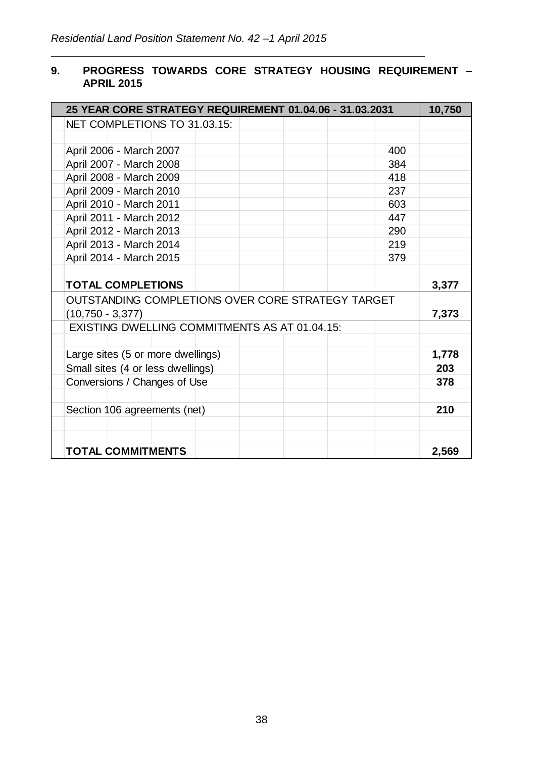## 9. PROGRESS TOWARDS CORE STRATEGY HOUSING REQUIREMENT – APRIL 2015

| | | |
|---|---|---|
| **25 YEAR CORE STRATEGY REQUIREMENT 01.04.06 - 31.03.2031** | | **10,750** |
| NET COMPLETIONS TO 31.03.15: | | |
| April 2006 - March 2007 | 400 | |
| April 2007 - March 2008 | 384 | |
| April 2008 - March 2009 | 418 | |
| April 2009 - March 2010 | 237 | |
| April 2010 - March 2011 | 603 | |
| April 2011 - March 2012 | 447 | |
| April 2012 - March 2013 | 290 | |
| April 2013 - March 2014 | 219 | |
| April 2014 - March 2015 | 379 | |
| **TOTAL COMPLETIONS** | | **3,377** |
| OUTSTANDING COMPLETIONS OVER CORE STRATEGY TARGET (10,750 - 3,377) | | **7,373** |
| EXISTING DWELLING COMMITMENTS AS AT 01.04.15: | | |
| Large sites (5 or more dwellings) | | **1,778** |
| Small sites (4 or less dwellings) | | **203** |
| Conversions / Changes of Use | | **378** |
| Section 106 agreements (net) | | **210** |
| **TOTAL COMMITMENTS** | | **2,569** |